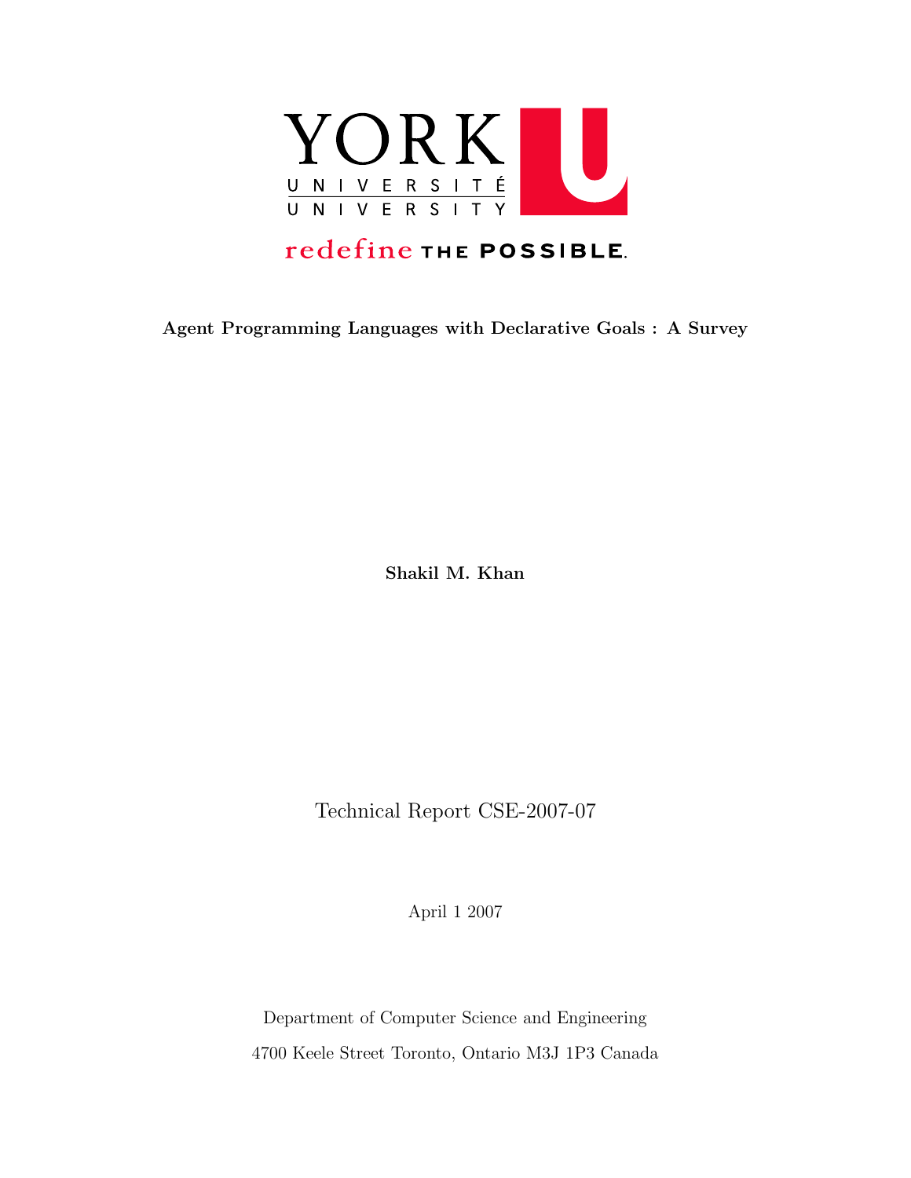YORK UNIVERSITÉ UNIVERSITY

redefine THE POSSIBLE.

**Agent Programming Languages with Declarative Goals : A Survey**

**Shakil M. Khan**

Technical Report CSE-2007-07

April 1 2007

Department of Computer Science and Engineering

4700 Keele Street Toronto, Ontario M3J 1P3 Canada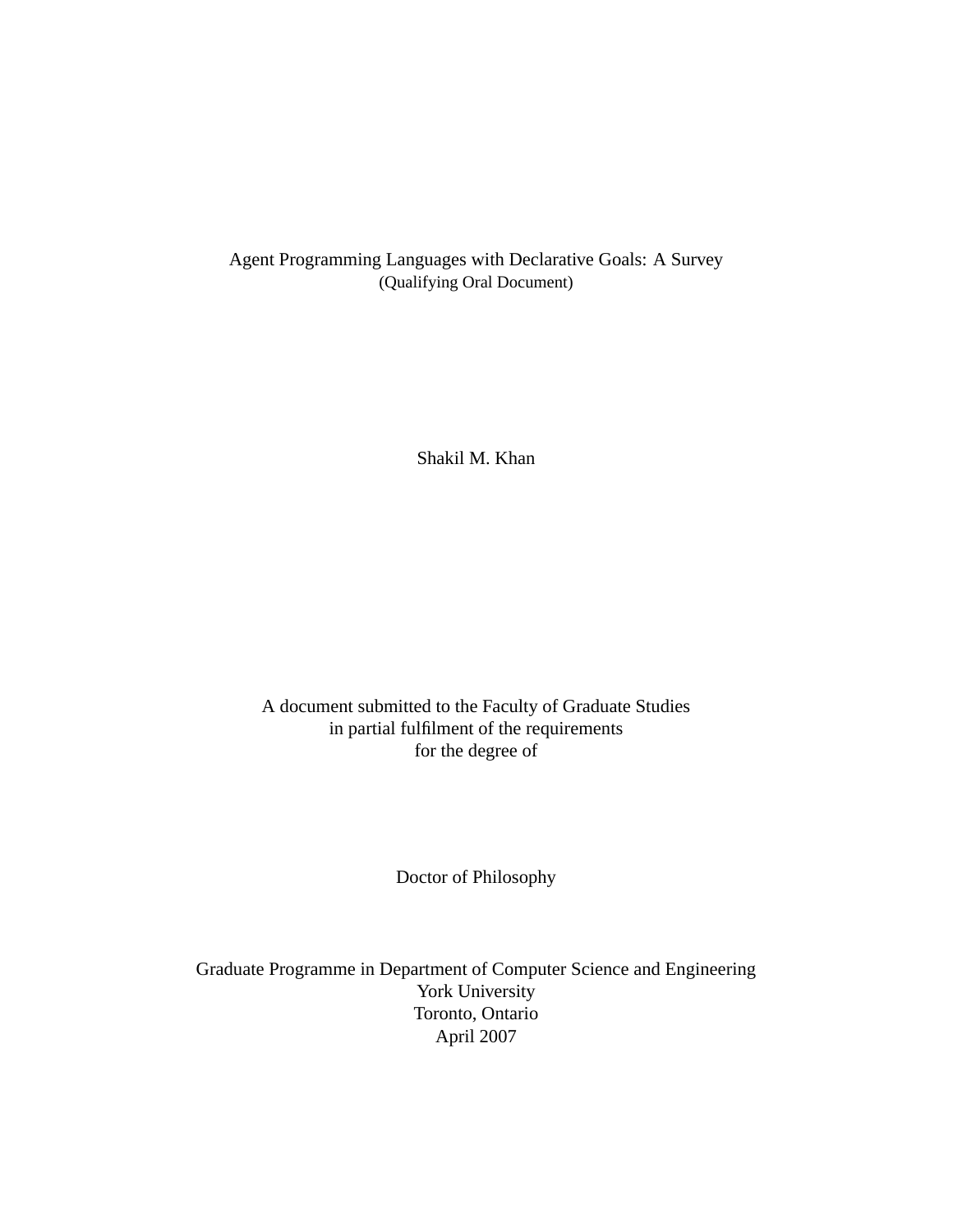Agent Programming Languages with Declarative Goals: A Survey

(Qualifying Oral Document)

Shakil M. Khan

A document submitted to the Faculty of Graduate Studies
in partial fulfilment of the requirements
for the degree of

Doctor of Philosophy

Graduate Programme in Department of Computer Science and Engineering
York University
Toronto, Ontario
April 2007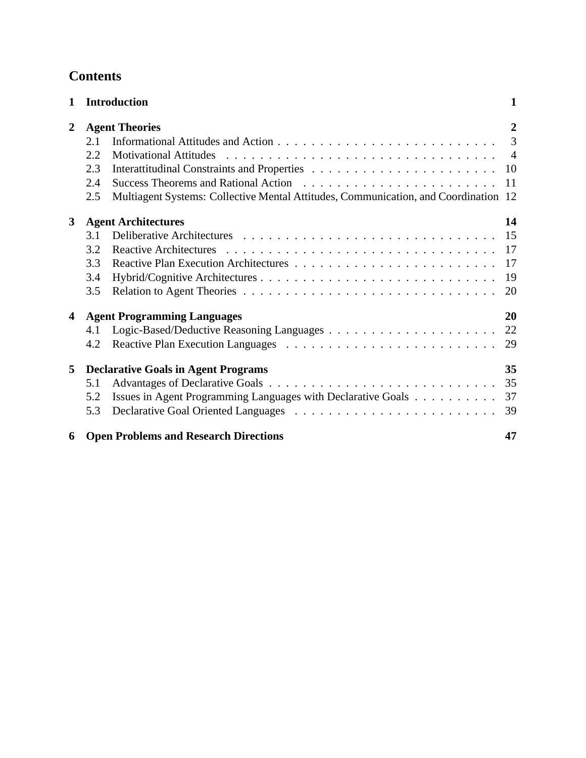# Contents

**1 Introduction** **1**

**2 Agent Theories** **2**

- 2.1 Informational Attitudes and Action . . . . . . . . . . . . . . . . . . . . . . . . . 3
- 2.2 Motivational Attitudes . . . . . . . . . . . . . . . . . . . . . . . . . . . . . . . . 4
- 2.3 Interattitudinal Constraints and Properties . . . . . . . . . . . . . . . . . . . . . . 10
- 2.4 Success Theorems and Rational Action . . . . . . . . . . . . . . . . . . . . . . . 11
- 2.5 Multiagent Systems: Collective Mental Attitudes, Communication, and Coordination 12

**3 Agent Architectures** **14**

- 3.1 Deliberative Architectures . . . . . . . . . . . . . . . . . . . . . . . . . . . . . . 15
- 3.2 Reactive Architectures . . . . . . . . . . . . . . . . . . . . . . . . . . . . . . . . 17
- 3.3 Reactive Plan Execution Architectures . . . . . . . . . . . . . . . . . . . . . . . . 17
- 3.4 Hybrid/Cognitive Architectures . . . . . . . . . . . . . . . . . . . . . . . . . . . . 19
- 3.5 Relation to Agent Theories . . . . . . . . . . . . . . . . . . . . . . . . . . . . . . 20

**4 Agent Programming Languages** **20**

- 4.1 Logic-Based/Deductive Reasoning Languages . . . . . . . . . . . . . . . . . . . . 22
- 4.2 Reactive Plan Execution Languages . . . . . . . . . . . . . . . . . . . . . . . . . 29

**5 Declarative Goals in Agent Programs** **35**

- 5.1 Advantages of Declarative Goals . . . . . . . . . . . . . . . . . . . . . . . . . . . 35
- 5.2 Issues in Agent Programming Languages with Declarative Goals . . . . . . . . . . 37
- 5.3 Declarative Goal Oriented Languages . . . . . . . . . . . . . . . . . . . . . . . . 39

**6 Open Problems and Research Directions** **47**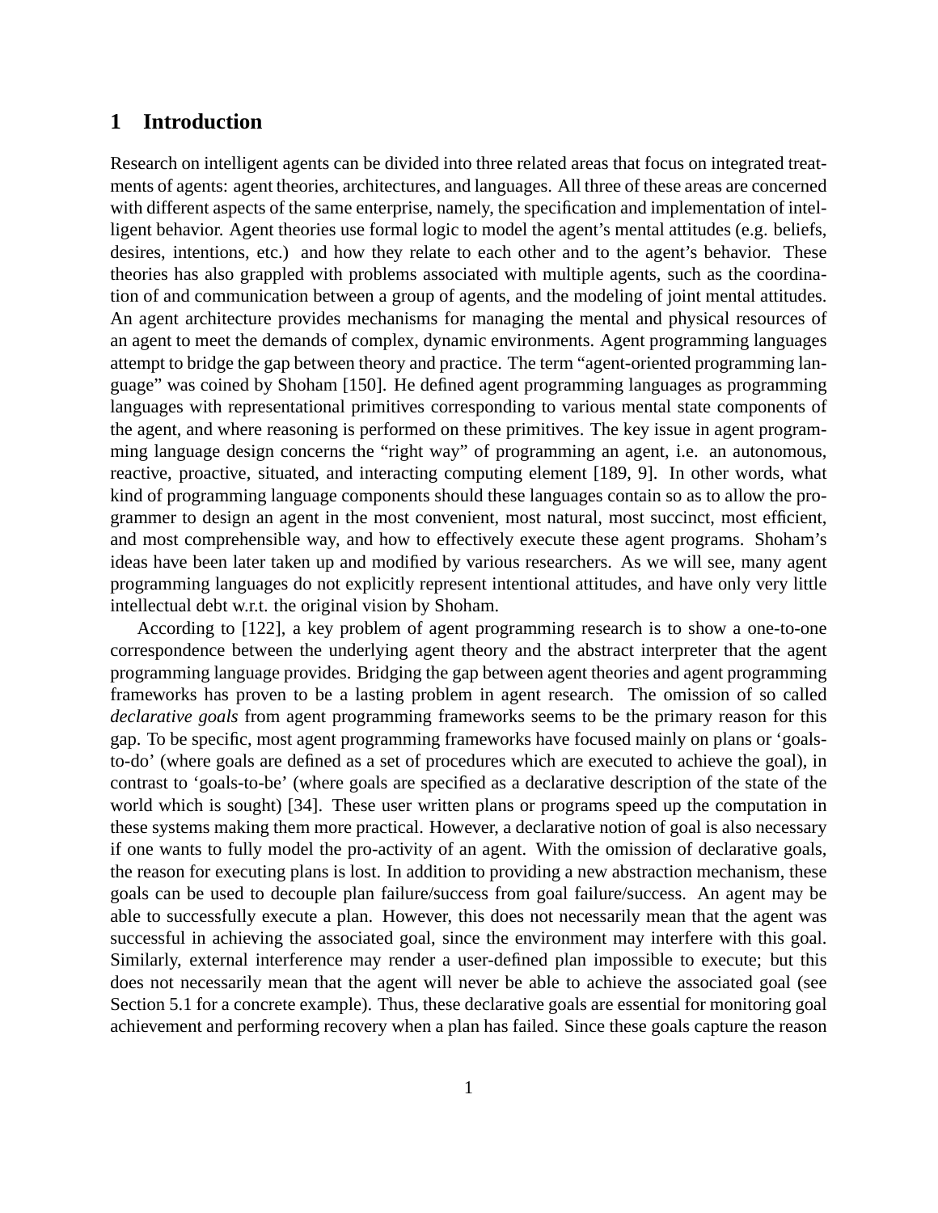# 1 Introduction

Research on intelligent agents can be divided into three related areas that focus on integrated treatments of agents: agent theories, architectures, and languages. All three of these areas are concerned with different aspects of the same enterprise, namely, the specification and implementation of intelligent behavior. Agent theories use formal logic to model the agent's mental attitudes (e.g. beliefs, desires, intentions, etc.) and how they relate to each other and to the agent's behavior. These theories has also grappled with problems associated with multiple agents, such as the coordination of and communication between a group of agents, and the modeling of joint mental attitudes. An agent architecture provides mechanisms for managing the mental and physical resources of an agent to meet the demands of complex, dynamic environments. Agent programming languages attempt to bridge the gap between theory and practice. The term "agent-oriented programming language" was coined by Shoham [150]. He defined agent programming languages as programming languages with representational primitives corresponding to various mental state components of the agent, and where reasoning is performed on these primitives. The key issue in agent programming language design concerns the "right way" of programming an agent, i.e. an autonomous, reactive, proactive, situated, and interacting computing element [189, 9]. In other words, what kind of programming language components should these languages contain so as to allow the programmer to design an agent in the most convenient, most natural, most succinct, most efficient, and most comprehensible way, and how to effectively execute these agent programs. Shoham's ideas have been later taken up and modified by various researchers. As we will see, many agent programming languages do not explicitly represent intentional attitudes, and have only very little intellectual debt w.r.t. the original vision by Shoham.

According to [122], a key problem of agent programming research is to show a one-to-one correspondence between the underlying agent theory and the abstract interpreter that the agent programming language provides. Bridging the gap between agent theories and agent programming frameworks has proven to be a lasting problem in agent research. The omission of so called *declarative goals* from agent programming frameworks seems to be the primary reason for this gap. To be specific, most agent programming frameworks have focused mainly on plans or 'goals-to-do' (where goals are defined as a set of procedures which are executed to achieve the goal), in contrast to 'goals-to-be' (where goals are specified as a declarative description of the state of the world which is sought) [34]. These user written plans or programs speed up the computation in these systems making them more practical. However, a declarative notion of goal is also necessary if one wants to fully model the pro-activity of an agent. With the omission of declarative goals, the reason for executing plans is lost. In addition to providing a new abstraction mechanism, these goals can be used to decouple plan failure/success from goal failure/success. An agent may be able to successfully execute a plan. However, this does not necessarily mean that the agent was successful in achieving the associated goal, since the environment may interfere with this goal. Similarly, external interference may render a user-defined plan impossible to execute; but this does not necessarily mean that the agent will never be able to achieve the associated goal (see Section 5.1 for a concrete example). Thus, these declarative goals are essential for monitoring goal achievement and performing recovery when a plan has failed. Since these goals capture the reason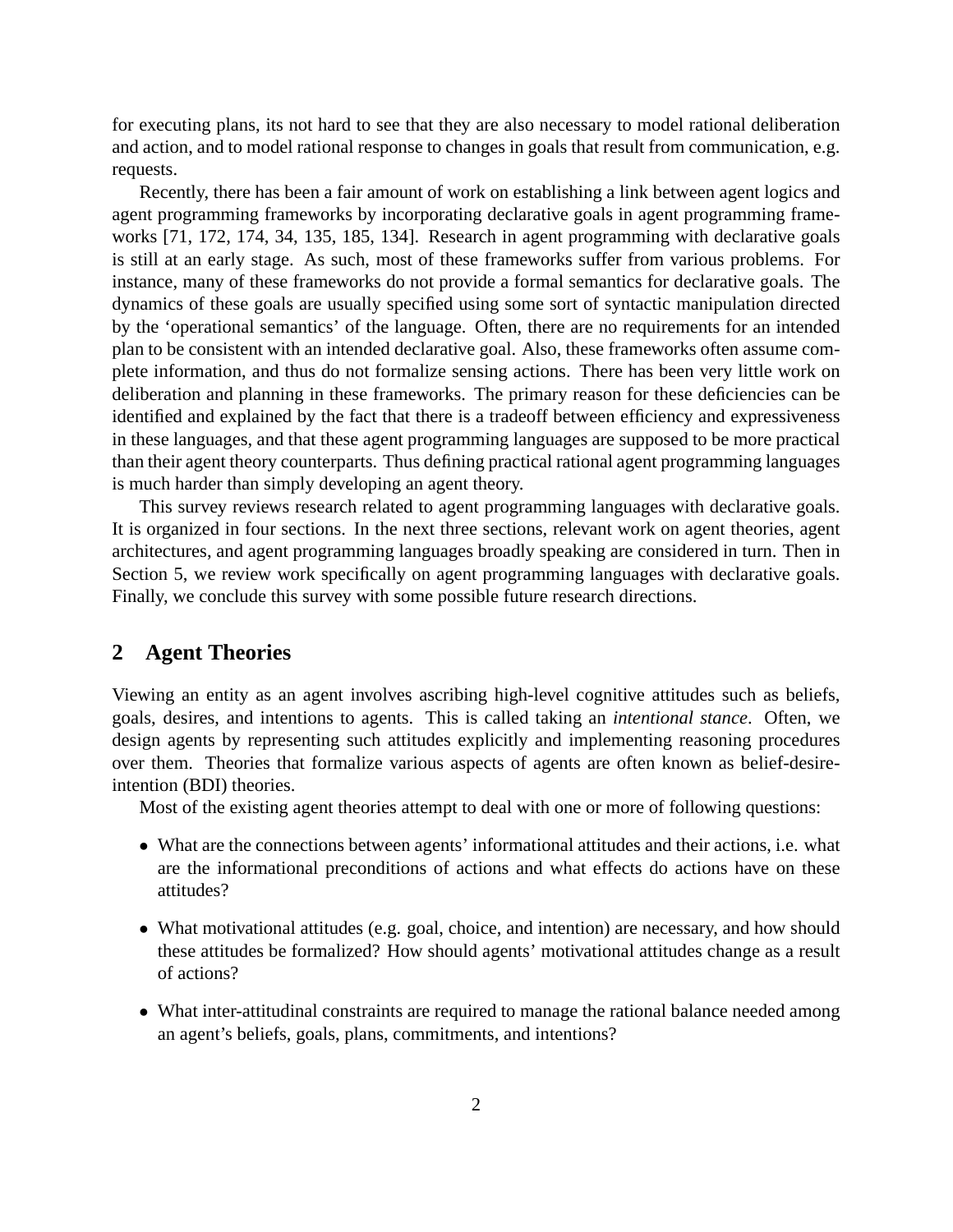for executing plans, its not hard to see that they are also necessary to model rational deliberation and action, and to model rational response to changes in goals that result from communication, e.g. requests.

Recently, there has been a fair amount of work on establishing a link between agent logics and agent programming frameworks by incorporating declarative goals in agent programming frameworks [71, 172, 174, 34, 135, 185, 134]. Research in agent programming with declarative goals is still at an early stage. As such, most of these frameworks suffer from various problems. For instance, many of these frameworks do not provide a formal semantics for declarative goals. The dynamics of these goals are usually specified using some sort of syntactic manipulation directed by the 'operational semantics' of the language. Often, there are no requirements for an intended plan to be consistent with an intended declarative goal. Also, these frameworks often assume complete information, and thus do not formalize sensing actions. There has been very little work on deliberation and planning in these frameworks. The primary reason for these deficiencies can be identified and explained by the fact that there is a tradeoff between efficiency and expressiveness in these languages, and that these agent programming languages are supposed to be more practical than their agent theory counterparts. Thus defining practical rational agent programming languages is much harder than simply developing an agent theory.

This survey reviews research related to agent programming languages with declarative goals. It is organized in four sections. In the next three sections, relevant work on agent theories, agent architectures, and agent programming languages broadly speaking are considered in turn. Then in Section 5, we review work specifically on agent programming languages with declarative goals. Finally, we conclude this survey with some possible future research directions.

## 2 Agent Theories

Viewing an entity as an agent involves ascribing high-level cognitive attitudes such as beliefs, goals, desires, and intentions to agents. This is called taking an *intentional stance*. Often, we design agents by representing such attitudes explicitly and implementing reasoning procedures over them. Theories that formalize various aspects of agents are often known as belief-desire-intention (BDI) theories.

Most of the existing agent theories attempt to deal with one or more of following questions:

- What are the connections between agents' informational attitudes and their actions, i.e. what are the informational preconditions of actions and what effects do actions have on these attitudes?
- What motivational attitudes (e.g. goal, choice, and intention) are necessary, and how should these attitudes be formalized? How should agents' motivational attitudes change as a result of actions?
- What inter-attitudinal constraints are required to manage the rational balance needed among an agent's beliefs, goals, plans, commitments, and intentions?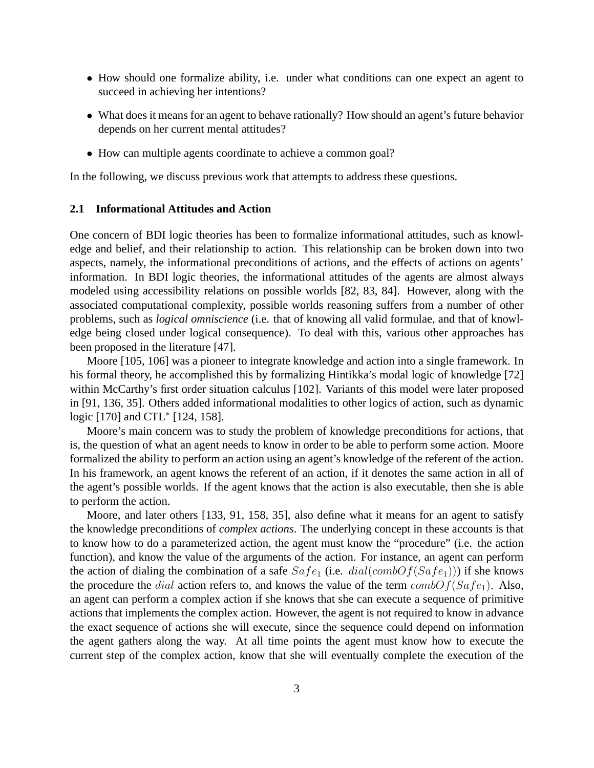- How should one formalize ability, i.e. under what conditions can one expect an agent to succeed in achieving her intentions?
- What does it means for an agent to behave rationally? How should an agent's future behavior depends on her current mental attitudes?
- How can multiple agents coordinate to achieve a common goal?

In the following, we discuss previous work that attempts to address these questions.

### 2.1 Informational Attitudes and Action

One concern of BDI logic theories has been to formalize informational attitudes, such as knowledge and belief, and their relationship to action. This relationship can be broken down into two aspects, namely, the informational preconditions of actions, and the effects of actions on agents' information. In BDI logic theories, the informational attitudes of the agents are almost always modeled using accessibility relations on possible worlds [82, 83, 84]. However, along with the associated computational complexity, possible worlds reasoning suffers from a number of other problems, such as *logical omniscience* (i.e. that of knowing all valid formulae, and that of knowledge being closed under logical consequence). To deal with this, various other approaches has been proposed in the literature [47].

Moore [105, 106] was a pioneer to integrate knowledge and action into a single framework. In his formal theory, he accomplished this by formalizing Hintikka's modal logic of knowledge [72] within McCarthy's first order situation calculus [102]. Variants of this model were later proposed in [91, 136, 35]. Others added informational modalities to other logics of action, such as dynamic logic [170] and CTL$^*$ [124, 158].

Moore's main concern was to study the problem of knowledge preconditions for actions, that is, the question of what an agent needs to know in order to be able to perform some action. Moore formalized the ability to perform an action using an agent's knowledge of the referent of the action. In his framework, an agent knows the referent of an action, if it denotes the same action in all of the agent's possible worlds. If the agent knows that the action is also executable, then she is able to perform the action.

Moore, and later others [133, 91, 158, 35], also define what it means for an agent to satisfy the knowledge preconditions of *complex actions*. The underlying concept in these accounts is that to know how to do a parameterized action, the agent must know the "procedure" (i.e. the action function), and know the value of the arguments of the action. For instance, an agent can perform the action of dialing the combination of a safe $Safe_1$ (i.e. $dial(combOf(Safe_1))$) if she knows the procedure the $dial$ action refers to, and knows the value of the term $combOf(Safe_1)$. Also, an agent can perform a complex action if she knows that she can execute a sequence of primitive actions that implements the complex action. However, the agent is not required to know in advance the exact sequence of actions she will execute, since the sequence could depend on information the agent gathers along the way. At all time points the agent must know how to execute the current step of the complex action, know that she will eventually complete the execution of the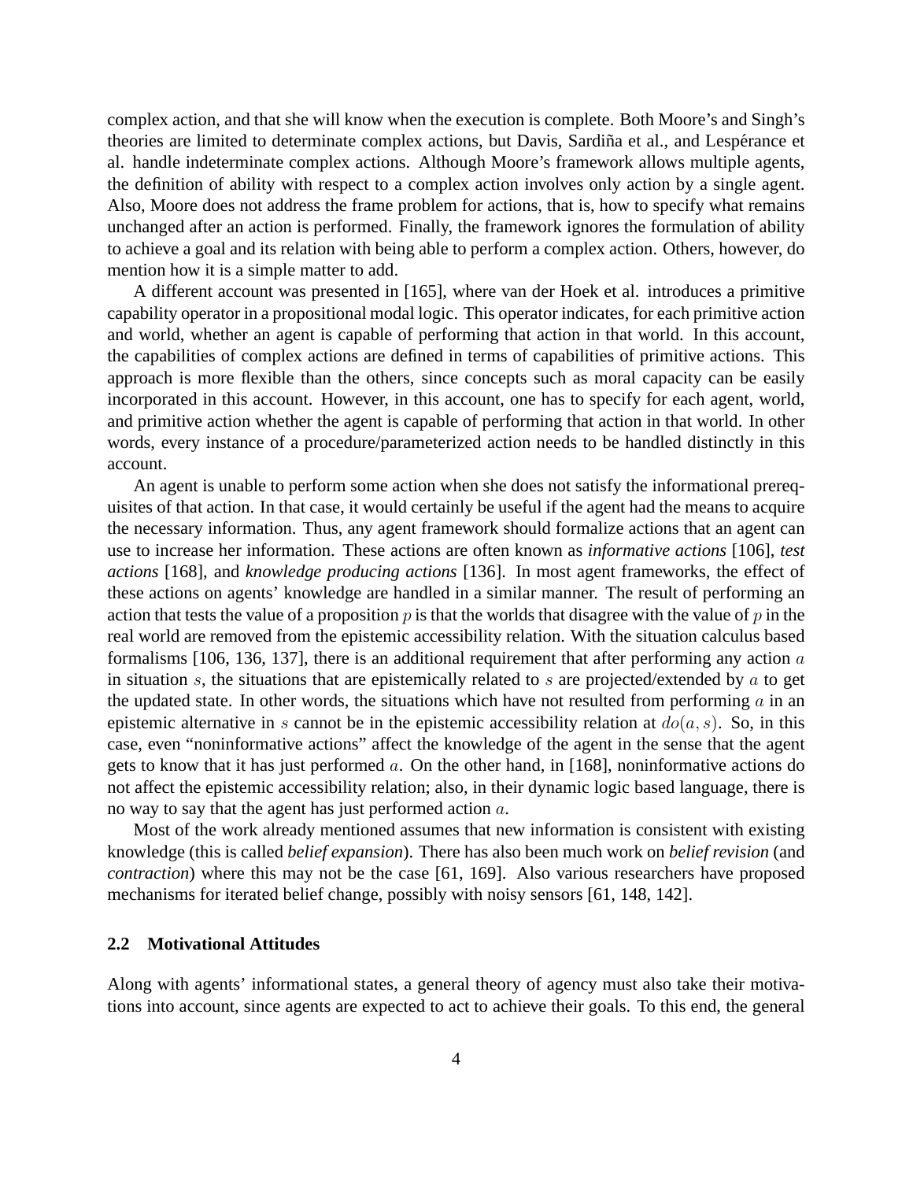complex action, and that she will know when the execution is complete. Both Moore's and Singh's theories are limited to determinate complex actions, but Davis, Sardiña et al., and Lespérance et al. handle indeterminate complex actions. Although Moore's framework allows multiple agents, the definition of ability with respect to a complex action involves only action by a single agent. Also, Moore does not address the frame problem for actions, that is, how to specify what remains unchanged after an action is performed. Finally, the framework ignores the formulation of ability to achieve a goal and its relation with being able to perform a complex action. Others, however, do mention how it is a simple matter to add.

A different account was presented in [165], where van der Hoek et al. introduces a primitive capability operator in a propositional modal logic. This operator indicates, for each primitive action and world, whether an agent is capable of performing that action in that world. In this account, the capabilities of complex actions are defined in terms of capabilities of primitive actions. This approach is more flexible than the others, since concepts such as moral capacity can be easily incorporated in this account. However, in this account, one has to specify for each agent, world, and primitive action whether the agent is capable of performing that action in that world. In other words, every instance of a procedure/parameterized action needs to be handled distinctly in this account.

An agent is unable to perform some action when she does not satisfy the informational prerequisites of that action. In that case, it would certainly be useful if the agent had the means to acquire the necessary information. Thus, any agent framework should formalize actions that an agent can use to increase her information. These actions are often known as *informative actions* [106], *test actions* [168], and *knowledge producing actions* [136]. In most agent frameworks, the effect of these actions on agents' knowledge are handled in a similar manner. The result of performing an action that tests the value of a proposition $p$ is that the worlds that disagree with the value of $p$ in the real world are removed from the epistemic accessibility relation. With the situation calculus based formalisms [106, 136, 137], there is an additional requirement that after performing any action $a$ in situation $s$, the situations that are epistemically related to $s$ are projected/extended by $a$ to get the updated state. In other words, the situations which have not resulted from performing $a$ in an epistemic alternative in $s$ cannot be in the epistemic accessibility relation at $do(a, s)$. So, in this case, even "noninformative actions" affect the knowledge of the agent in the sense that the agent gets to know that it has just performed $a$. On the other hand, in [168], noninformative actions do not affect the epistemic accessibility relation; also, in their dynamic logic based language, there is no way to say that the agent has just performed action $a$.

Most of the work already mentioned assumes that new information is consistent with existing knowledge (this is called *belief expansion*). There has also been much work on *belief revision* (and *contraction*) where this may not be the case [61, 169]. Also various researchers have proposed mechanisms for iterated belief change, possibly with noisy sensors [61, 148, 142].

### 2.2 Motivational Attitudes

Along with agents' informational states, a general theory of agency must also take their motivations into account, since agents are expected to act to achieve their goals. To this end, the general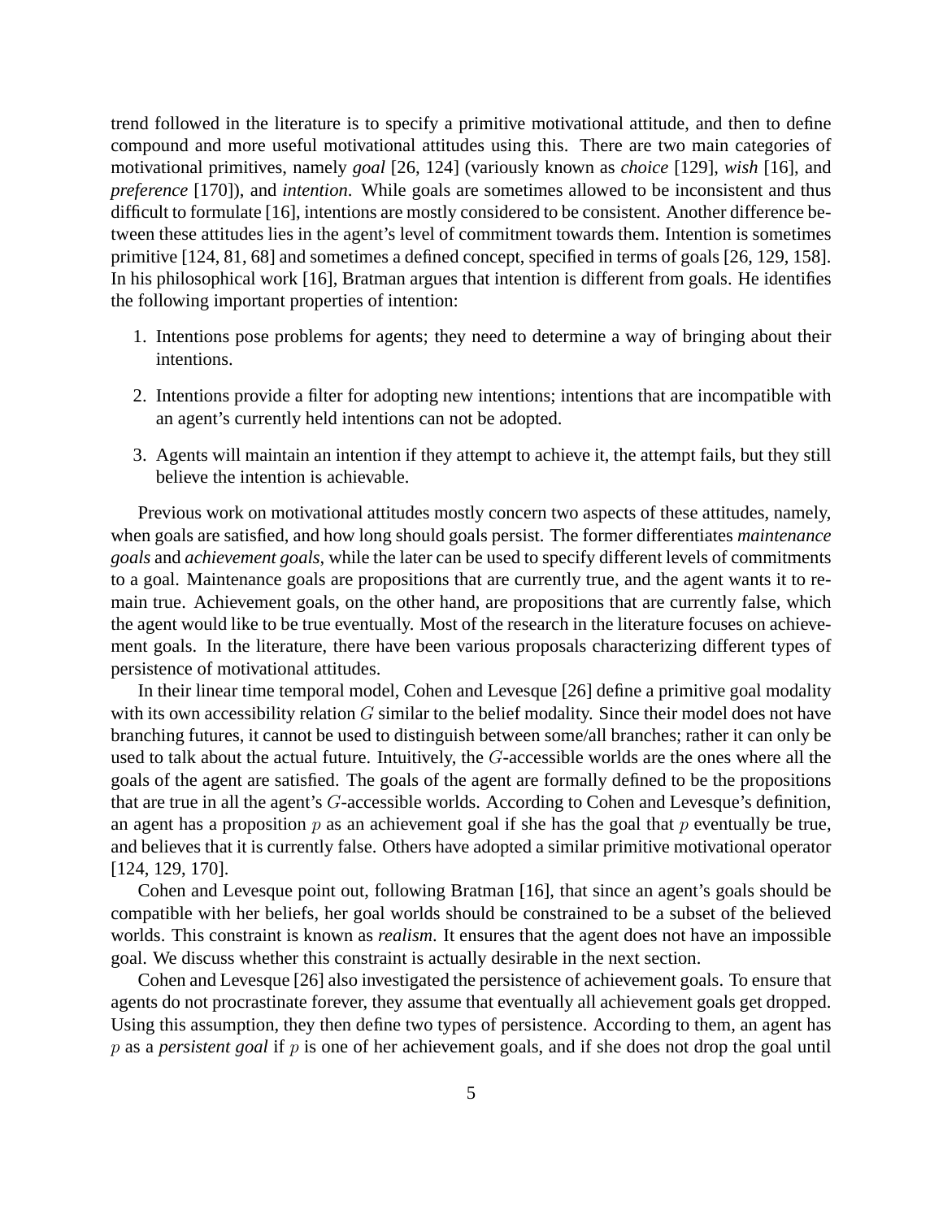trend followed in the literature is to specify a primitive motivational attitude, and then to define compound and more useful motivational attitudes using this. There are two main categories of motivational primitives, namely *goal* [26, 124] (variously known as *choice* [129], *wish* [16], and *preference* [170]), and *intention*. While goals are sometimes allowed to be inconsistent and thus difficult to formulate [16], intentions are mostly considered to be consistent. Another difference between these attitudes lies in the agent's level of commitment towards them. Intention is sometimes primitive [124, 81, 68] and sometimes a defined concept, specified in terms of goals [26, 129, 158]. In his philosophical work [16], Bratman argues that intention is different from goals. He identifies the following important properties of intention:

1. Intentions pose problems for agents; they need to determine a way of bringing about their intentions.
2. Intentions provide a filter for adopting new intentions; intentions that are incompatible with an agent's currently held intentions can not be adopted.
3. Agents will maintain an intention if they attempt to achieve it, the attempt fails, but they still believe the intention is achievable.

Previous work on motivational attitudes mostly concern two aspects of these attitudes, namely, when goals are satisfied, and how long should goals persist. The former differentiates *maintenance goals* and *achievement goals*, while the later can be used to specify different levels of commitments to a goal. Maintenance goals are propositions that are currently true, and the agent wants it to remain true. Achievement goals, on the other hand, are propositions that are currently false, which the agent would like to be true eventually. Most of the research in the literature focuses on achievement goals. In the literature, there have been various proposals characterizing different types of persistence of motivational attitudes.

In their linear time temporal model, Cohen and Levesque [26] define a primitive goal modality with its own accessibility relation $G$ similar to the belief modality. Since their model does not have branching futures, it cannot be used to distinguish between some/all branches; rather it can only be used to talk about the actual future. Intuitively, the $G$-accessible worlds are the ones where all the goals of the agent are satisfied. The goals of the agent are formally defined to be the propositions that are true in all the agent's $G$-accessible worlds. According to Cohen and Levesque's definition, an agent has a proposition $p$ as an achievement goal if she has the goal that $p$ eventually be true, and believes that it is currently false. Others have adopted a similar primitive motivational operator [124, 129, 170].

Cohen and Levesque point out, following Bratman [16], that since an agent's goals should be compatible with her beliefs, her goal worlds should be constrained to be a subset of the believed worlds. This constraint is known as *realism*. It ensures that the agent does not have an impossible goal. We discuss whether this constraint is actually desirable in the next section.

Cohen and Levesque [26] also investigated the persistence of achievement goals. To ensure that agents do not procrastinate forever, they assume that eventually all achievement goals get dropped. Using this assumption, they then define two types of persistence. According to them, an agent has $p$ as a *persistent goal* if $p$ is one of her achievement goals, and if she does not drop the goal until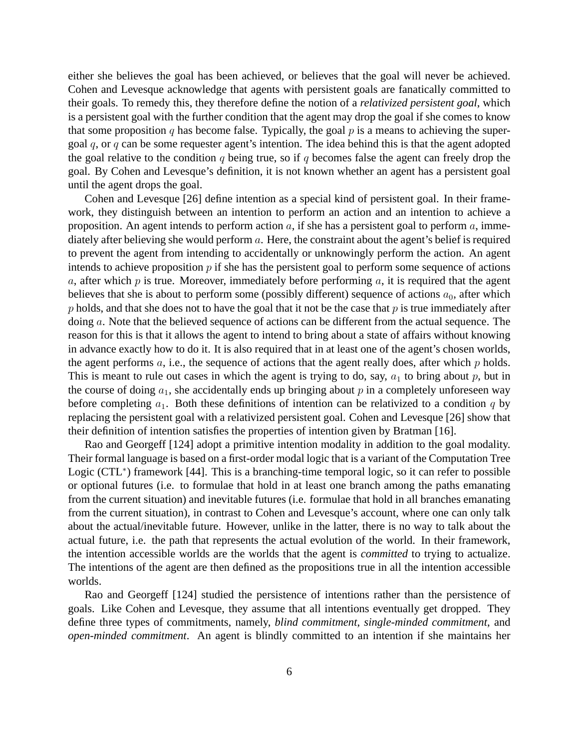either she believes the goal has been achieved, or believes that the goal will never be achieved. Cohen and Levesque acknowledge that agents with persistent goals are fanatically committed to their goals. To remedy this, they therefore define the notion of a *relativized persistent goal*, which is a persistent goal with the further condition that the agent may drop the goal if she comes to know that some proposition $q$ has become false. Typically, the goal $p$ is a means to achieving the super-goal $q$, or $q$ can be some requester agent's intention. The idea behind this is that the agent adopted the goal relative to the condition $q$ being true, so if $q$ becomes false the agent can freely drop the goal. By Cohen and Levesque's definition, it is not known whether an agent has a persistent goal until the agent drops the goal.

Cohen and Levesque [26] define intention as a special kind of persistent goal. In their framework, they distinguish between an intention to perform an action and an intention to achieve a proposition. An agent intends to perform action $a$, if she has a persistent goal to perform $a$, immediately after believing she would perform $a$. Here, the constraint about the agent's belief is required to prevent the agent from intending to accidentally or unknowingly perform the action. An agent intends to achieve proposition $p$ if she has the persistent goal to perform some sequence of actions $a$, after which $p$ is true. Moreover, immediately before performing $a$, it is required that the agent believes that she is about to perform some (possibly different) sequence of actions $a_0$, after which $p$ holds, and that she does not to have the goal that it not be the case that $p$ is true immediately after doing $a$. Note that the believed sequence of actions can be different from the actual sequence. The reason for this is that it allows the agent to intend to bring about a state of affairs without knowing in advance exactly how to do it. It is also required that in at least one of the agent's chosen worlds, the agent performs $a$, i.e., the sequence of actions that the agent really does, after which $p$ holds. This is meant to rule out cases in which the agent is trying to do, say, $a_1$ to bring about $p$, but in the course of doing $a_1$, she accidentally ends up bringing about $p$ in a completely unforeseen way before completing $a_1$. Both these definitions of intention can be relativized to a condition $q$ by replacing the persistent goal with a relativized persistent goal. Cohen and Levesque [26] show that their definition of intention satisfies the properties of intention given by Bratman [16].

Rao and Georgeff [124] adopt a primitive intention modality in addition to the goal modality. Their formal language is based on a first-order modal logic that is a variant of the Computation Tree Logic ($CTL^*$) framework [44]. This is a branching-time temporal logic, so it can refer to possible or optional futures (i.e. to formulae that hold in at least one branch among the paths emanating from the current situation) and inevitable futures (i.e. formulae that hold in all branches emanating from the current situation), in contrast to Cohen and Levesque's account, where one can only talk about the actual/inevitable future. However, unlike in the latter, there is no way to talk about the actual future, i.e. the path that represents the actual evolution of the world. In their framework, the intention accessible worlds are the worlds that the agent is *committed* to trying to actualize. The intentions of the agent are then defined as the propositions true in all the intention accessible worlds.

Rao and Georgeff [124] studied the persistence of intentions rather than the persistence of goals. Like Cohen and Levesque, they assume that all intentions eventually get dropped. They define three types of commitments, namely, *blind commitment*, *single-minded commitment*, and *open-minded commitment*. An agent is blindly committed to an intention if she maintains her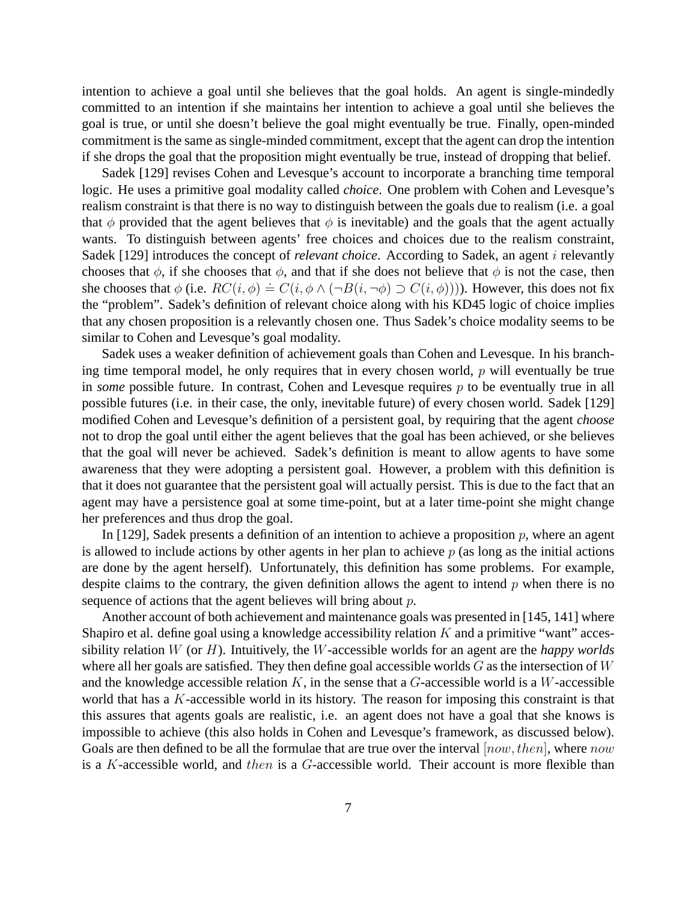intention to achieve a goal until she believes that the goal holds. An agent is single-mindedly committed to an intention if she maintains her intention to achieve a goal until she believes the goal is true, or until she doesn't believe the goal might eventually be true. Finally, open-minded commitment is the same as single-minded commitment, except that the agent can drop the intention if she drops the goal that the proposition might eventually be true, instead of dropping that belief.

Sadek [129] revises Cohen and Levesque's account to incorporate a branching time temporal logic. He uses a primitive goal modality called *choice*. One problem with Cohen and Levesque's realism constraint is that there is no way to distinguish between the goals due to realism (i.e. a goal that $\phi$ provided that the agent believes that $\phi$ is inevitable) and the goals that the agent actually wants. To distinguish between agents' free choices and choices due to the realism constraint, Sadek [129] introduces the concept of *relevant choice*. According to Sadek, an agent $i$ relevantly chooses that $\phi$, if she chooses that $\phi$, and that if she does not believe that $\phi$ is not the case, then she chooses that $\phi$ (i.e. $RC(i, \phi) \doteq C(i, \phi \wedge (\neg B(i, \neg\phi) \supset C(i, \phi)))$). However, this does not fix the "problem". Sadek's definition of relevant choice along with his KD45 logic of choice implies that any chosen proposition is a relevantly chosen one. Thus Sadek's choice modality seems to be similar to Cohen and Levesque's goal modality.

Sadek uses a weaker definition of achievement goals than Cohen and Levesque. In his branching time temporal model, he only requires that in every chosen world, $p$ will eventually be true in *some* possible future. In contrast, Cohen and Levesque requires $p$ to be eventually true in all possible futures (i.e. in their case, the only, inevitable future) of every chosen world. Sadek [129] modified Cohen and Levesque's definition of a persistent goal, by requiring that the agent *choose* not to drop the goal until either the agent believes that the goal has been achieved, or she believes that the goal will never be achieved. Sadek's definition is meant to allow agents to have some awareness that they were adopting a persistent goal. However, a problem with this definition is that it does not guarantee that the persistent goal will actually persist. This is due to the fact that an agent may have a persistence goal at some time-point, but at a later time-point she might change her preferences and thus drop the goal.

In [129], Sadek presents a definition of an intention to achieve a proposition $p$, where an agent is allowed to include actions by other agents in her plan to achieve $p$ (as long as the initial actions are done by the agent herself). Unfortunately, this definition has some problems. For example, despite claims to the contrary, the given definition allows the agent to intend $p$ when there is no sequence of actions that the agent believes will bring about $p$.

Another account of both achievement and maintenance goals was presented in [145, 141] where Shapiro et al. define goal using a knowledge accessibility relation $K$ and a primitive "want" accessibility relation $W$ (or $H$). Intuitively, the $W$-accessible worlds for an agent are the *happy worlds* where all her goals are satisfied. They then define goal accessible worlds $G$ as the intersection of $W$ and the knowledge accessible relation $K$, in the sense that a $G$-accessible world is a $W$-accessible world that has a $K$-accessible world in its history. The reason for imposing this constraint is that this assures that agents goals are realistic, i.e. an agent does not have a goal that she knows is impossible to achieve (this also holds in Cohen and Levesque's framework, as discussed below). Goals are then defined to be all the formulae that are true over the interval $[now, then]$, where $now$ is a $K$-accessible world, and $then$ is a $G$-accessible world. Their account is more flexible than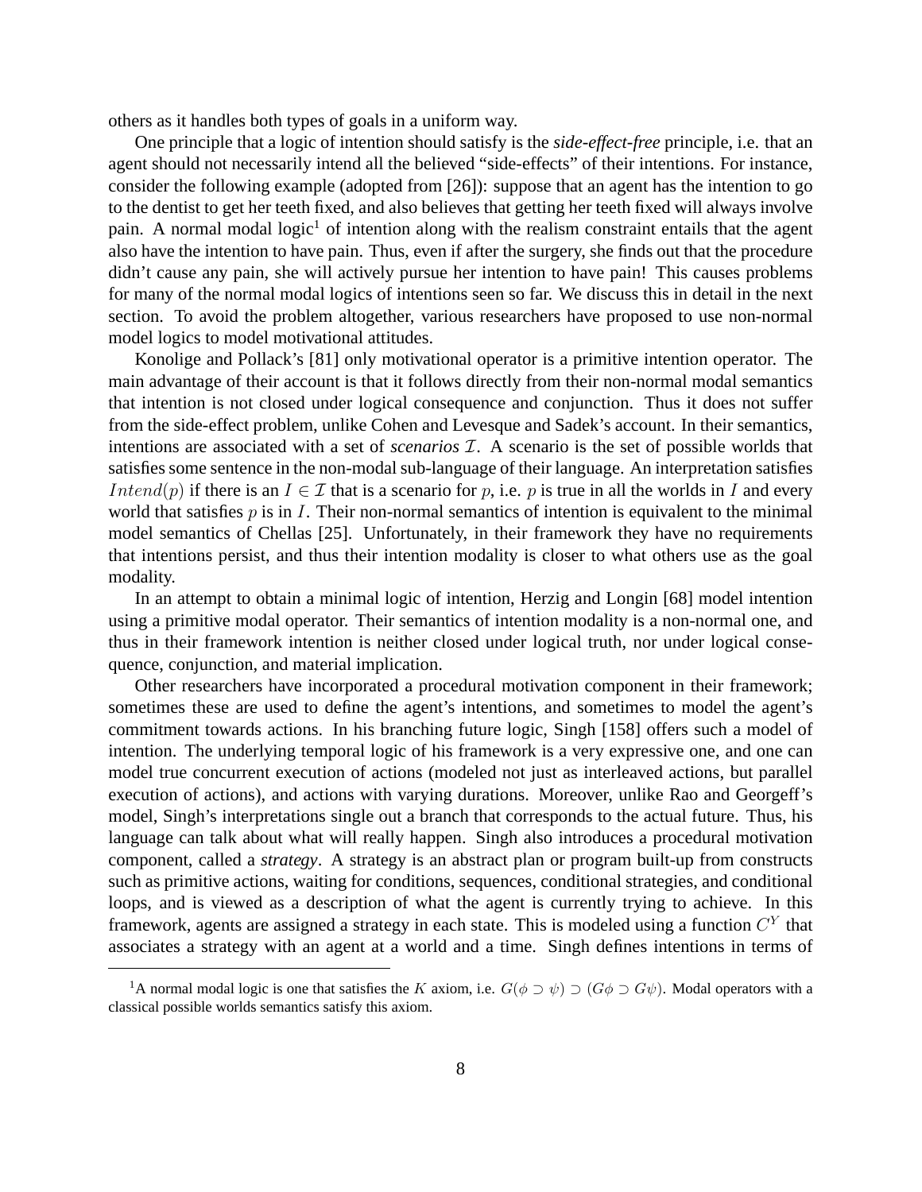others as it handles both types of goals in a uniform way.

One principle that a logic of intention should satisfy is the *side-effect-free* principle, i.e. that an agent should not necessarily intend all the believed "side-effects" of their intentions. For instance, consider the following example (adopted from [26]): suppose that an agent has the intention to go to the dentist to get her teeth fixed, and also believes that getting her teeth fixed will always involve pain. A normal modal logic[1] of intention along with the realism constraint entails that the agent also have the intention to have pain. Thus, even if after the surgery, she finds out that the procedure didn't cause any pain, she will actively pursue her intention to have pain! This causes problems for many of the normal modal logics of intentions seen so far. We discuss this in detail in the next section. To avoid the problem altogether, various researchers have proposed to use non-normal model logics to model motivational attitudes.

Konolige and Pollack's [81] only motivational operator is a primitive intention operator. The main advantage of their account is that it follows directly from their non-normal modal semantics that intention is not closed under logical consequence and conjunction. Thus it does not suffer from the side-effect problem, unlike Cohen and Levesque and Sadek's account. In their semantics, intentions are associated with a set of *scenarios* $\mathcal{I}$. A scenario is the set of possible worlds that satisfies some sentence in the non-modal sub-language of their language. An interpretation satisfies $Intend(p)$ if there is an $I \in \mathcal{I}$ that is a scenario for $p$, i.e. $p$ is true in all the worlds in $I$ and every world that satisfies $p$ is in $I$. Their non-normal semantics of intention is equivalent to the minimal model semantics of Chellas [25]. Unfortunately, in their framework they have no requirements that intentions persist, and thus their intention modality is closer to what others use as the goal modality.

In an attempt to obtain a minimal logic of intention, Herzig and Longin [68] model intention using a primitive modal operator. Their semantics of intention modality is a non-normal one, and thus in their framework intention is neither closed under logical truth, nor under logical consequence, conjunction, and material implication.

Other researchers have incorporated a procedural motivation component in their framework; sometimes these are used to define the agent's intentions, and sometimes to model the agent's commitment towards actions. In his branching future logic, Singh [158] offers such a model of intention. The underlying temporal logic of his framework is a very expressive one, and one can model true concurrent execution of actions (modeled not just as interleaved actions, but parallel execution of actions), and actions with varying durations. Moreover, unlike Rao and Georgeff's model, Singh's interpretations single out a branch that corresponds to the actual future. Thus, his language can talk about what will really happen. Singh also introduces a procedural motivation component, called a *strategy*. A strategy is an abstract plan or program built-up from constructs such as primitive actions, waiting for conditions, sequences, conditional strategies, and conditional loops, and is viewed as a description of what the agent is currently trying to achieve. In this framework, agents are assigned a strategy in each state. This is modeled using a function $C^Y$ that associates a strategy with an agent at a world and a time. Singh defines intentions in terms of

[1] A normal modal logic is one that satisfies the $K$ axiom, i.e. $G(\phi \supset \psi) \supset (G\phi \supset G\psi)$. Modal operators with a classical possible worlds semantics satisfy this axiom.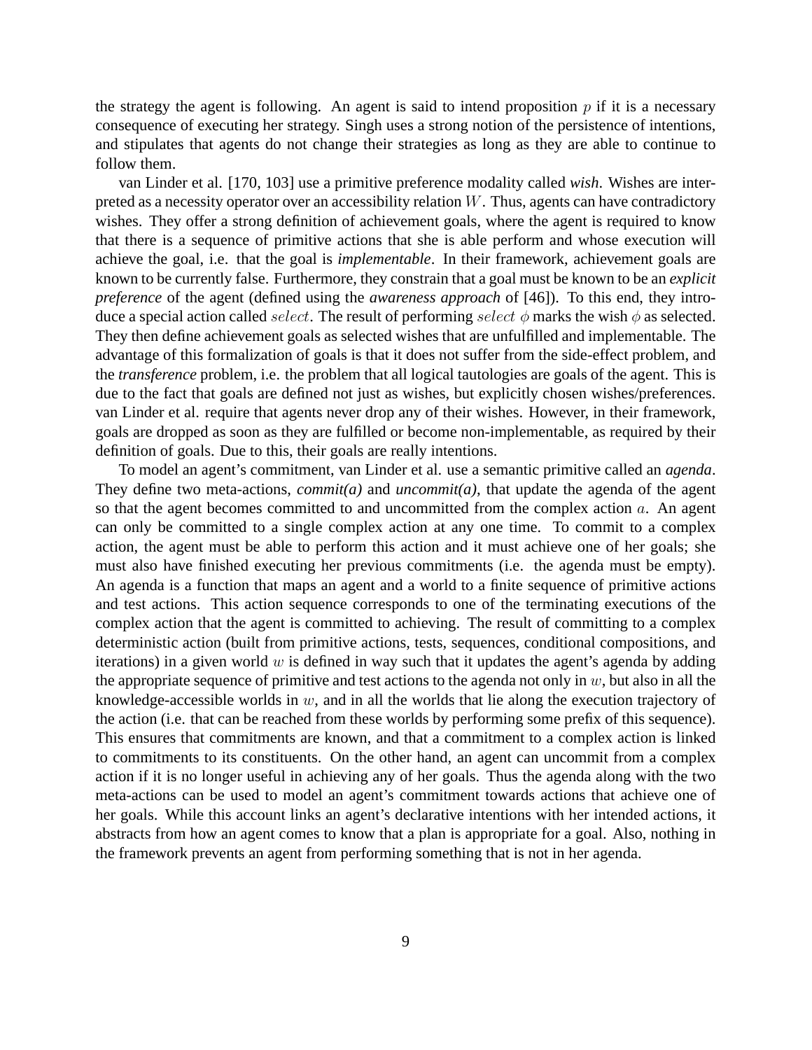the strategy the agent is following. An agent is said to intend proposition $p$ if it is a necessary consequence of executing her strategy. Singh uses a strong notion of the persistence of intentions, and stipulates that agents do not change their strategies as long as they are able to continue to follow them.

van Linder et al. [170, 103] use a primitive preference modality called *wish*. Wishes are interpreted as a necessity operator over an accessibility relation $W$. Thus, agents can have contradictory wishes. They offer a strong definition of achievement goals, where the agent is required to know that there is a sequence of primitive actions that she is able perform and whose execution will achieve the goal, i.e. that the goal is *implementable*. In their framework, achievement goals are known to be currently false. Furthermore, they constrain that a goal must be known to be an *explicit preference* of the agent (defined using the *awareness approach* of [46]). To this end, they introduce a special action called $select$. The result of performing $select\ \phi$ marks the wish $\phi$ as selected. They then define achievement goals as selected wishes that are unfulfilled and implementable. The advantage of this formalization of goals is that it does not suffer from the side-effect problem, and the *transference* problem, i.e. the problem that all logical tautologies are goals of the agent. This is due to the fact that goals are defined not just as wishes, but explicitly chosen wishes/preferences. van Linder et al. require that agents never drop any of their wishes. However, in their framework, goals are dropped as soon as they are fulfilled or become non-implementable, as required by their definition of goals. Due to this, their goals are really intentions.

To model an agent's commitment, van Linder et al. use a semantic primitive called an *agenda*. They define two meta-actions, *commit(a)* and *uncommit(a)*, that update the agenda of the agent so that the agent becomes committed to and uncommitted from the complex action $a$. An agent can only be committed to a single complex action at any one time. To commit to a complex action, the agent must be able to perform this action and it must achieve one of her goals; she must also have finished executing her previous commitments (i.e. the agenda must be empty). An agenda is a function that maps an agent and a world to a finite sequence of primitive actions and test actions. This action sequence corresponds to one of the terminating executions of the complex action that the agent is committed to achieving. The result of committing to a complex deterministic action (built from primitive actions, tests, sequences, conditional compositions, and iterations) in a given world $w$ is defined in way such that it updates the agent's agenda by adding the appropriate sequence of primitive and test actions to the agenda not only in $w$, but also in all the knowledge-accessible worlds in $w$, and in all the worlds that lie along the execution trajectory of the action (i.e. that can be reached from these worlds by performing some prefix of this sequence). This ensures that commitments are known, and that a commitment to a complex action is linked to commitments to its constituents. On the other hand, an agent can uncommit from a complex action if it is no longer useful in achieving any of her goals. Thus the agenda along with the two meta-actions can be used to model an agent's commitment towards actions that achieve one of her goals. While this account links an agent's declarative intentions with her intended actions, it abstracts from how an agent comes to know that a plan is appropriate for a goal. Also, nothing in the framework prevents an agent from performing something that is not in her agenda.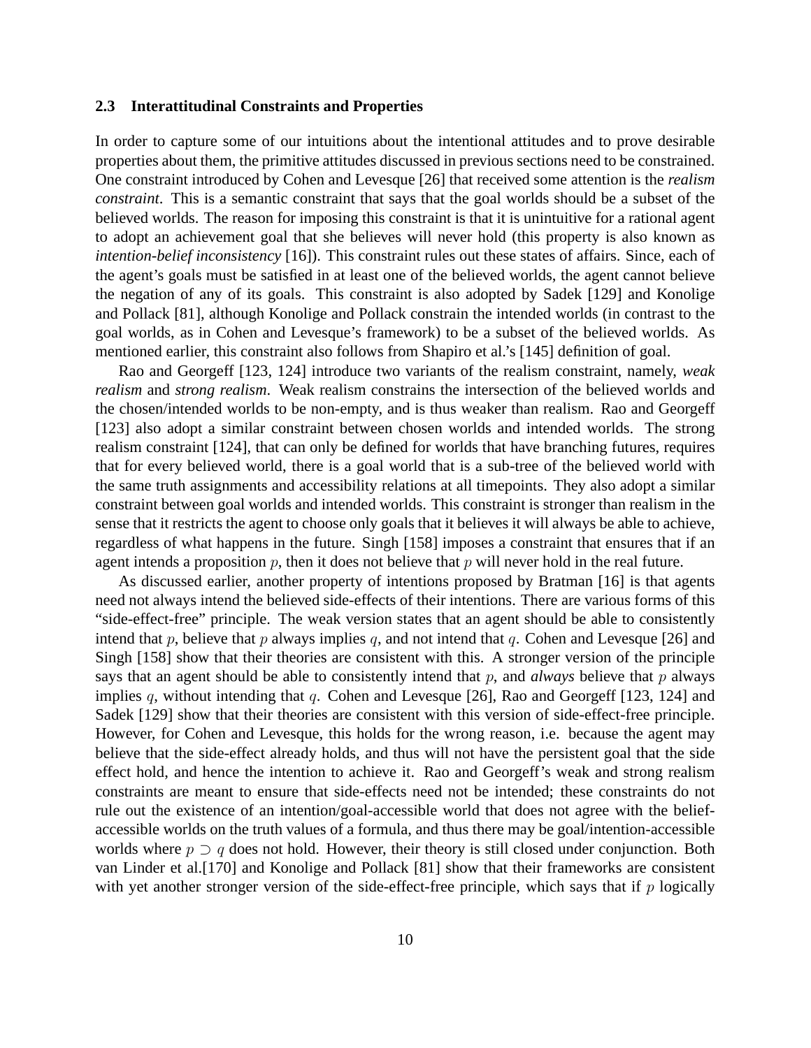### 2.3 Interattitudinal Constraints and Properties

In order to capture some of our intuitions about the intentional attitudes and to prove desirable properties about them, the primitive attitudes discussed in previous sections need to be constrained. One constraint introduced by Cohen and Levesque [26] that received some attention is the *realism constraint*. This is a semantic constraint that says that the goal worlds should be a subset of the believed worlds. The reason for imposing this constraint is that it is unintuitive for a rational agent to adopt an achievement goal that she believes will never hold (this property is also known as *intention-belief inconsistency* [16]). This constraint rules out these states of affairs. Since, each of the agent's goals must be satisfied in at least one of the believed worlds, the agent cannot believe the negation of any of its goals. This constraint is also adopted by Sadek [129] and Konolige and Pollack [81], although Konolige and Pollack constrain the intended worlds (in contrast to the goal worlds, as in Cohen and Levesque's framework) to be a subset of the believed worlds. As mentioned earlier, this constraint also follows from Shapiro et al.'s [145] definition of goal.

Rao and Georgeff [123, 124] introduce two variants of the realism constraint, namely, *weak realism* and *strong realism*. Weak realism constrains the intersection of the believed worlds and the chosen/intended worlds to be non-empty, and is thus weaker than realism. Rao and Georgeff [123] also adopt a similar constraint between chosen worlds and intended worlds. The strong realism constraint [124], that can only be defined for worlds that have branching futures, requires that for every believed world, there is a goal world that is a sub-tree of the believed world with the same truth assignments and accessibility relations at all timepoints. They also adopt a similar constraint between goal worlds and intended worlds. This constraint is stronger than realism in the sense that it restricts the agent to choose only goals that it believes it will always be able to achieve, regardless of what happens in the future. Singh [158] imposes a constraint that ensures that if an agent intends a proposition $p$, then it does not believe that $p$ will never hold in the real future.

As discussed earlier, another property of intentions proposed by Bratman [16] is that agents need not always intend the believed side-effects of their intentions. There are various forms of this "side-effect-free" principle. The weak version states that an agent should be able to consistently intend that $p$, believe that $p$ always implies $q$, and not intend that $q$. Cohen and Levesque [26] and Singh [158] show that their theories are consistent with this. A stronger version of the principle says that an agent should be able to consistently intend that $p$, and *always* believe that $p$ always implies $q$, without intending that $q$. Cohen and Levesque [26], Rao and Georgeff [123, 124] and Sadek [129] show that their theories are consistent with this version of side-effect-free principle. However, for Cohen and Levesque, this holds for the wrong reason, i.e. because the agent may believe that the side-effect already holds, and thus will not have the persistent goal that the side effect hold, and hence the intention to achieve it. Rao and Georgeff's weak and strong realism constraints are meant to ensure that side-effects need not be intended; these constraints do not rule out the existence of an intention/goal-accessible world that does not agree with the belief-accessible worlds on the truth values of a formula, and thus there may be goal/intention-accessible worlds where $p \supset q$ does not hold. However, their theory is still closed under conjunction. Both van Linder et al.[170] and Konolige and Pollack [81] show that their frameworks are consistent with yet another stronger version of the side-effect-free principle, which says that if $p$ logically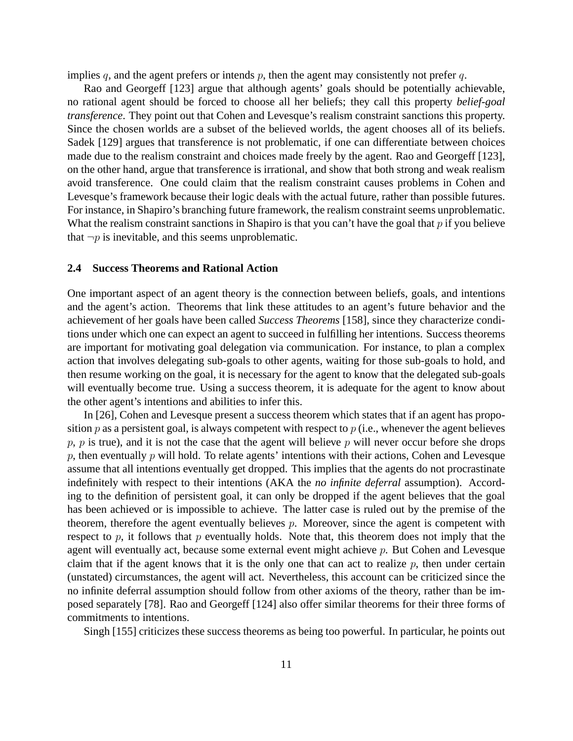implies $q$, and the agent prefers or intends $p$, then the agent may consistently not prefer $q$.

Rao and Georgeff [123] argue that although agents' goals should be potentially achievable, no rational agent should be forced to choose all her beliefs; they call this property *belief-goal transference*. They point out that Cohen and Levesque's realism constraint sanctions this property. Since the chosen worlds are a subset of the believed worlds, the agent chooses all of its beliefs. Sadek [129] argues that transference is not problematic, if one can differentiate between choices made due to the realism constraint and choices made freely by the agent. Rao and Georgeff [123], on the other hand, argue that transference is irrational, and show that both strong and weak realism avoid transference. One could claim that the realism constraint causes problems in Cohen and Levesque's framework because their logic deals with the actual future, rather than possible futures. For instance, in Shapiro's branching future framework, the realism constraint seems unproblematic. What the realism constraint sanctions in Shapiro is that you can't have the goal that $p$ if you believe that $\neg p$ is inevitable, and this seems unproblematic.

### 2.4 Success Theorems and Rational Action

One important aspect of an agent theory is the connection between beliefs, goals, and intentions and the agent's action. Theorems that link these attitudes to an agent's future behavior and the achievement of her goals have been called *Success Theorems* [158], since they characterize conditions under which one can expect an agent to succeed in fulfilling her intentions. Success theorems are important for motivating goal delegation via communication. For instance, to plan a complex action that involves delegating sub-goals to other agents, waiting for those sub-goals to hold, and then resume working on the goal, it is necessary for the agent to know that the delegated sub-goals will eventually become true. Using a success theorem, it is adequate for the agent to know about the other agent's intentions and abilities to infer this.

In [26], Cohen and Levesque present a success theorem which states that if an agent has proposition $p$ as a persistent goal, is always competent with respect to $p$ (i.e., whenever the agent believes $p$, $p$ is true), and it is not the case that the agent will believe $p$ will never occur before she drops $p$, then eventually $p$ will hold. To relate agents' intentions with their actions, Cohen and Levesque assume that all intentions eventually get dropped. This implies that the agents do not procrastinate indefinitely with respect to their intentions (AKA the *no infinite deferral* assumption). According to the definition of persistent goal, it can only be dropped if the agent believes that the goal has been achieved or is impossible to achieve. The latter case is ruled out by the premise of the theorem, therefore the agent eventually believes $p$. Moreover, since the agent is competent with respect to $p$, it follows that $p$ eventually holds. Note that, this theorem does not imply that the agent will eventually act, because some external event might achieve $p$. But Cohen and Levesque claim that if the agent knows that it is the only one that can act to realize $p$, then under certain (unstated) circumstances, the agent will act. Nevertheless, this account can be criticized since the no infinite deferral assumption should follow from other axioms of the theory, rather than be imposed separately [78]. Rao and Georgeff [124] also offer similar theorems for their three forms of commitments to intentions.

Singh [155] criticizes these success theorems as being too powerful. In particular, he points out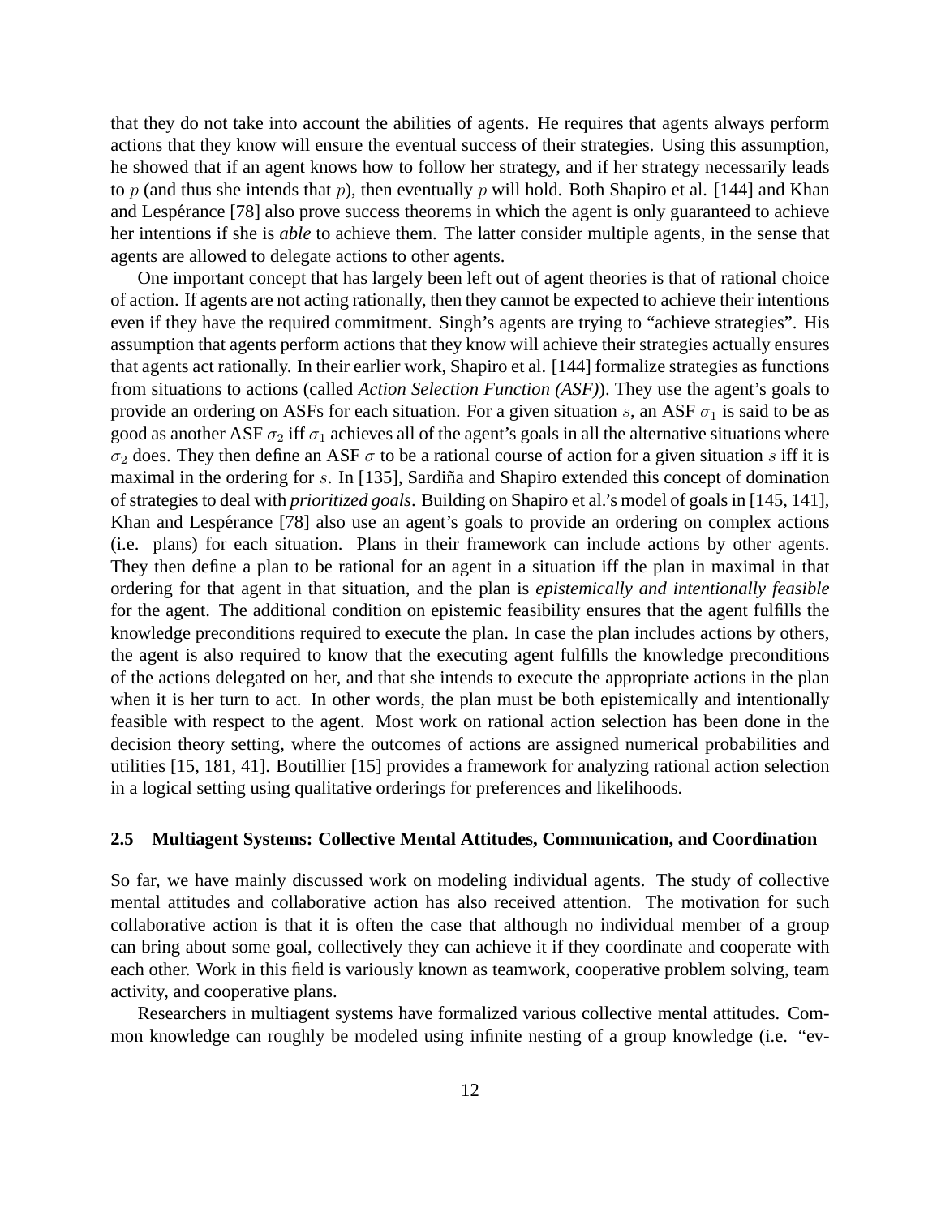that they do not take into account the abilities of agents. He requires that agents always perform actions that they know will ensure the eventual success of their strategies. Using this assumption, he showed that if an agent knows how to follow her strategy, and if her strategy necessarily leads to $p$ (and thus she intends that $p$), then eventually $p$ will hold. Both Shapiro et al. [144] and Khan and Lespérance [78] also prove success theorems in which the agent is only guaranteed to achieve her intentions if she is *able* to achieve them. The latter consider multiple agents, in the sense that agents are allowed to delegate actions to other agents.

One important concept that has largely been left out of agent theories is that of rational choice of action. If agents are not acting rationally, then they cannot be expected to achieve their intentions even if they have the required commitment. Singh's agents are trying to "achieve strategies". His assumption that agents perform actions that they know will achieve their strategies actually ensures that agents act rationally. In their earlier work, Shapiro et al. [144] formalize strategies as functions from situations to actions (called *Action Selection Function (ASF)*). They use the agent's goals to provide an ordering on ASFs for each situation. For a given situation $s$, an ASF $\sigma_1$ is said to be as good as another ASF $\sigma_2$ iff $\sigma_1$ achieves all of the agent's goals in all the alternative situations where $\sigma_2$ does. They then define an ASF $\sigma$ to be a rational course of action for a given situation $s$ iff it is maximal in the ordering for $s$. In [135], Sardiña and Shapiro extended this concept of domination of strategies to deal with *prioritized goals*. Building on Shapiro et al.'s model of goals in [145, 141], Khan and Lespérance [78] also use an agent's goals to provide an ordering on complex actions (i.e. plans) for each situation. Plans in their framework can include actions by other agents. They then define a plan to be rational for an agent in a situation iff the plan in maximal in that ordering for that agent in that situation, and the plan is *epistemically and intentionally feasible* for the agent. The additional condition on epistemic feasibility ensures that the agent fulfills the knowledge preconditions required to execute the plan. In case the plan includes actions by others, the agent is also required to know that the executing agent fulfills the knowledge preconditions of the actions delegated on her, and that she intends to execute the appropriate actions in the plan when it is her turn to act. In other words, the plan must be both epistemically and intentionally feasible with respect to the agent. Most work on rational action selection has been done in the decision theory setting, where the outcomes of actions are assigned numerical probabilities and utilities [15, 181, 41]. Boutillier [15] provides a framework for analyzing rational action selection in a logical setting using qualitative orderings for preferences and likelihoods.

### 2.5 Multiagent Systems: Collective Mental Attitudes, Communication, and Coordination

So far, we have mainly discussed work on modeling individual agents. The study of collective mental attitudes and collaborative action has also received attention. The motivation for such collaborative action is that it is often the case that although no individual member of a group can bring about some goal, collectively they can achieve it if they coordinate and cooperate with each other. Work in this field is variously known as teamwork, cooperative problem solving, team activity, and cooperative plans.

Researchers in multiagent systems have formalized various collective mental attitudes. Common knowledge can roughly be modeled using infinite nesting of a group knowledge (i.e. "ev-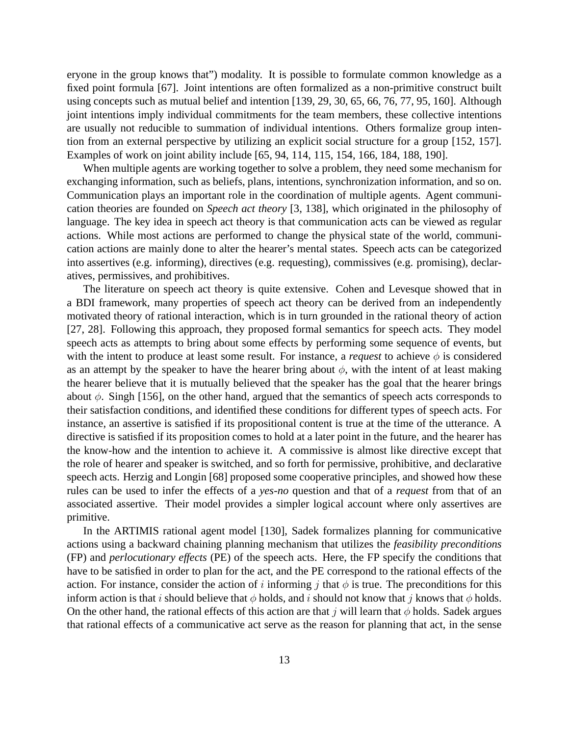eryone in the group knows that") modality. It is possible to formulate common knowledge as a fixed point formula [67]. Joint intentions are often formalized as a non-primitive construct built using concepts such as mutual belief and intention [139, 29, 30, 65, 66, 76, 77, 95, 160]. Although joint intentions imply individual commitments for the team members, these collective intentions are usually not reducible to summation of individual intentions. Others formalize group intention from an external perspective by utilizing an explicit social structure for a group [152, 157]. Examples of work on joint ability include [65, 94, 114, 115, 154, 166, 184, 188, 190].

When multiple agents are working together to solve a problem, they need some mechanism for exchanging information, such as beliefs, plans, intentions, synchronization information, and so on. Communication plays an important role in the coordination of multiple agents. Agent communication theories are founded on *Speech act theory* [3, 138], which originated in the philosophy of language. The key idea in speech act theory is that communication acts can be viewed as regular actions. While most actions are performed to change the physical state of the world, communication actions are mainly done to alter the hearer's mental states. Speech acts can be categorized into assertives (e.g. informing), directives (e.g. requesting), commissives (e.g. promising), declaratives, permissives, and prohibitives.

The literature on speech act theory is quite extensive. Cohen and Levesque showed that in a BDI framework, many properties of speech act theory can be derived from an independently motivated theory of rational interaction, which is in turn grounded in the rational theory of action [27, 28]. Following this approach, they proposed formal semantics for speech acts. They model speech acts as attempts to bring about some effects by performing some sequence of events, but with the intent to produce at least some result. For instance, a *request* to achieve $\phi$ is considered as an attempt by the speaker to have the hearer bring about $\phi$, with the intent of at least making the hearer believe that it is mutually believed that the speaker has the goal that the hearer brings about $\phi$. Singh [156], on the other hand, argued that the semantics of speech acts corresponds to their satisfaction conditions, and identified these conditions for different types of speech acts. For instance, an assertive is satisfied if its propositional content is true at the time of the utterance. A directive is satisfied if its proposition comes to hold at a later point in the future, and the hearer has the know-how and the intention to achieve it. A commissive is almost like directive except that the role of hearer and speaker is switched, and so forth for permissive, prohibitive, and declarative speech acts. Herzig and Longin [68] proposed some cooperative principles, and showed how these rules can be used to infer the effects of a *yes-no* question and that of a *request* from that of an associated assertive. Their model provides a simpler logical account where only assertives are primitive.

In the ARTIMIS rational agent model [130], Sadek formalizes planning for communicative actions using a backward chaining planning mechanism that utilizes the *feasibility preconditions* (FP) and *perlocutionary effects* (PE) of the speech acts. Here, the FP specify the conditions that have to be satisfied in order to plan for the act, and the PE correspond to the rational effects of the action. For instance, consider the action of $i$ informing $j$ that $\phi$ is true. The preconditions for this inform action is that $i$ should believe that $\phi$ holds, and $i$ should not know that $j$ knows that $\phi$ holds. On the other hand, the rational effects of this action are that $j$ will learn that $\phi$ holds. Sadek argues that rational effects of a communicative act serve as the reason for planning that act, in the sense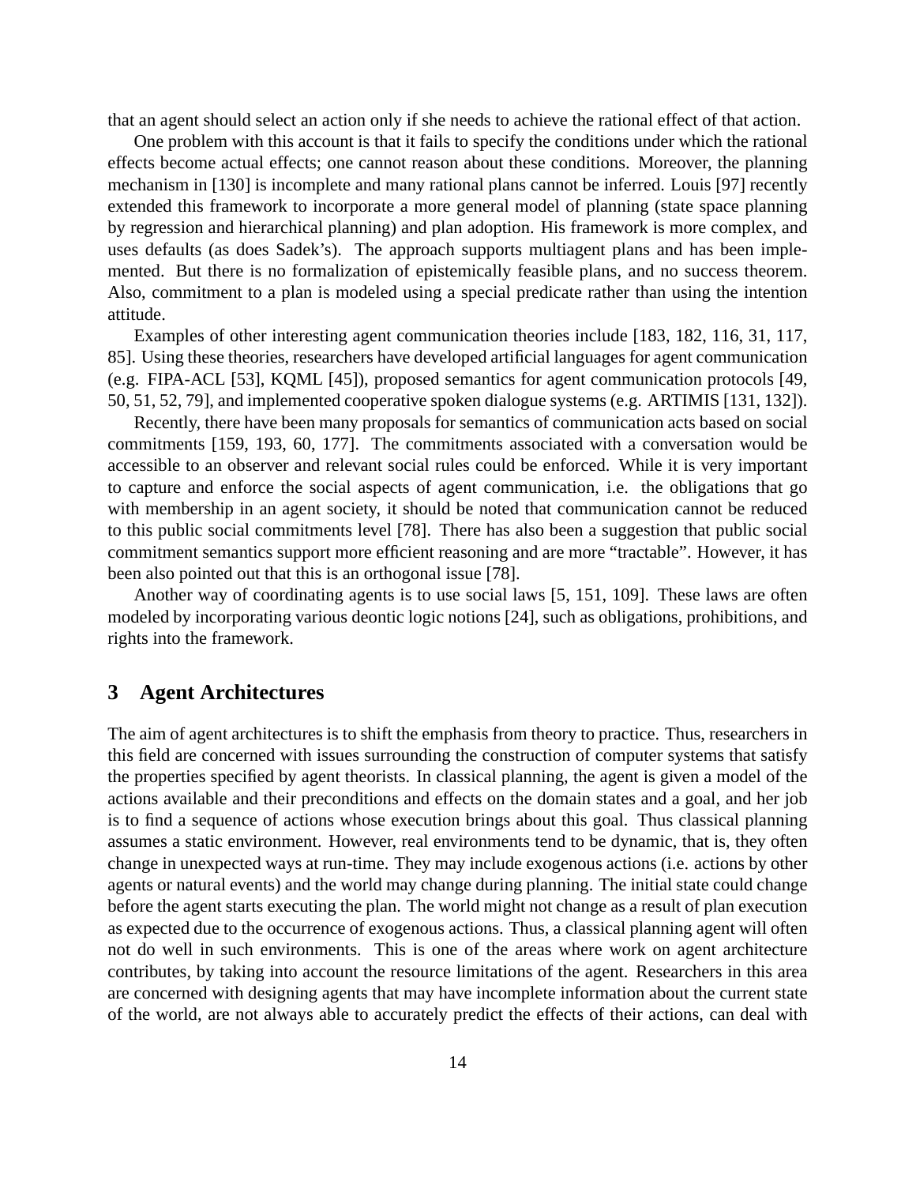that an agent should select an action only if she needs to achieve the rational effect of that action.

One problem with this account is that it fails to specify the conditions under which the rational effects become actual effects; one cannot reason about these conditions. Moreover, the planning mechanism in [130] is incomplete and many rational plans cannot be inferred. Louis [97] recently extended this framework to incorporate a more general model of planning (state space planning by regression and hierarchical planning) and plan adoption. His framework is more complex, and uses defaults (as does Sadek's). The approach supports multiagent plans and has been implemented. But there is no formalization of epistemically feasible plans, and no success theorem. Also, commitment to a plan is modeled using a special predicate rather than using the intention attitude.

Examples of other interesting agent communication theories include [183, 182, 116, 31, 117, 85]. Using these theories, researchers have developed artificial languages for agent communication (e.g. FIPA-ACL [53], KQML [45]), proposed semantics for agent communication protocols [49, 50, 51, 52, 79], and implemented cooperative spoken dialogue systems (e.g. ARTIMIS [131, 132]).

Recently, there have been many proposals for semantics of communication acts based on social commitments [159, 193, 60, 177]. The commitments associated with a conversation would be accessible to an observer and relevant social rules could be enforced. While it is very important to capture and enforce the social aspects of agent communication, i.e. the obligations that go with membership in an agent society, it should be noted that communication cannot be reduced to this public social commitments level [78]. There has also been a suggestion that public social commitment semantics support more efficient reasoning and are more "tractable". However, it has been also pointed out that this is an orthogonal issue [78].

Another way of coordinating agents is to use social laws [5, 151, 109]. These laws are often modeled by incorporating various deontic logic notions [24], such as obligations, prohibitions, and rights into the framework.

## 3 Agent Architectures

The aim of agent architectures is to shift the emphasis from theory to practice. Thus, researchers in this field are concerned with issues surrounding the construction of computer systems that satisfy the properties specified by agent theorists. In classical planning, the agent is given a model of the actions available and their preconditions and effects on the domain states and a goal, and her job is to find a sequence of actions whose execution brings about this goal. Thus classical planning assumes a static environment. However, real environments tend to be dynamic, that is, they often change in unexpected ways at run-time. They may include exogenous actions (i.e. actions by other agents or natural events) and the world may change during planning. The initial state could change before the agent starts executing the plan. The world might not change as a result of plan execution as expected due to the occurrence of exogenous actions. Thus, a classical planning agent will often not do well in such environments. This is one of the areas where work on agent architecture contributes, by taking into account the resource limitations of the agent. Researchers in this area are concerned with designing agents that may have incomplete information about the current state of the world, are not always able to accurately predict the effects of their actions, can deal with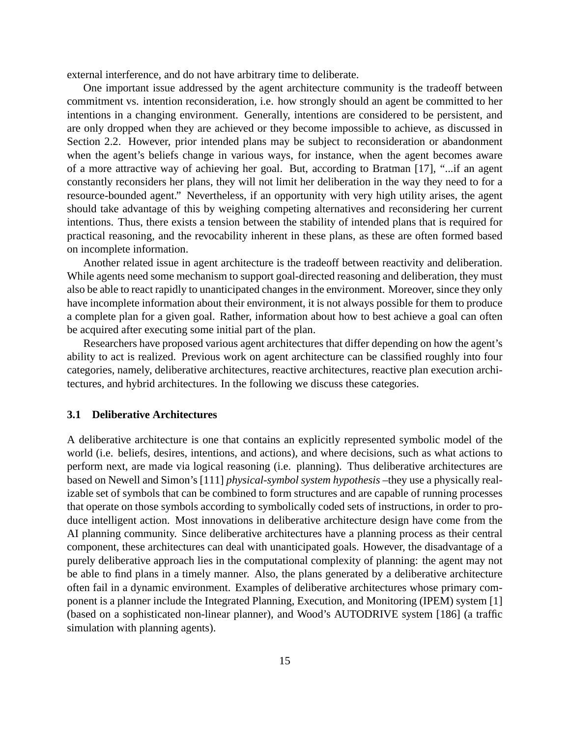external interference, and do not have arbitrary time to deliberate.

One important issue addressed by the agent architecture community is the tradeoff between commitment vs. intention reconsideration, i.e. how strongly should an agent be committed to her intentions in a changing environment. Generally, intentions are considered to be persistent, and are only dropped when they are achieved or they become impossible to achieve, as discussed in Section 2.2. However, prior intended plans may be subject to reconsideration or abandonment when the agent's beliefs change in various ways, for instance, when the agent becomes aware of a more attractive way of achieving her goal. But, according to Bratman [17], "...if an agent constantly reconsiders her plans, they will not limit her deliberation in the way they need to for a resource-bounded agent." Nevertheless, if an opportunity with very high utility arises, the agent should take advantage of this by weighing competing alternatives and reconsidering her current intentions. Thus, there exists a tension between the stability of intended plans that is required for practical reasoning, and the revocability inherent in these plans, as these are often formed based on incomplete information.

Another related issue in agent architecture is the tradeoff between reactivity and deliberation. While agents need some mechanism to support goal-directed reasoning and deliberation, they must also be able to react rapidly to unanticipated changes in the environment. Moreover, since they only have incomplete information about their environment, it is not always possible for them to produce a complete plan for a given goal. Rather, information about how to best achieve a goal can often be acquired after executing some initial part of the plan.

Researchers have proposed various agent architectures that differ depending on how the agent's ability to act is realized. Previous work on agent architecture can be classified roughly into four categories, namely, deliberative architectures, reactive architectures, reactive plan execution architectures, and hybrid architectures. In the following we discuss these categories.

### 3.1 Deliberative Architectures

A deliberative architecture is one that contains an explicitly represented symbolic model of the world (i.e. beliefs, desires, intentions, and actions), and where decisions, such as what actions to perform next, are made via logical reasoning (i.e. planning). Thus deliberative architectures are based on Newell and Simon's [111] *physical-symbol system hypothesis* –they use a physically realizable set of symbols that can be combined to form structures and are capable of running processes that operate on those symbols according to symbolically coded sets of instructions, in order to produce intelligent action. Most innovations in deliberative architecture design have come from the AI planning community. Since deliberative architectures have a planning process as their central component, these architectures can deal with unanticipated goals. However, the disadvantage of a purely deliberative approach lies in the computational complexity of planning: the agent may not be able to find plans in a timely manner. Also, the plans generated by a deliberative architecture often fail in a dynamic environment. Examples of deliberative architectures whose primary component is a planner include the Integrated Planning, Execution, and Monitoring (IPEM) system [1] (based on a sophisticated non-linear planner), and Wood's AUTODRIVE system [186] (a traffic simulation with planning agents).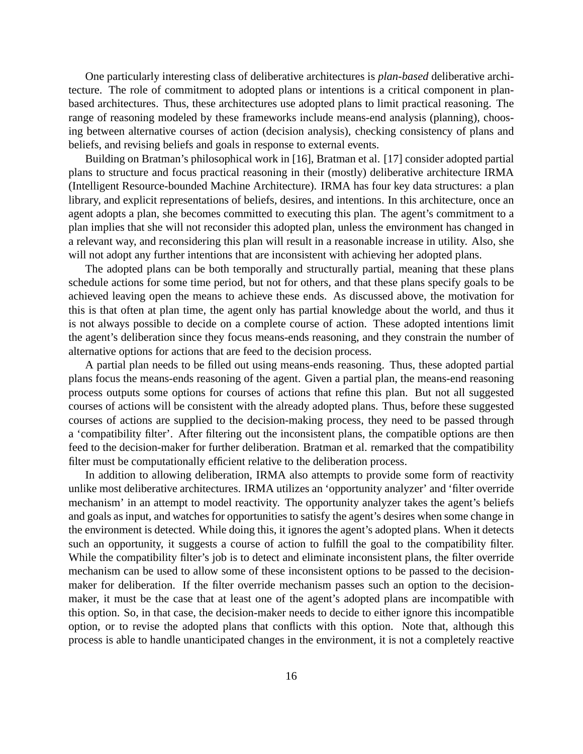One particularly interesting class of deliberative architectures is *plan-based* deliberative architecture. The role of commitment to adopted plans or intentions is a critical component in plan-based architectures. Thus, these architectures use adopted plans to limit practical reasoning. The range of reasoning modeled by these frameworks include means-end analysis (planning), choosing between alternative courses of action (decision analysis), checking consistency of plans and beliefs, and revising beliefs and goals in response to external events.

Building on Bratman's philosophical work in [16], Bratman et al. [17] consider adopted partial plans to structure and focus practical reasoning in their (mostly) deliberative architecture IRMA (Intelligent Resource-bounded Machine Architecture). IRMA has four key data structures: a plan library, and explicit representations of beliefs, desires, and intentions. In this architecture, once an agent adopts a plan, she becomes committed to executing this plan. The agent's commitment to a plan implies that she will not reconsider this adopted plan, unless the environment has changed in a relevant way, and reconsidering this plan will result in a reasonable increase in utility. Also, she will not adopt any further intentions that are inconsistent with achieving her adopted plans.

The adopted plans can be both temporally and structurally partial, meaning that these plans schedule actions for some time period, but not for others, and that these plans specify goals to be achieved leaving open the means to achieve these ends. As discussed above, the motivation for this is that often at plan time, the agent only has partial knowledge about the world, and thus it is not always possible to decide on a complete course of action. These adopted intentions limit the agent's deliberation since they focus means-ends reasoning, and they constrain the number of alternative options for actions that are feed to the decision process.

A partial plan needs to be filled out using means-ends reasoning. Thus, these adopted partial plans focus the means-ends reasoning of the agent. Given a partial plan, the means-end reasoning process outputs some options for courses of actions that refine this plan. But not all suggested courses of actions will be consistent with the already adopted plans. Thus, before these suggested courses of actions are supplied to the decision-making process, they need to be passed through a 'compatibility filter'. After filtering out the inconsistent plans, the compatible options are then feed to the decision-maker for further deliberation. Bratman et al. remarked that the compatibility filter must be computationally efficient relative to the deliberation process.

In addition to allowing deliberation, IRMA also attempts to provide some form of reactivity unlike most deliberative architectures. IRMA utilizes an 'opportunity analyzer' and 'filter override mechanism' in an attempt to model reactivity. The opportunity analyzer takes the agent's beliefs and goals as input, and watches for opportunities to satisfy the agent's desires when some change in the environment is detected. While doing this, it ignores the agent's adopted plans. When it detects such an opportunity, it suggests a course of action to fulfill the goal to the compatibility filter. While the compatibility filter's job is to detect and eliminate inconsistent plans, the filter override mechanism can be used to allow some of these inconsistent options to be passed to the decision-maker for deliberation. If the filter override mechanism passes such an option to the decision-maker, it must be the case that at least one of the agent's adopted plans are incompatible with this option. So, in that case, the decision-maker needs to decide to either ignore this incompatible option, or to revise the adopted plans that conflicts with this option. Note that, although this process is able to handle unanticipated changes in the environment, it is not a completely reactive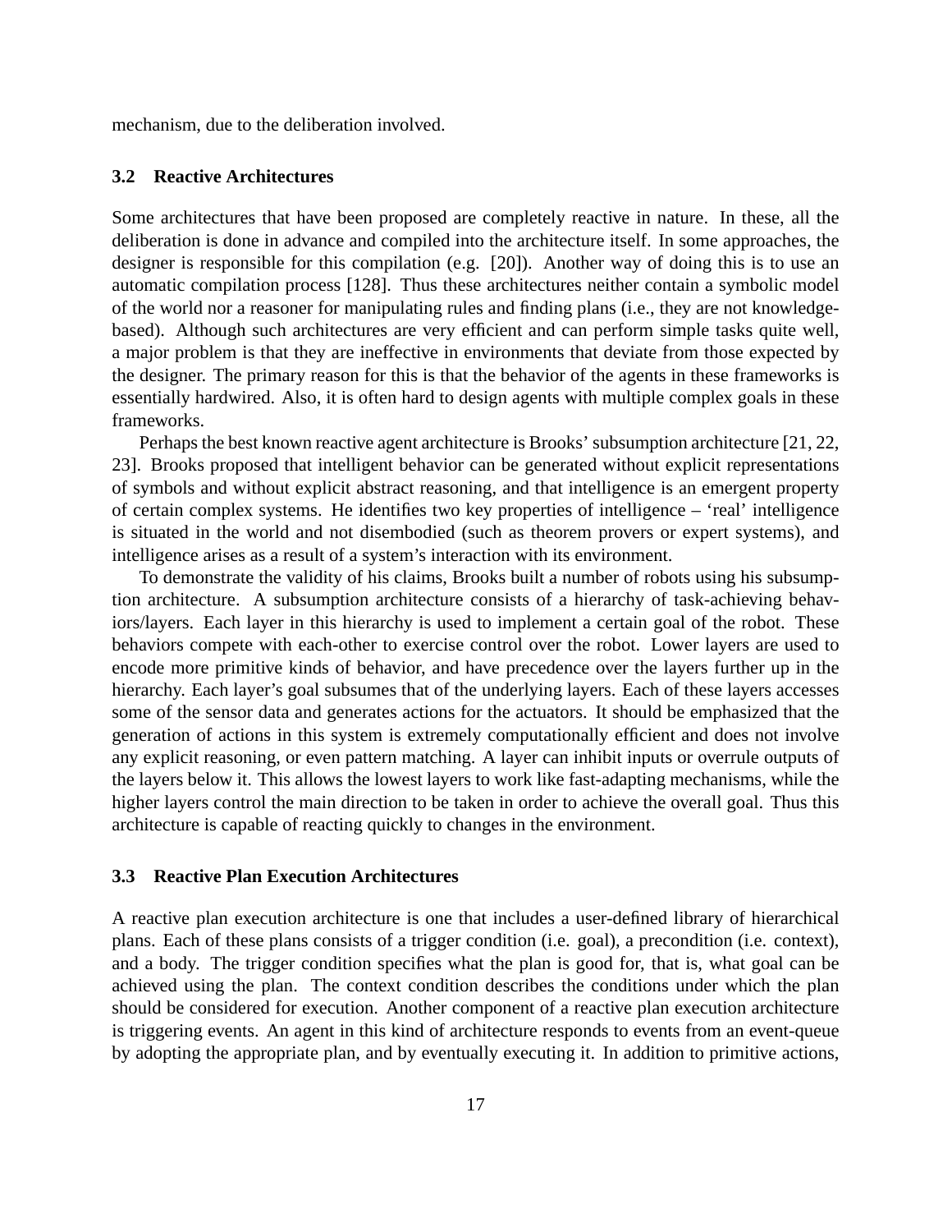mechanism, due to the deliberation involved.

### 3.2 Reactive Architectures

Some architectures that have been proposed are completely reactive in nature. In these, all the deliberation is done in advance and compiled into the architecture itself. In some approaches, the designer is responsible for this compilation (e.g. [20]). Another way of doing this is to use an automatic compilation process [128]. Thus these architectures neither contain a symbolic model of the world nor a reasoner for manipulating rules and finding plans (i.e., they are not knowledge-based). Although such architectures are very efficient and can perform simple tasks quite well, a major problem is that they are ineffective in environments that deviate from those expected by the designer. The primary reason for this is that the behavior of the agents in these frameworks is essentially hardwired. Also, it is often hard to design agents with multiple complex goals in these frameworks.

Perhaps the best known reactive agent architecture is Brooks' subsumption architecture [21, 22, 23]. Brooks proposed that intelligent behavior can be generated without explicit representations of symbols and without explicit abstract reasoning, and that intelligence is an emergent property of certain complex systems. He identifies two key properties of intelligence – 'real' intelligence is situated in the world and not disembodied (such as theorem provers or expert systems), and intelligence arises as a result of a system's interaction with its environment.

To demonstrate the validity of his claims, Brooks built a number of robots using his subsumption architecture. A subsumption architecture consists of a hierarchy of task-achieving behaviors/layers. Each layer in this hierarchy is used to implement a certain goal of the robot. These behaviors compete with each-other to exercise control over the robot. Lower layers are used to encode more primitive kinds of behavior, and have precedence over the layers further up in the hierarchy. Each layer's goal subsumes that of the underlying layers. Each of these layers accesses some of the sensor data and generates actions for the actuators. It should be emphasized that the generation of actions in this system is extremely computationally efficient and does not involve any explicit reasoning, or even pattern matching. A layer can inhibit inputs or overrule outputs of the layers below it. This allows the lowest layers to work like fast-adapting mechanisms, while the higher layers control the main direction to be taken in order to achieve the overall goal. Thus this architecture is capable of reacting quickly to changes in the environment.

### 3.3 Reactive Plan Execution Architectures

A reactive plan execution architecture is one that includes a user-defined library of hierarchical plans. Each of these plans consists of a trigger condition (i.e. goal), a precondition (i.e. context), and a body. The trigger condition specifies what the plan is good for, that is, what goal can be achieved using the plan. The context condition describes the conditions under which the plan should be considered for execution. Another component of a reactive plan execution architecture is triggering events. An agent in this kind of architecture responds to events from an event-queue by adopting the appropriate plan, and by eventually executing it. In addition to primitive actions,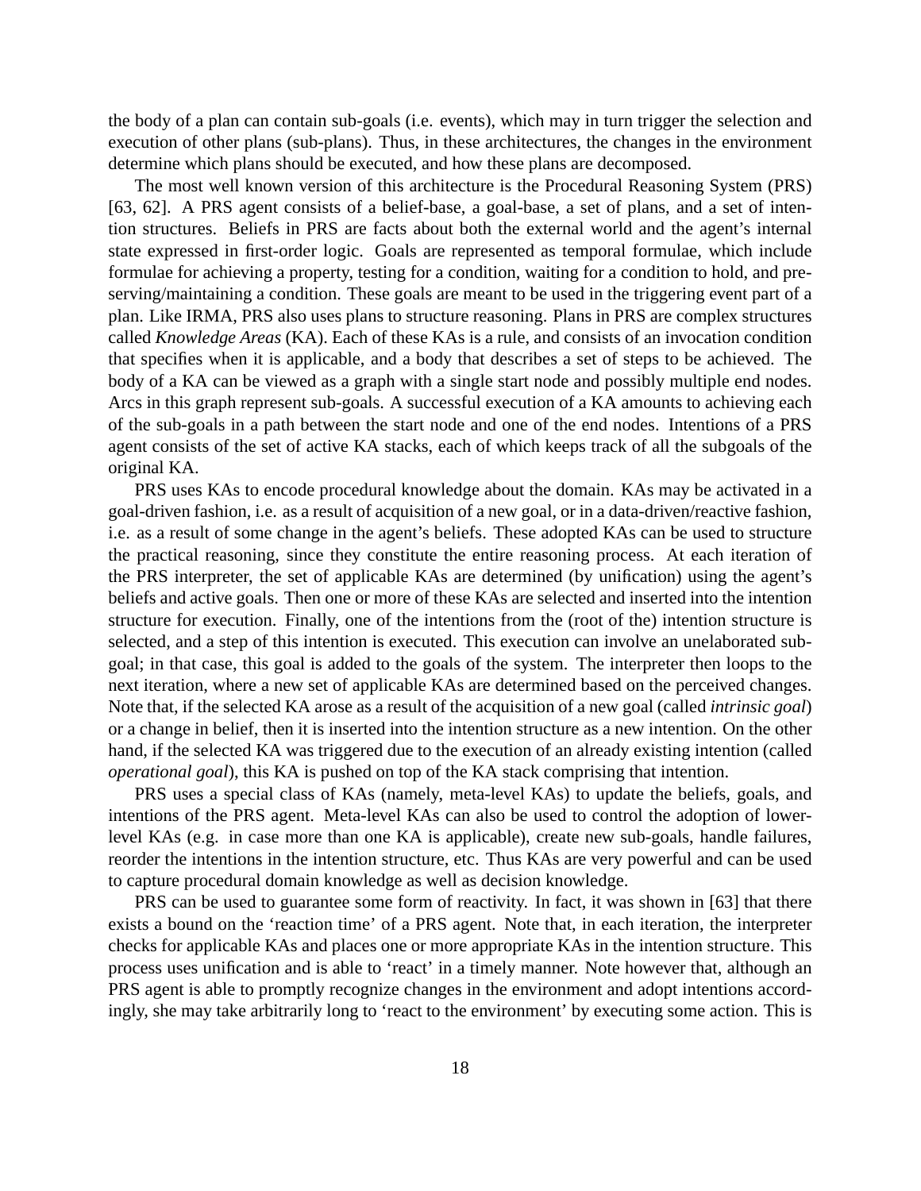the body of a plan can contain sub-goals (i.e. events), which may in turn trigger the selection and execution of other plans (sub-plans). Thus, in these architectures, the changes in the environment determine which plans should be executed, and how these plans are decomposed.

The most well known version of this architecture is the Procedural Reasoning System (PRS) [63, 62]. A PRS agent consists of a belief-base, a goal-base, a set of plans, and a set of intention structures. Beliefs in PRS are facts about both the external world and the agent's internal state expressed in first-order logic. Goals are represented as temporal formulae, which include formulae for achieving a property, testing for a condition, waiting for a condition to hold, and preserving/maintaining a condition. These goals are meant to be used in the triggering event part of a plan. Like IRMA, PRS also uses plans to structure reasoning. Plans in PRS are complex structures called *Knowledge Areas* (KA). Each of these KAs is a rule, and consists of an invocation condition that specifies when it is applicable, and a body that describes a set of steps to be achieved. The body of a KA can be viewed as a graph with a single start node and possibly multiple end nodes. Arcs in this graph represent sub-goals. A successful execution of a KA amounts to achieving each of the sub-goals in a path between the start node and one of the end nodes. Intentions of a PRS agent consists of the set of active KA stacks, each of which keeps track of all the subgoals of the original KA.

PRS uses KAs to encode procedural knowledge about the domain. KAs may be activated in a goal-driven fashion, i.e. as a result of acquisition of a new goal, or in a data-driven/reactive fashion, i.e. as a result of some change in the agent's beliefs. These adopted KAs can be used to structure the practical reasoning, since they constitute the entire reasoning process. At each iteration of the PRS interpreter, the set of applicable KAs are determined (by unification) using the agent's beliefs and active goals. Then one or more of these KAs are selected and inserted into the intention structure for execution. Finally, one of the intentions from the (root of the) intention structure is selected, and a step of this intention is executed. This execution can involve an unelaborated sub-goal; in that case, this goal is added to the goals of the system. The interpreter then loops to the next iteration, where a new set of applicable KAs are determined based on the perceived changes. Note that, if the selected KA arose as a result of the acquisition of a new goal (called *intrinsic goal*) or a change in belief, then it is inserted into the intention structure as a new intention. On the other hand, if the selected KA was triggered due to the execution of an already existing intention (called *operational goal*), this KA is pushed on top of the KA stack comprising that intention.

PRS uses a special class of KAs (namely, meta-level KAs) to update the beliefs, goals, and intentions of the PRS agent. Meta-level KAs can also be used to control the adoption of lower-level KAs (e.g. in case more than one KA is applicable), create new sub-goals, handle failures, reorder the intentions in the intention structure, etc. Thus KAs are very powerful and can be used to capture procedural domain knowledge as well as decision knowledge.

PRS can be used to guarantee some form of reactivity. In fact, it was shown in [63] that there exists a bound on the 'reaction time' of a PRS agent. Note that, in each iteration, the interpreter checks for applicable KAs and places one or more appropriate KAs in the intention structure. This process uses unification and is able to 'react' in a timely manner. Note however that, although an PRS agent is able to promptly recognize changes in the environment and adopt intentions accordingly, she may take arbitrarily long to 'react to the environment' by executing some action. This is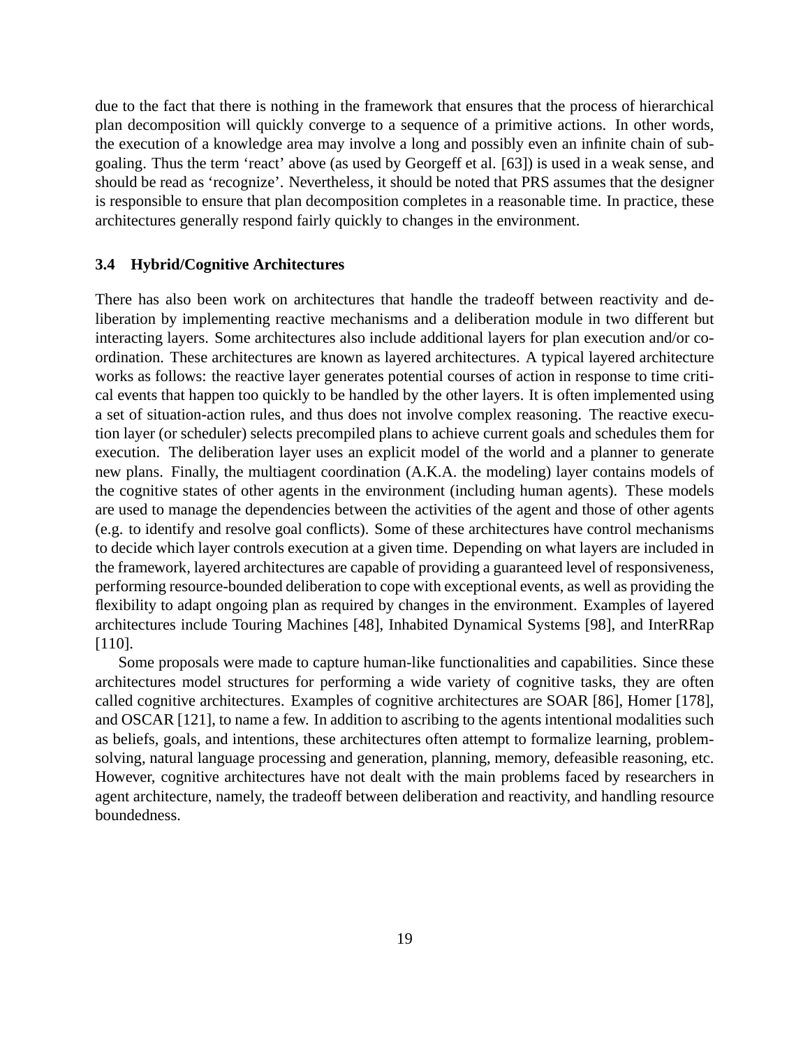due to the fact that there is nothing in the framework that ensures that the process of hierarchical plan decomposition will quickly converge to a sequence of a primitive actions. In other words, the execution of a knowledge area may involve a long and possibly even an infinite chain of subgoaling. Thus the term 'react' above (as used by Georgeff et al. [63]) is used in a weak sense, and should be read as 'recognize'. Nevertheless, it should be noted that PRS assumes that the designer is responsible to ensure that plan decomposition completes in a reasonable time. In practice, these architectures generally respond fairly quickly to changes in the environment.

### 3.4 Hybrid/Cognitive Architectures

There has also been work on architectures that handle the tradeoff between reactivity and deliberation by implementing reactive mechanisms and a deliberation module in two different but interacting layers. Some architectures also include additional layers for plan execution and/or coordination. These architectures are known as layered architectures. A typical layered architecture works as follows: the reactive layer generates potential courses of action in response to time critical events that happen too quickly to be handled by the other layers. It is often implemented using a set of situation-action rules, and thus does not involve complex reasoning. The reactive execution layer (or scheduler) selects precompiled plans to achieve current goals and schedules them for execution. The deliberation layer uses an explicit model of the world and a planner to generate new plans. Finally, the multiagent coordination (A.K.A. the modeling) layer contains models of the cognitive states of other agents in the environment (including human agents). These models are used to manage the dependencies between the activities of the agent and those of other agents (e.g. to identify and resolve goal conflicts). Some of these architectures have control mechanisms to decide which layer controls execution at a given time. Depending on what layers are included in the framework, layered architectures are capable of providing a guaranteed level of responsiveness, performing resource-bounded deliberation to cope with exceptional events, as well as providing the flexibility to adapt ongoing plan as required by changes in the environment. Examples of layered architectures include Touring Machines [48], Inhabited Dynamical Systems [98], and InterRRap [110].

Some proposals were made to capture human-like functionalities and capabilities. Since these architectures model structures for performing a wide variety of cognitive tasks, they are often called cognitive architectures. Examples of cognitive architectures are SOAR [86], Homer [178], and OSCAR [121], to name a few. In addition to ascribing to the agents intentional modalities such as beliefs, goals, and intentions, these architectures often attempt to formalize learning, problem-solving, natural language processing and generation, planning, memory, defeasible reasoning, etc. However, cognitive architectures have not dealt with the main problems faced by researchers in agent architecture, namely, the tradeoff between deliberation and reactivity, and handling resource boundedness.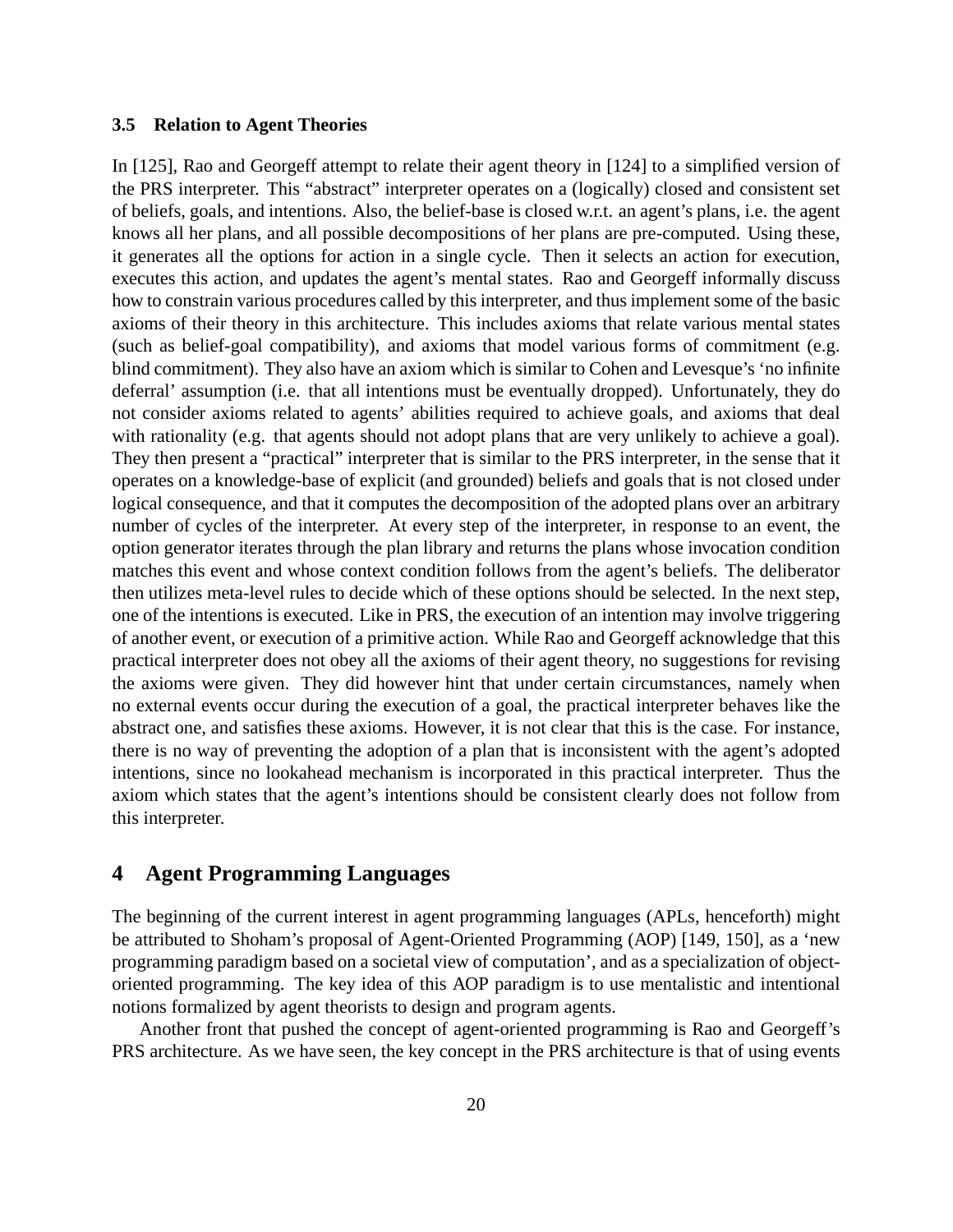### 3.5 Relation to Agent Theories

In [125], Rao and Georgeff attempt to relate their agent theory in [124] to a simplified version of the PRS interpreter. This "abstract" interpreter operates on a (logically) closed and consistent set of beliefs, goals, and intentions. Also, the belief-base is closed w.r.t. an agent's plans, i.e. the agent knows all her plans, and all possible decompositions of her plans are pre-computed. Using these, it generates all the options for action in a single cycle. Then it selects an action for execution, executes this action, and updates the agent's mental states. Rao and Georgeff informally discuss how to constrain various procedures called by this interpreter, and thus implement some of the basic axioms of their theory in this architecture. This includes axioms that relate various mental states (such as belief-goal compatibility), and axioms that model various forms of commitment (e.g. blind commitment). They also have an axiom which is similar to Cohen and Levesque's 'no infinite deferral' assumption (i.e. that all intentions must be eventually dropped). Unfortunately, they do not consider axioms related to agents' abilities required to achieve goals, and axioms that deal with rationality (e.g. that agents should not adopt plans that are very unlikely to achieve a goal). They then present a "practical" interpreter that is similar to the PRS interpreter, in the sense that it operates on a knowledge-base of explicit (and grounded) beliefs and goals that is not closed under logical consequence, and that it computes the decomposition of the adopted plans over an arbitrary number of cycles of the interpreter. At every step of the interpreter, in response to an event, the option generator iterates through the plan library and returns the plans whose invocation condition matches this event and whose context condition follows from the agent's beliefs. The deliberator then utilizes meta-level rules to decide which of these options should be selected. In the next step, one of the intentions is executed. Like in PRS, the execution of an intention may involve triggering of another event, or execution of a primitive action. While Rao and Georgeff acknowledge that this practical interpreter does not obey all the axioms of their agent theory, no suggestions for revising the axioms were given. They did however hint that under certain circumstances, namely when no external events occur during the execution of a goal, the practical interpreter behaves like the abstract one, and satisfies these axioms. However, it is not clear that this is the case. For instance, there is no way of preventing the adoption of a plan that is inconsistent with the agent's adopted intentions, since no lookahead mechanism is incorporated in this practical interpreter. Thus the axiom which states that the agent's intentions should be consistent clearly does not follow from this interpreter.

## 4 Agent Programming Languages

The beginning of the current interest in agent programming languages (APLs, henceforth) might be attributed to Shoham's proposal of Agent-Oriented Programming (AOP) [149, 150], as a 'new programming paradigm based on a societal view of computation', and as a specialization of object-oriented programming. The key idea of this AOP paradigm is to use mentalistic and intentional notions formalized by agent theorists to design and program agents.

Another front that pushed the concept of agent-oriented programming is Rao and Georgeff's PRS architecture. As we have seen, the key concept in the PRS architecture is that of using events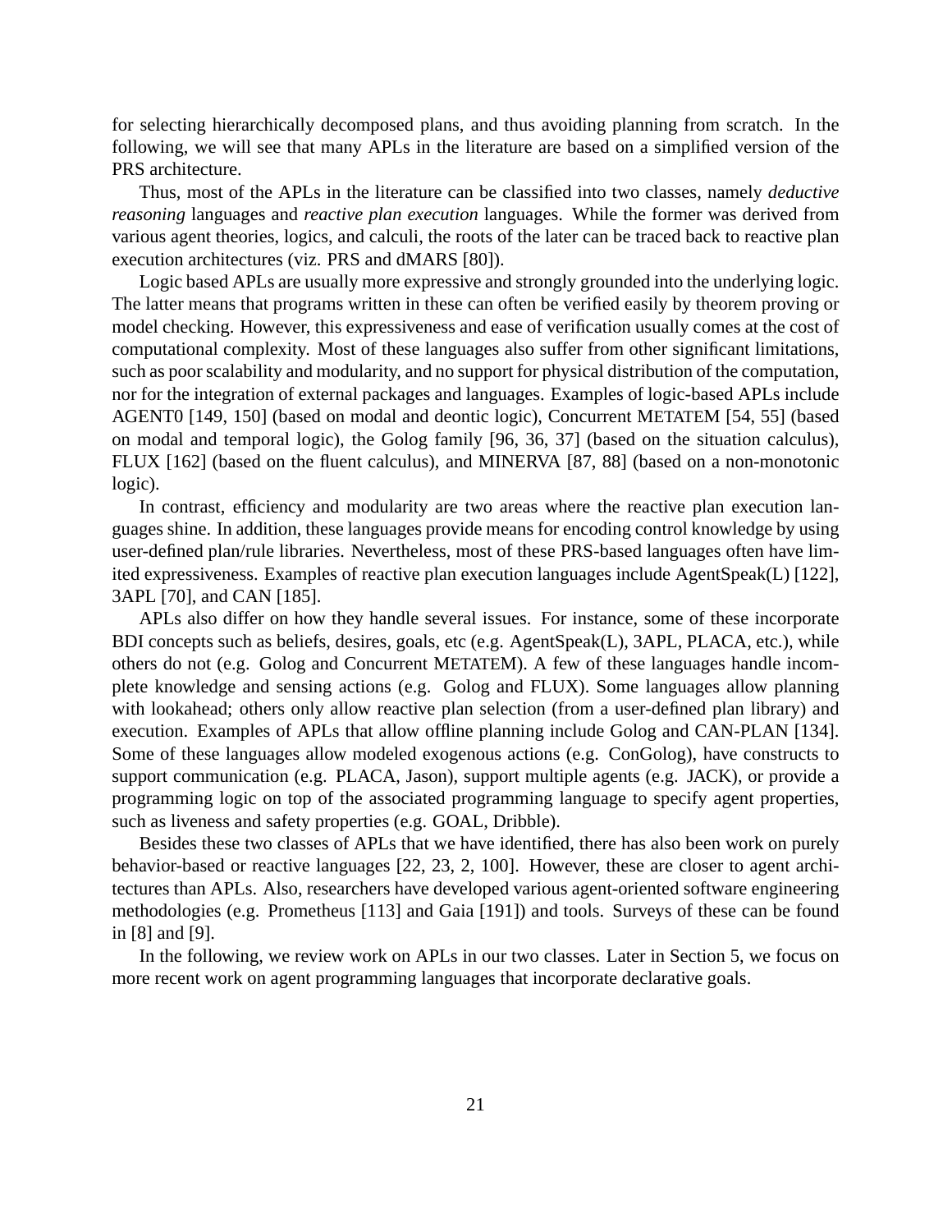for selecting hierarchically decomposed plans, and thus avoiding planning from scratch. In the following, we will see that many APLs in the literature are based on a simplified version of the PRS architecture.

Thus, most of the APLs in the literature can be classified into two classes, namely *deductive reasoning* languages and *reactive plan execution* languages. While the former was derived from various agent theories, logics, and calculi, the roots of the later can be traced back to reactive plan execution architectures (viz. PRS and dMARS [80]).

Logic based APLs are usually more expressive and strongly grounded into the underlying logic. The latter means that programs written in these can often be verified easily by theorem proving or model checking. However, this expressiveness and ease of verification usually comes at the cost of computational complexity. Most of these languages also suffer from other significant limitations, such as poor scalability and modularity, and no support for physical distribution of the computation, nor for the integration of external packages and languages. Examples of logic-based APLs include AGENT0 [149, 150] (based on modal and deontic logic), Concurrent METATEM [54, 55] (based on modal and temporal logic), the Golog family [96, 36, 37] (based on the situation calculus), FLUX [162] (based on the fluent calculus), and MINERVA [87, 88] (based on a non-monotonic logic).

In contrast, efficiency and modularity are two areas where the reactive plan execution languages shine. In addition, these languages provide means for encoding control knowledge by using user-defined plan/rule libraries. Nevertheless, most of these PRS-based languages often have limited expressiveness. Examples of reactive plan execution languages include AgentSpeak(L) [122], 3APL [70], and CAN [185].

APLs also differ on how they handle several issues. For instance, some of these incorporate BDI concepts such as beliefs, desires, goals, etc (e.g. AgentSpeak(L), 3APL, PLACA, etc.), while others do not (e.g. Golog and Concurrent METATEM). A few of these languages handle incomplete knowledge and sensing actions (e.g. Golog and FLUX). Some languages allow planning with lookahead; others only allow reactive plan selection (from a user-defined plan library) and execution. Examples of APLs that allow offline planning include Golog and CAN-PLAN [134]. Some of these languages allow modeled exogenous actions (e.g. ConGolog), have constructs to support communication (e.g. PLACA, Jason), support multiple agents (e.g. JACK), or provide a programming logic on top of the associated programming language to specify agent properties, such as liveness and safety properties (e.g. GOAL, Dribble).

Besides these two classes of APLs that we have identified, there has also been work on purely behavior-based or reactive languages [22, 23, 2, 100]. However, these are closer to agent architectures than APLs. Also, researchers have developed various agent-oriented software engineering methodologies (e.g. Prometheus [113] and Gaia [191]) and tools. Surveys of these can be found in [8] and [9].

In the following, we review work on APLs in our two classes. Later in Section 5, we focus on more recent work on agent programming languages that incorporate declarative goals.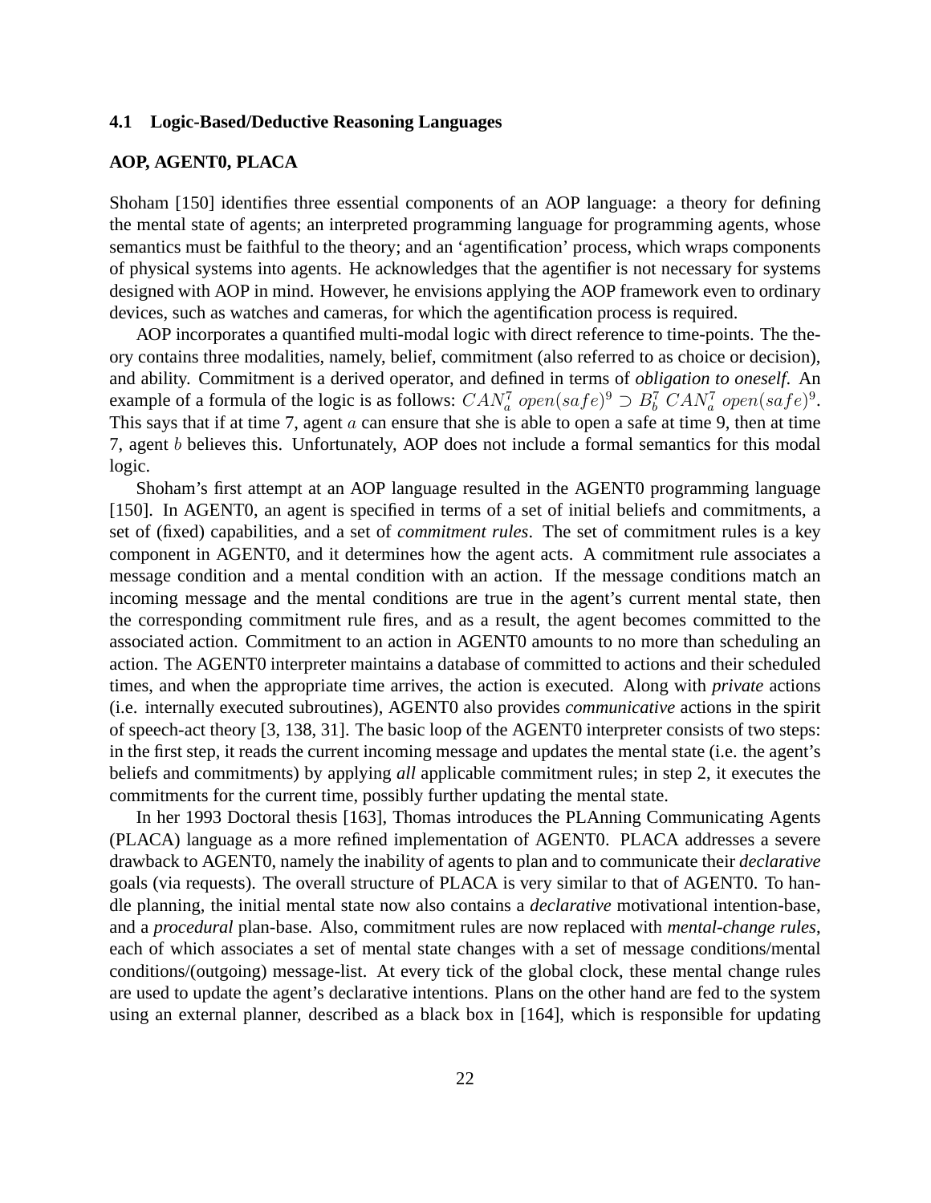### 4.1 Logic-Based/Deductive Reasoning Languages

**AOP, AGENT0, PLACA**

Shoham [150] identifies three essential components of an AOP language: a theory for defining the mental state of agents; an interpreted programming language for programming agents, whose semantics must be faithful to the theory; and an 'agentification' process, which wraps components of physical systems into agents. He acknowledges that the agentifier is not necessary for systems designed with AOP in mind. However, he envisions applying the AOP framework even to ordinary devices, such as watches and cameras, for which the agentification process is required.

AOP incorporates a quantified multi-modal logic with direct reference to time-points. The theory contains three modalities, namely, belief, commitment (also referred to as choice or decision), and ability. Commitment is a derived operator, and defined in terms of *obligation to oneself*. An example of a formula of the logic is as follows: $CAN_a^7\ open(safe)^9 \supset B_b^7\ CAN_a^7\ open(safe)^9$. This says that if at time 7, agent $a$ can ensure that she is able to open a safe at time 9, then at time 7, agent $b$ believes this. Unfortunately, AOP does not include a formal semantics for this modal logic.

Shoham's first attempt at an AOP language resulted in the AGENT0 programming language [150]. In AGENT0, an agent is specified in terms of a set of initial beliefs and commitments, a set of (fixed) capabilities, and a set of *commitment rules*. The set of commitment rules is a key component in AGENT0, and it determines how the agent acts. A commitment rule associates a message condition and a mental condition with an action. If the message conditions match an incoming message and the mental conditions are true in the agent's current mental state, then the corresponding commitment rule fires, and as a result, the agent becomes committed to the associated action. Commitment to an action in AGENT0 amounts to no more than scheduling an action. The AGENT0 interpreter maintains a database of committed to actions and their scheduled times, and when the appropriate time arrives, the action is executed. Along with *private* actions (i.e. internally executed subroutines), AGENT0 also provides *communicative* actions in the spirit of speech-act theory [3, 138, 31]. The basic loop of the AGENT0 interpreter consists of two steps: in the first step, it reads the current incoming message and updates the mental state (i.e. the agent's beliefs and commitments) by applying *all* applicable commitment rules; in step 2, it executes the commitments for the current time, possibly further updating the mental state.

In her 1993 Doctoral thesis [163], Thomas introduces the PLAnning Communicating Agents (PLACA) language as a more refined implementation of AGENT0. PLACA addresses a severe drawback to AGENT0, namely the inability of agents to plan and to communicate their *declarative* goals (via requests). The overall structure of PLACA is very similar to that of AGENT0. To handle planning, the initial mental state now also contains a *declarative* motivational intention-base, and a *procedural* plan-base. Also, commitment rules are now replaced with *mental-change rules*, each of which associates a set of mental state changes with a set of message conditions/mental conditions/(outgoing) message-list. At every tick of the global clock, these mental change rules are used to update the agent's declarative intentions. Plans on the other hand are fed to the system using an external planner, described as a black box in [164], which is responsible for updating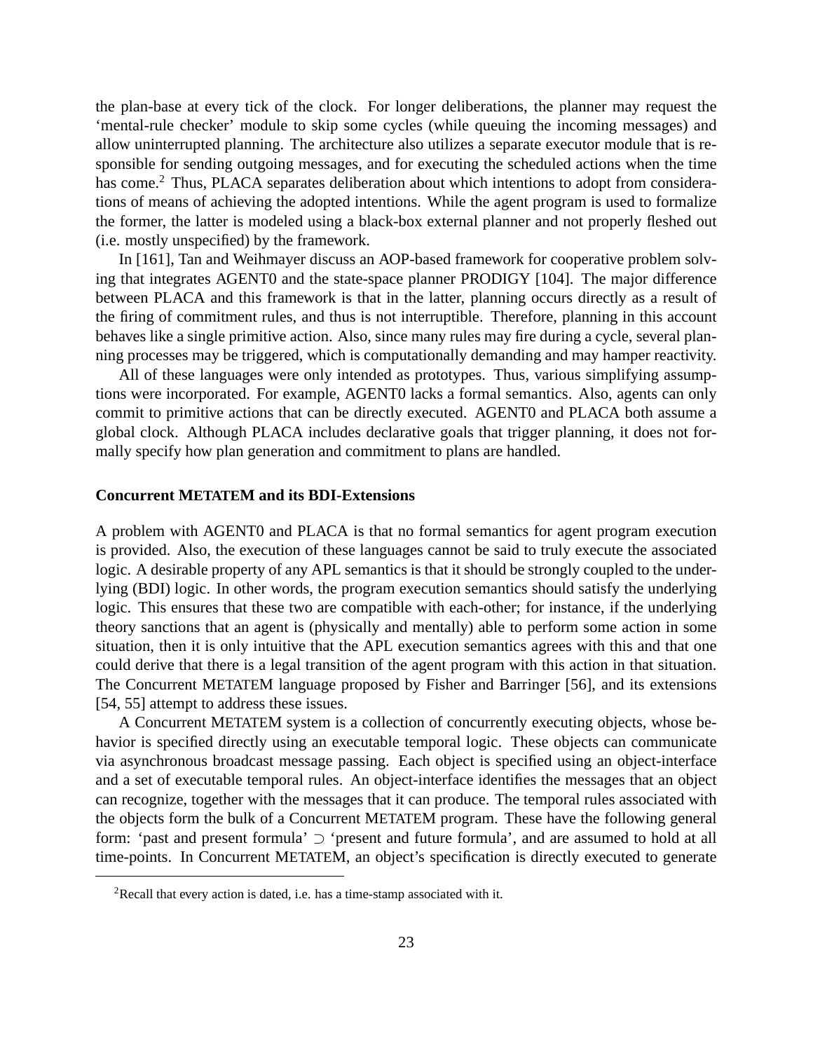the plan-base at every tick of the clock. For longer deliberations, the planner may request the 'mental-rule checker' module to skip some cycles (while queuing the incoming messages) and allow uninterrupted planning. The architecture also utilizes a separate executor module that is responsible for sending outgoing messages, and for executing the scheduled actions when the time has come.[2] Thus, PLACA separates deliberation about which intentions to adopt from considerations of means of achieving the adopted intentions. While the agent program is used to formalize the former, the latter is modeled using a black-box external planner and not properly fleshed out (i.e. mostly unspecified) by the framework.

In [161], Tan and Weihmayer discuss an AOP-based framework for cooperative problem solving that integrates AGENT0 and the state-space planner PRODIGY [104]. The major difference between PLACA and this framework is that in the latter, planning occurs directly as a result of the firing of commitment rules, and thus is not interruptible. Therefore, planning in this account behaves like a single primitive action. Also, since many rules may fire during a cycle, several planning processes may be triggered, which is computationally demanding and may hamper reactivity.

All of these languages were only intended as prototypes. Thus, various simplifying assumptions were incorporated. For example, AGENT0 lacks a formal semantics. Also, agents can only commit to primitive actions that can be directly executed. AGENT0 and PLACA both assume a global clock. Although PLACA includes declarative goals that trigger planning, it does not formally specify how plan generation and commitment to plans are handled.

### Concurrent METATEM and its BDI-Extensions

A problem with AGENT0 and PLACA is that no formal semantics for agent program execution is provided. Also, the execution of these languages cannot be said to truly execute the associated logic. A desirable property of any APL semantics is that it should be strongly coupled to the underlying (BDI) logic. In other words, the program execution semantics should satisfy the underlying logic. This ensures that these two are compatible with each-other; for instance, if the underlying theory sanctions that an agent is (physically and mentally) able to perform some action in some situation, then it is only intuitive that the APL execution semantics agrees with this and that one could derive that there is a legal transition of the agent program with this action in that situation. The Concurrent METATEM language proposed by Fisher and Barringer [56], and its extensions [54, 55] attempt to address these issues.

A Concurrent METATEM system is a collection of concurrently executing objects, whose behavior is specified directly using an executable temporal logic. These objects can communicate via asynchronous broadcast message passing. Each object is specified using an object-interface and a set of executable temporal rules. An object-interface identifies the messages that an object can recognize, together with the messages that it can produce. The temporal rules associated with the objects form the bulk of a Concurrent METATEM program. These have the following general form: 'past and present formula' $\supset$ 'present and future formula', and are assumed to hold at all time-points. In Concurrent METATEM, an object's specification is directly executed to generate

[2] Recall that every action is dated, i.e. has a time-stamp associated with it.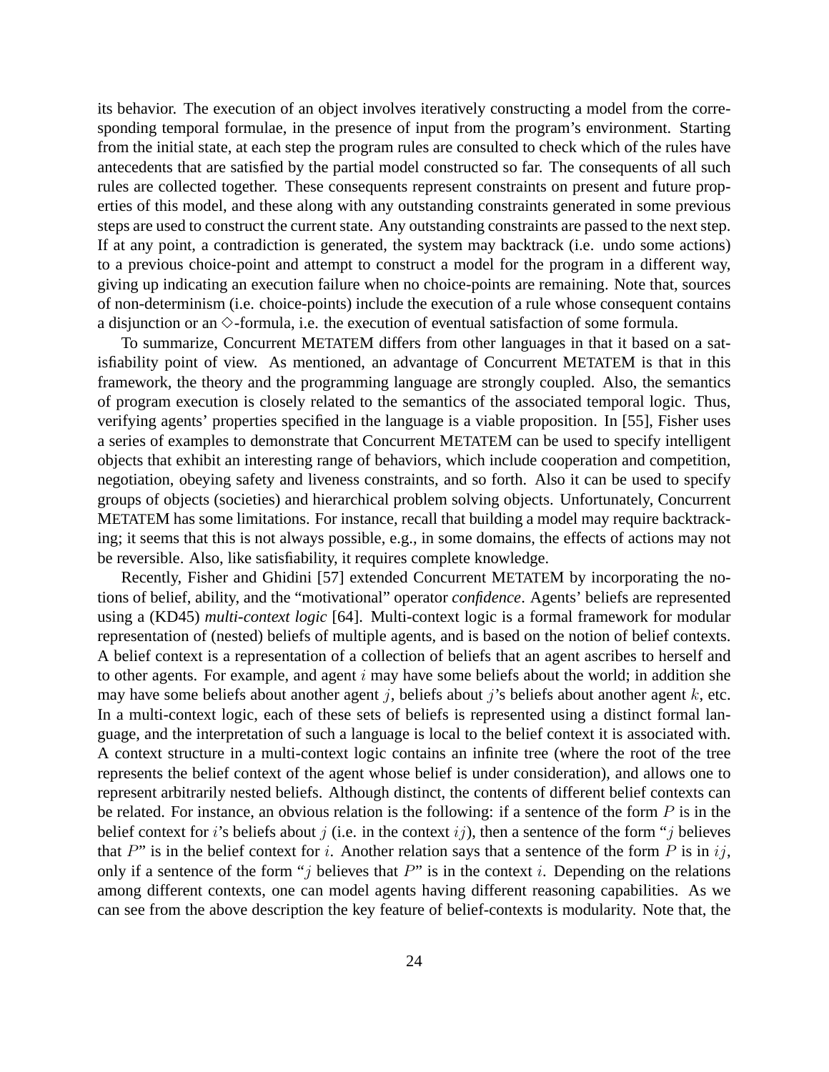its behavior. The execution of an object involves iteratively constructing a model from the corresponding temporal formulae, in the presence of input from the program's environment. Starting from the initial state, at each step the program rules are consulted to check which of the rules have antecedents that are satisfied by the partial model constructed so far. The consequents of all such rules are collected together. These consequents represent constraints on present and future properties of this model, and these along with any outstanding constraints generated in some previous steps are used to construct the current state. Any outstanding constraints are passed to the next step. If at any point, a contradiction is generated, the system may backtrack (i.e. undo some actions) to a previous choice-point and attempt to construct a model for the program in a different way, giving up indicating an execution failure when no choice-points are remaining. Note that, sources of non-determinism (i.e. choice-points) include the execution of a rule whose consequent contains a disjunction or an $\diamond$-formula, i.e. the execution of eventual satisfaction of some formula.

To summarize, Concurrent METATEM differs from other languages in that it based on a satisfiability point of view. As mentioned, an advantage of Concurrent METATEM is that in this framework, the theory and the programming language are strongly coupled. Also, the semantics of program execution is closely related to the semantics of the associated temporal logic. Thus, verifying agents' properties specified in the language is a viable proposition. In [55], Fisher uses a series of examples to demonstrate that Concurrent METATEM can be used to specify intelligent objects that exhibit an interesting range of behaviors, which include cooperation and competition, negotiation, obeying safety and liveness constraints, and so forth. Also it can be used to specify groups of objects (societies) and hierarchical problem solving objects. Unfortunately, Concurrent METATEM has some limitations. For instance, recall that building a model may require backtracking; it seems that this is not always possible, e.g., in some domains, the effects of actions may not be reversible. Also, like satisfiability, it requires complete knowledge.

Recently, Fisher and Ghidini [57] extended Concurrent METATEM by incorporating the notions of belief, ability, and the "motivational" operator *confidence*. Agents' beliefs are represented using a (KD45) *multi-context logic* [64]. Multi-context logic is a formal framework for modular representation of (nested) beliefs of multiple agents, and is based on the notion of belief contexts. A belief context is a representation of a collection of beliefs that an agent ascribes to herself and to other agents. For example, and agent $i$ may have some beliefs about the world; in addition she may have some beliefs about another agent $j$, beliefs about $j$'s beliefs about another agent $k$, etc. In a multi-context logic, each of these sets of beliefs is represented using a distinct formal language, and the interpretation of such a language is local to the belief context it is associated with. A context structure in a multi-context logic contains an infinite tree (where the root of the tree represents the belief context of the agent whose belief is under consideration), and allows one to represent arbitrarily nested beliefs. Although distinct, the contents of different belief contexts can be related. For instance, an obvious relation is the following: if a sentence of the form $P$ is in the belief context for $i$'s beliefs about $j$ (i.e. in the context $ij$), then a sentence of the form "$j$ believes that $P$" is in the belief context for $i$. Another relation says that a sentence of the form $P$ is in $ij$, only if a sentence of the form "$j$ believes that $P$" is in the context $i$. Depending on the relations among different contexts, one can model agents having different reasoning capabilities. As we can see from the above description the key feature of belief-contexts is modularity. Note that, the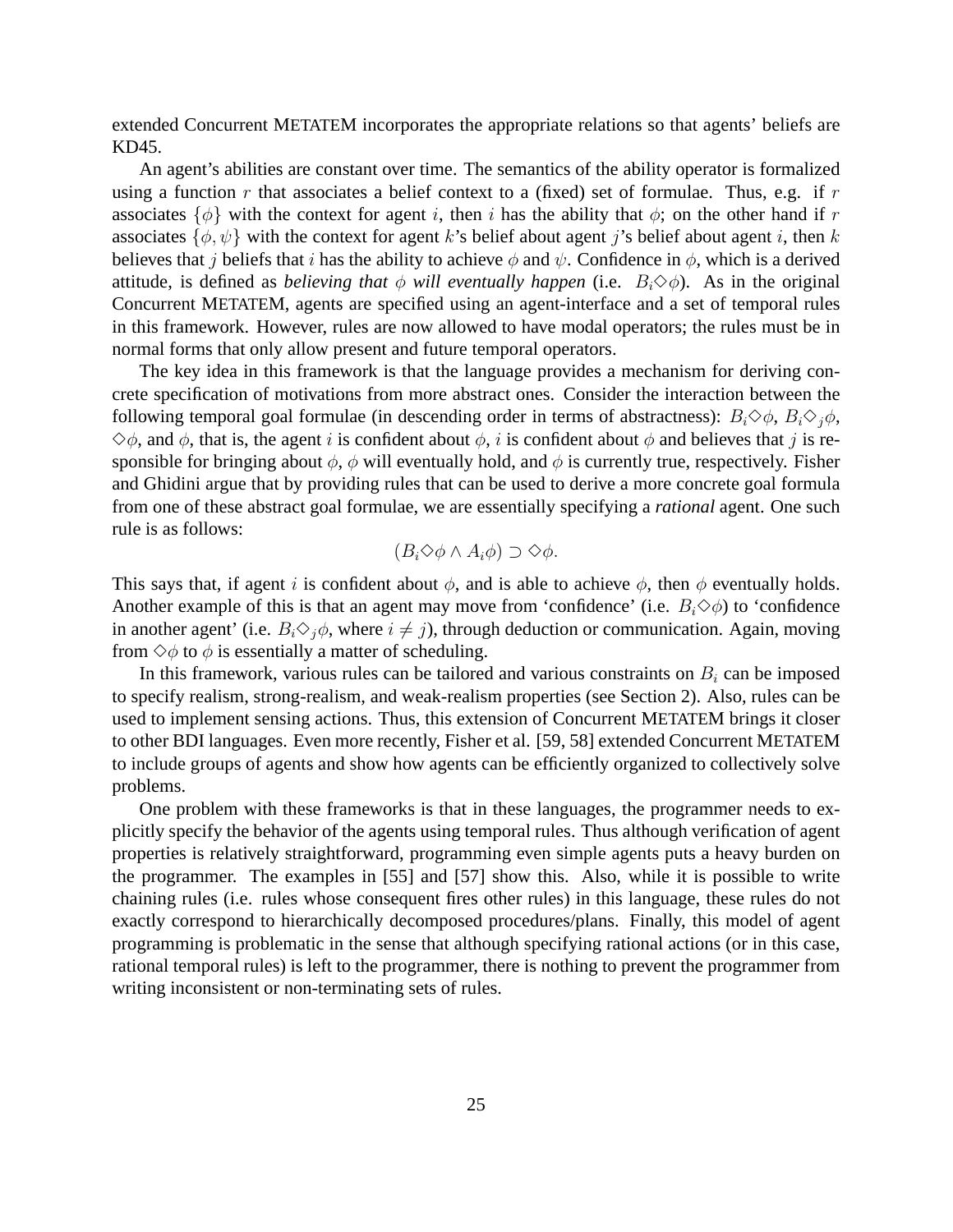extended Concurrent METATEM incorporates the appropriate relations so that agents' beliefs are KD45.

An agent's abilities are constant over time. The semantics of the ability operator is formalized using a function $r$ that associates a belief context to a (fixed) set of formulae. Thus, e.g. if $r$ associates $\{\phi\}$ with the context for agent $i$, then $i$ has the ability that $\phi$; on the other hand if $r$ associates $\{\phi, \psi\}$ with the context for agent $k$'s belief about agent $j$'s belief about agent $i$, then $k$ believes that $j$ beliefs that $i$ has the ability to achieve $\phi$ and $\psi$. Confidence in $\phi$, which is a derived attitude, is defined as *believing that $\phi$ will eventually happen* (i.e. $B_i\Diamond\phi$). As in the original Concurrent METATEM, agents are specified using an agent-interface and a set of temporal rules in this framework. However, rules are now allowed to have modal operators; the rules must be in normal forms that only allow present and future temporal operators.

The key idea in this framework is that the language provides a mechanism for deriving concrete specification of motivations from more abstract ones. Consider the interaction between the following temporal goal formulae (in descending order in terms of abstractness): $B_i\Diamond\phi$, $B_i\Diamond_j\phi$, $\Diamond\phi$, and $\phi$, that is, the agent $i$ is confident about $\phi$, $i$ is confident about $\phi$ and believes that $j$ is responsible for bringing about $\phi$, $\phi$ will eventually hold, and $\phi$ is currently true, respectively. Fisher and Ghidini argue that by providing rules that can be used to derive a more concrete goal formula from one of these abstract goal formulae, we are essentially specifying a *rational* agent. One such rule is as follows:

$$(B_i\Diamond\phi \wedge A_i\phi) \supset \Diamond\phi.$$

This says that, if agent $i$ is confident about $\phi$, and is able to achieve $\phi$, then $\phi$ eventually holds. Another example of this is that an agent may move from 'confidence' (i.e. $B_i\Diamond\phi$) to 'confidence in another agent' (i.e. $B_i\Diamond_j\phi$, where $i \neq j$), through deduction or communication. Again, moving from $\Diamond\phi$ to $\phi$ is essentially a matter of scheduling.

In this framework, various rules can be tailored and various constraints on $B_i$ can be imposed to specify realism, strong-realism, and weak-realism properties (see Section 2). Also, rules can be used to implement sensing actions. Thus, this extension of Concurrent METATEM brings it closer to other BDI languages. Even more recently, Fisher et al. [59, 58] extended Concurrent METATEM to include groups of agents and show how agents can be efficiently organized to collectively solve problems.

One problem with these frameworks is that in these languages, the programmer needs to explicitly specify the behavior of the agents using temporal rules. Thus although verification of agent properties is relatively straightforward, programming even simple agents puts a heavy burden on the programmer. The examples in [55] and [57] show this. Also, while it is possible to write chaining rules (i.e. rules whose consequent fires other rules) in this language, these rules do not exactly correspond to hierarchically decomposed procedures/plans. Finally, this model of agent programming is problematic in the sense that although specifying rational actions (or in this case, rational temporal rules) is left to the programmer, there is nothing to prevent the programmer from writing inconsistent or non-terminating sets of rules.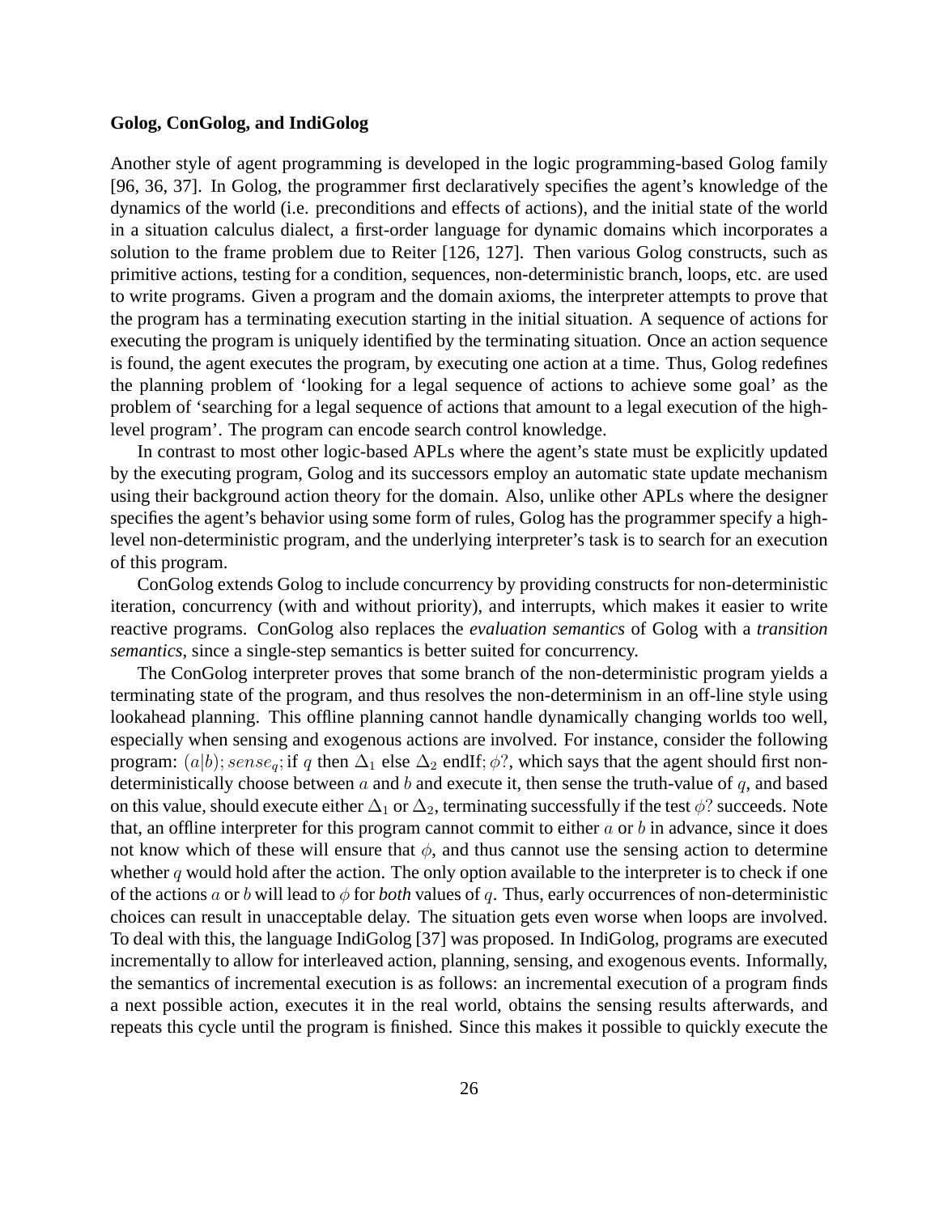**Golog, ConGolog, and IndiGolog**

Another style of agent programming is developed in the logic programming-based Golog family [96, 36, 37]. In Golog, the programmer first declaratively specifies the agent's knowledge of the dynamics of the world (i.e. preconditions and effects of actions), and the initial state of the world in a situation calculus dialect, a first-order language for dynamic domains which incorporates a solution to the frame problem due to Reiter [126, 127]. Then various Golog constructs, such as primitive actions, testing for a condition, sequences, non-deterministic branch, loops, etc. are used to write programs. Given a program and the domain axioms, the interpreter attempts to prove that the program has a terminating execution starting in the initial situation. A sequence of actions for executing the program is uniquely identified by the terminating situation. Once an action sequence is found, the agent executes the program, by executing one action at a time. Thus, Golog redefines the planning problem of 'looking for a legal sequence of actions to achieve some goal' as the problem of 'searching for a legal sequence of actions that amount to a legal execution of the high-level program'. The program can encode search control knowledge.

In contrast to most other logic-based APLs where the agent's state must be explicitly updated by the executing program, Golog and its successors employ an automatic state update mechanism using their background action theory for the domain. Also, unlike other APLs where the designer specifies the agent's behavior using some form of rules, Golog has the programmer specify a high-level non-deterministic program, and the underlying interpreter's task is to search for an execution of this program.

ConGolog extends Golog to include concurrency by providing constructs for non-deterministic iteration, concurrency (with and without priority), and interrupts, which makes it easier to write reactive programs. ConGolog also replaces the *evaluation semantics* of Golog with a *transition semantics*, since a single-step semantics is better suited for concurrency.

The ConGolog interpreter proves that some branch of the non-deterministic program yields a terminating state of the program, and thus resolves the non-determinism in an off-line style using lookahead planning. This offline planning cannot handle dynamically changing worlds too well, especially when sensing and exogenous actions are involved. For instance, consider the following program: $(a|b); sense_q;$ if $q$ then $\Delta_1$ else $\Delta_2$ endIf; $\phi?$, which says that the agent should first non-deterministically choose between $a$ and $b$ and execute it, then sense the truth-value of $q$, and based on this value, should execute either $\Delta_1$ or $\Delta_2$, terminating successfully if the test $\phi?$ succeeds. Note that, an offline interpreter for this program cannot commit to either $a$ or $b$ in advance, since it does not know which of these will ensure that $\phi$, and thus cannot use the sensing action to determine whether $q$ would hold after the action. The only option available to the interpreter is to check if one of the actions $a$ or $b$ will lead to $\phi$ for *both* values of $q$. Thus, early occurrences of non-deterministic choices can result in unacceptable delay. The situation gets even worse when loops are involved. To deal with this, the language IndiGolog [37] was proposed. In IndiGolog, programs are executed incrementally to allow for interleaved action, planning, sensing, and exogenous events. Informally, the semantics of incremental execution is as follows: an incremental execution of a program finds a next possible action, executes it in the real world, obtains the sensing results afterwards, and repeats this cycle until the program is finished. Since this makes it possible to quickly execute the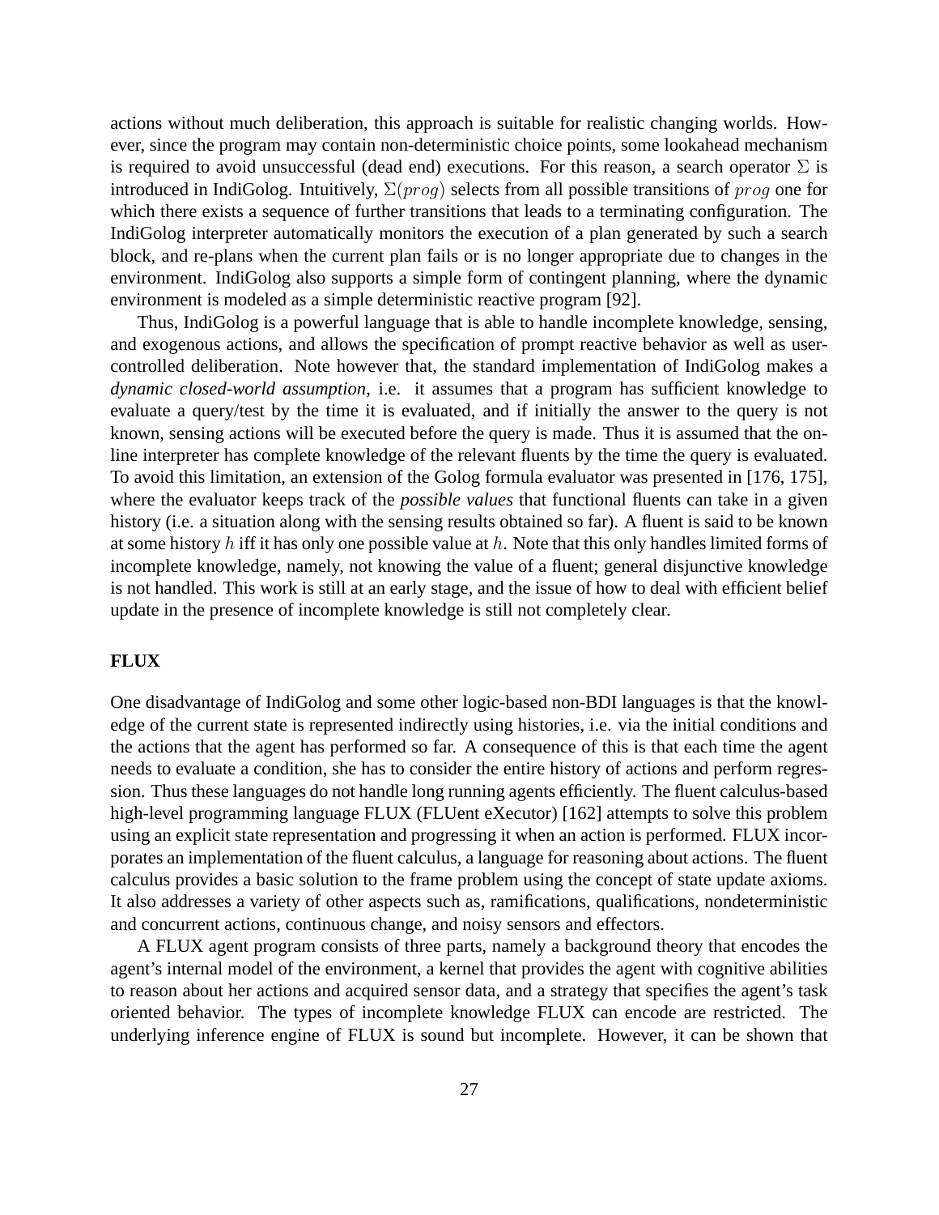actions without much deliberation, this approach is suitable for realistic changing worlds. However, since the program may contain non-deterministic choice points, some lookahead mechanism is required to avoid unsuccessful (dead end) executions. For this reason, a search operator $\Sigma$ is introduced in IndiGolog. Intuitively, $\Sigma(prog)$ selects from all possible transitions of $prog$ one for which there exists a sequence of further transitions that leads to a terminating configuration. The IndiGolog interpreter automatically monitors the execution of a plan generated by such a search block, and re-plans when the current plan fails or is no longer appropriate due to changes in the environment. IndiGolog also supports a simple form of contingent planning, where the dynamic environment is modeled as a simple deterministic reactive program [92].

Thus, IndiGolog is a powerful language that is able to handle incomplete knowledge, sensing, and exogenous actions, and allows the specification of prompt reactive behavior as well as user-controlled deliberation. Note however that, the standard implementation of IndiGolog makes a *dynamic closed-world assumption*, i.e. it assumes that a program has sufficient knowledge to evaluate a query/test by the time it is evaluated, and if initially the answer to the query is not known, sensing actions will be executed before the query is made. Thus it is assumed that the on-line interpreter has complete knowledge of the relevant fluents by the time the query is evaluated. To avoid this limitation, an extension of the Golog formula evaluator was presented in [176, 175], where the evaluator keeps track of the *possible values* that functional fluents can take in a given history (i.e. a situation along with the sensing results obtained so far). A fluent is said to be known at some history $h$ iff it has only one possible value at $h$. Note that this only handles limited forms of incomplete knowledge, namely, not knowing the value of a fluent; general disjunctive knowledge is not handled. This work is still at an early stage, and the issue of how to deal with efficient belief update in the presence of incomplete knowledge is still not completely clear.

**FLUX**

One disadvantage of IndiGolog and some other logic-based non-BDI languages is that the knowledge of the current state is represented indirectly using histories, i.e. via the initial conditions and the actions that the agent has performed so far. A consequence of this is that each time the agent needs to evaluate a condition, she has to consider the entire history of actions and perform regression. Thus these languages do not handle long running agents efficiently. The fluent calculus-based high-level programming language FLUX (FLUent eXecutor) [162] attempts to solve this problem using an explicit state representation and progressing it when an action is performed. FLUX incorporates an implementation of the fluent calculus, a language for reasoning about actions. The fluent calculus provides a basic solution to the frame problem using the concept of state update axioms. It also addresses a variety of other aspects such as, ramifications, qualifications, nondeterministic and concurrent actions, continuous change, and noisy sensors and effectors.

A FLUX agent program consists of three parts, namely a background theory that encodes the agent's internal model of the environment, a kernel that provides the agent with cognitive abilities to reason about her actions and acquired sensor data, and a strategy that specifies the agent's task oriented behavior. The types of incomplete knowledge FLUX can encode are restricted. The underlying inference engine of FLUX is sound but incomplete. However, it can be shown that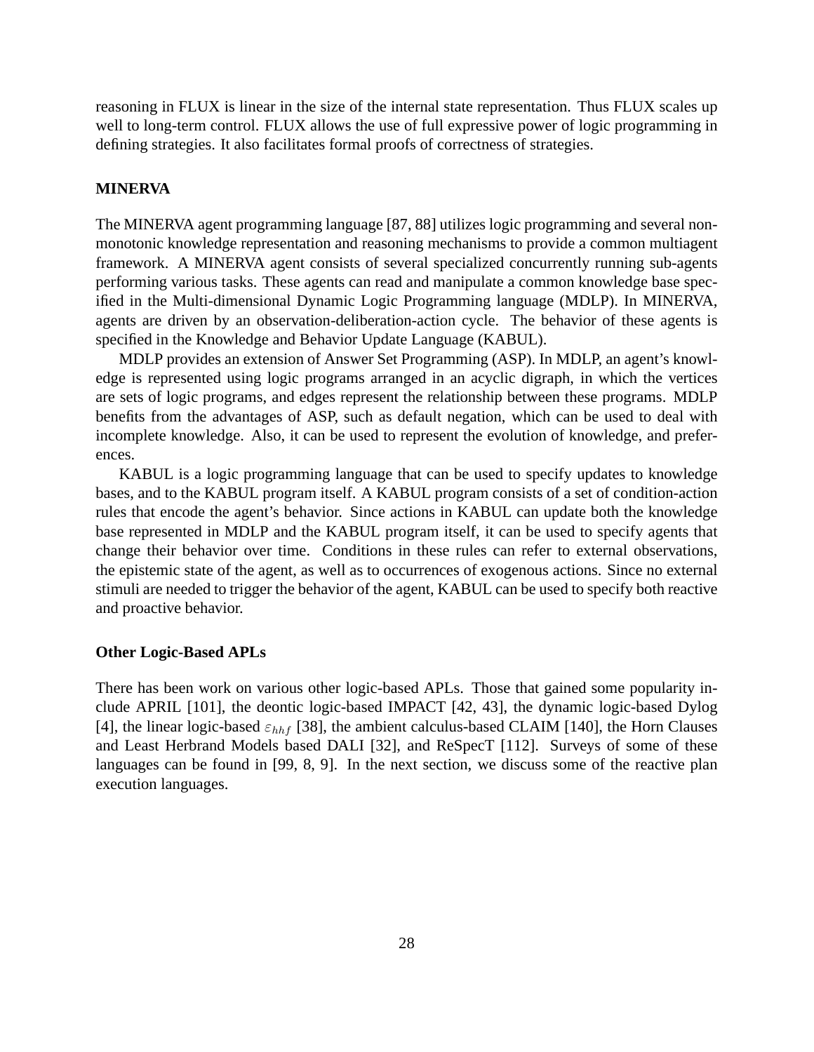reasoning in FLUX is linear in the size of the internal state representation. Thus FLUX scales up well to long-term control. FLUX allows the use of full expressive power of logic programming in defining strategies. It also facilitates formal proofs of correctness of strategies.

**MINERVA**

The MINERVA agent programming language [87, 88] utilizes logic programming and several non-monotonic knowledge representation and reasoning mechanisms to provide a common multiagent framework. A MINERVA agent consists of several specialized concurrently running sub-agents performing various tasks. These agents can read and manipulate a common knowledge base specified in the Multi-dimensional Dynamic Logic Programming language (MDLP). In MINERVA, agents are driven by an observation-deliberation-action cycle. The behavior of these agents is specified in the Knowledge and Behavior Update Language (KABUL).

MDLP provides an extension of Answer Set Programming (ASP). In MDLP, an agent's knowledge is represented using logic programs arranged in an acyclic digraph, in which the vertices are sets of logic programs, and edges represent the relationship between these programs. MDLP benefits from the advantages of ASP, such as default negation, which can be used to deal with incomplete knowledge. Also, it can be used to represent the evolution of knowledge, and preferences.

KABUL is a logic programming language that can be used to specify updates to knowledge bases, and to the KABUL program itself. A KABUL program consists of a set of condition-action rules that encode the agent's behavior. Since actions in KABUL can update both the knowledge base represented in MDLP and the KABUL program itself, it can be used to specify agents that change their behavior over time. Conditions in these rules can refer to external observations, the epistemic state of the agent, as well as to occurrences of exogenous actions. Since no external stimuli are needed to trigger the behavior of the agent, KABUL can be used to specify both reactive and proactive behavior.

**Other Logic-Based APLs**

There has been work on various other logic-based APLs. Those that gained some popularity include APRIL [101], the deontic logic-based IMPACT [42, 43], the dynamic logic-based Dylog [4], the linear logic-based $\varepsilon_{hhf}$ [38], the ambient calculus-based CLAIM [140], the Horn Clauses and Least Herbrand Models based DALI [32], and ReSpecT [112]. Surveys of some of these languages can be found in [99, 8, 9]. In the next section, we discuss some of the reactive plan execution languages.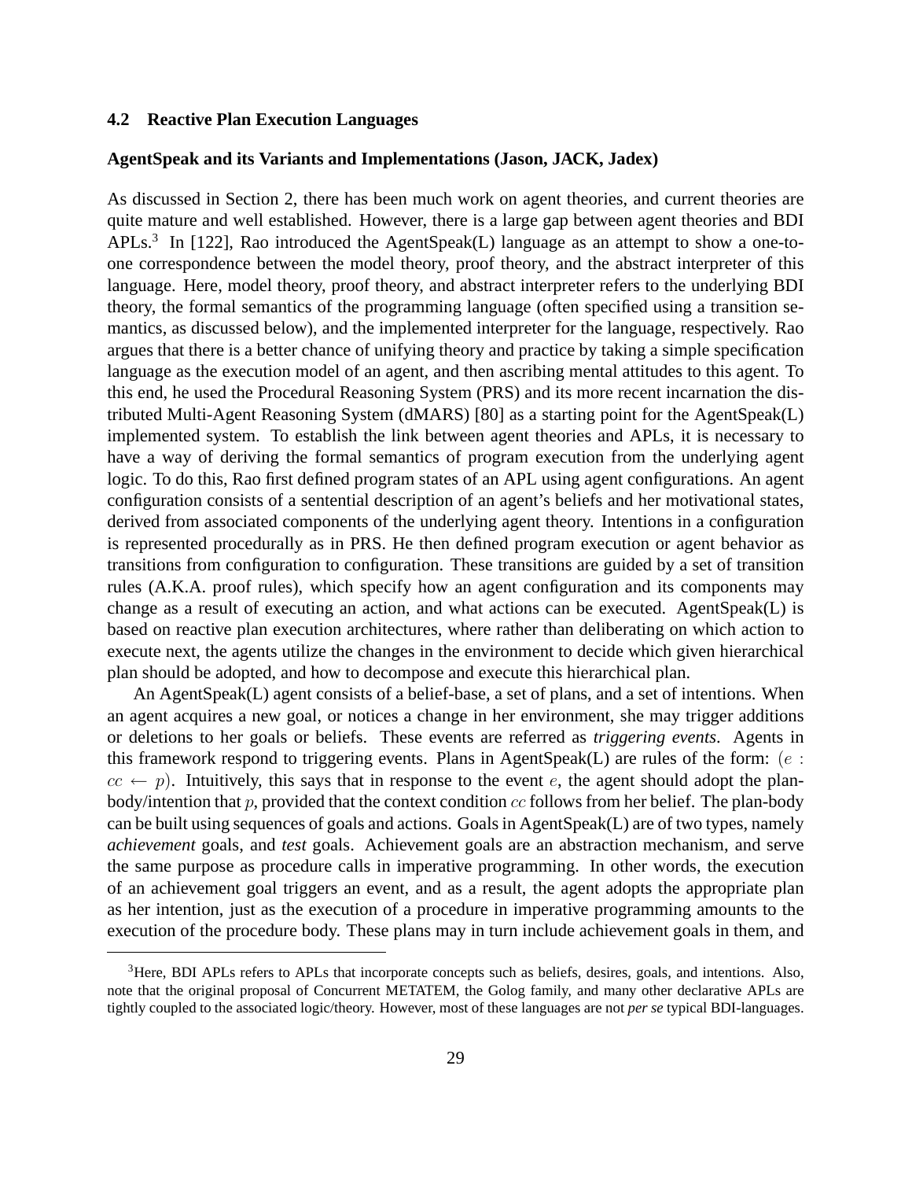### 4.2 Reactive Plan Execution Languages

#### AgentSpeak and its Variants and Implementations (Jason, JACK, Jadex)

As discussed in Section 2, there has been much work on agent theories, and current theories are quite mature and well established. However, there is a large gap between agent theories and BDI APLs.[3] In [122], Rao introduced the AgentSpeak(L) language as an attempt to show a one-to-one correspondence between the model theory, proof theory, and the abstract interpreter of this language. Here, model theory, proof theory, and abstract interpreter refers to the underlying BDI theory, the formal semantics of the programming language (often specified using a transition semantics, as discussed below), and the implemented interpreter for the language, respectively. Rao argues that there is a better chance of unifying theory and practice by taking a simple specification language as the execution model of an agent, and then ascribing mental attitudes to this agent. To this end, he used the Procedural Reasoning System (PRS) and its more recent incarnation the distributed Multi-Agent Reasoning System (dMARS) [80] as a starting point for the AgentSpeak(L) implemented system. To establish the link between agent theories and APLs, it is necessary to have a way of deriving the formal semantics of program execution from the underlying agent logic. To do this, Rao first defined program states of an APL using agent configurations. An agent configuration consists of a sentential description of an agent's beliefs and her motivational states, derived from associated components of the underlying agent theory. Intentions in a configuration is represented procedurally as in PRS. He then defined program execution or agent behavior as transitions from configuration to configuration. These transitions are guided by a set of transition rules (A.K.A. proof rules), which specify how an agent configuration and its components may change as a result of executing an action, and what actions can be executed. AgentSpeak(L) is based on reactive plan execution architectures, where rather than deliberating on which action to execute next, the agents utilize the changes in the environment to decide which given hierarchical plan should be adopted, and how to decompose and execute this hierarchical plan.

An AgentSpeak(L) agent consists of a belief-base, a set of plans, and a set of intentions. When an agent acquires a new goal, or notices a change in her environment, she may trigger additions or deletions to her goals or beliefs. These events are referred as *triggering events*. Agents in this framework respond to triggering events. Plans in AgentSpeak(L) are rules of the form: $(e : cc \leftarrow p)$. Intuitively, this says that in response to the event $e$, the agent should adopt the plan-body/intention that $p$, provided that the context condition $cc$ follows from her belief. The plan-body can be built using sequences of goals and actions. Goals in AgentSpeak(L) are of two types, namely *achievement* goals, and *test* goals. Achievement goals are an abstraction mechanism, and serve the same purpose as procedure calls in imperative programming. In other words, the execution of an achievement goal triggers an event, and as a result, the agent adopts the appropriate plan as her intention, just as the execution of a procedure in imperative programming amounts to the execution of the procedure body. These plans may in turn include achievement goals in them, and

[3] Here, BDI APLs refers to APLs that incorporate concepts such as beliefs, desires, goals, and intentions. Also, note that the original proposal of Concurrent METATEM, the Golog family, and many other declarative APLs are tightly coupled to the associated logic/theory. However, most of these languages are not *per se* typical BDI-languages.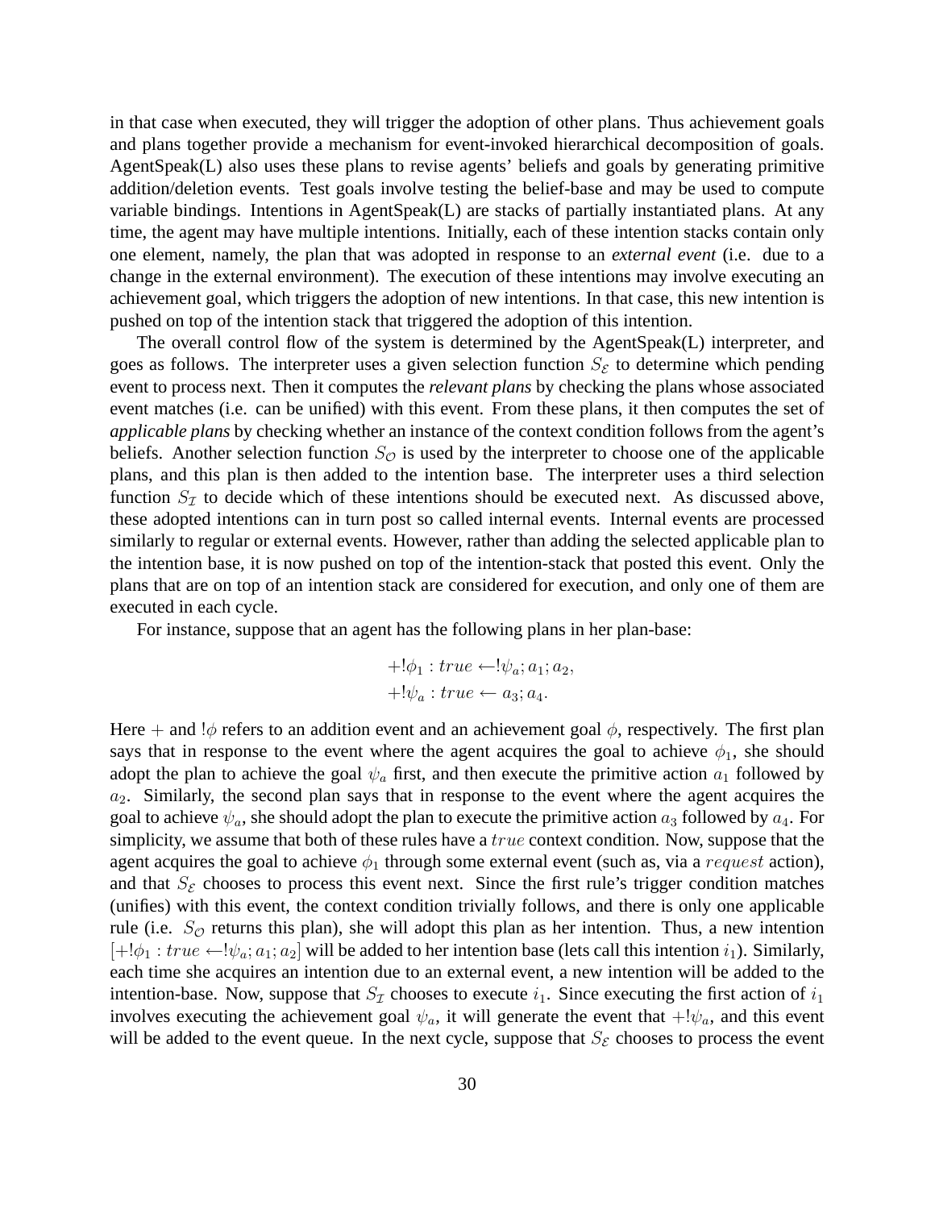in that case when executed, they will trigger the adoption of other plans. Thus achievement goals and plans together provide a mechanism for event-invoked hierarchical decomposition of goals. AgentSpeak(L) also uses these plans to revise agents' beliefs and goals by generating primitive addition/deletion events. Test goals involve testing the belief-base and may be used to compute variable bindings. Intentions in AgentSpeak(L) are stacks of partially instantiated plans. At any time, the agent may have multiple intentions. Initially, each of these intention stacks contain only one element, namely, the plan that was adopted in response to an *external event* (i.e. due to a change in the external environment). The execution of these intentions may involve executing an achievement goal, which triggers the adoption of new intentions. In that case, this new intention is pushed on top of the intention stack that triggered the adoption of this intention.

The overall control flow of the system is determined by the AgentSpeak(L) interpreter, and goes as follows. The interpreter uses a given selection function $S_{\mathcal{E}}$ to determine which pending event to process next. Then it computes the *relevant plans* by checking the plans whose associated event matches (i.e. can be unified) with this event. From these plans, it then computes the set of *applicable plans* by checking whether an instance of the context condition follows from the agent's beliefs. Another selection function $S_{\mathcal{O}}$ is used by the interpreter to choose one of the applicable plans, and this plan is then added to the intention base. The interpreter uses a third selection function $S_{\mathcal{I}}$ to decide which of these intentions should be executed next. As discussed above, these adopted intentions can in turn post so called internal events. Internal events are processed similarly to regular or external events. However, rather than adding the selected applicable plan to the intention base, it is now pushed on top of the intention-stack that posted this event. Only the plans that are on top of an intention stack are considered for execution, and only one of them are executed in each cycle.

For instance, suppose that an agent has the following plans in her plan-base:

$$+!\phi_1 : true \leftarrow !\psi_a; a_1; a_2,$$
$$+!\psi_a : true \leftarrow a_3; a_4.$$

Here $+$ and $!\phi$ refers to an addition event and an achievement goal $\phi$, respectively. The first plan says that in response to the event where the agent acquires the goal to achieve $\phi_1$, she should adopt the plan to achieve the goal $\psi_a$ first, and then execute the primitive action $a_1$ followed by $a_2$. Similarly, the second plan says that in response to the event where the agent acquires the goal to achieve $\psi_a$, she should adopt the plan to execute the primitive action $a_3$ followed by $a_4$. For simplicity, we assume that both of these rules have a $true$ context condition. Now, suppose that the agent acquires the goal to achieve $\phi_1$ through some external event (such as, via a $request$ action), and that $S_{\mathcal{E}}$ chooses to process this event next. Since the first rule's trigger condition matches (unifies) with this event, the context condition trivially follows, and there is only one applicable rule (i.e. $S_{\mathcal{O}}$ returns this plan), she will adopt this plan as her intention. Thus, a new intention $[+!\phi_1 : true \leftarrow !\psi_a; a_1; a_2]$ will be added to her intention base (lets call this intention $i_1$). Similarly, each time she acquires an intention due to an external event, a new intention will be added to the intention-base. Now, suppose that $S_{\mathcal{I}}$ chooses to execute $i_1$. Since executing the first action of $i_1$ involves executing the achievement goal $\psi_a$, it will generate the event that $+!\psi_a$, and this event will be added to the event queue. In the next cycle, suppose that $S_{\mathcal{E}}$ chooses to process the event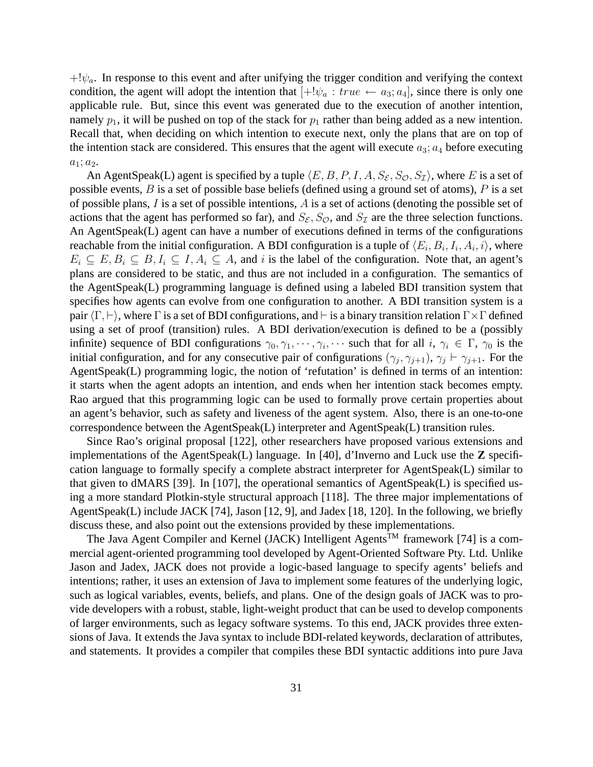$+!\psi_a$. In response to this event and after unifying the trigger condition and verifying the context condition, the agent will adopt the intention that $[+!\psi_a : true \leftarrow a_3; a_4]$, since there is only one applicable rule. But, since this event was generated due to the execution of another intention, namely $p_1$, it will be pushed on top of the stack for $p_1$ rather than being added as a new intention. Recall that, when deciding on which intention to execute next, only the plans that are on top of the intention stack are considered. This ensures that the agent will execute $a_3; a_4$ before executing $a_1; a_2$.

An AgentSpeak(L) agent is specified by a tuple $\langle E, B, P, I, A, S_{\mathcal{E}}, S_{\mathcal{O}}, S_{\mathcal{I}} \rangle$, where $E$ is a set of possible events, $B$ is a set of possible base beliefs (defined using a ground set of atoms), $P$ is a set of possible plans, $I$ is a set of possible intentions, $A$ is a set of actions (denoting the possible set of actions that the agent has performed so far), and $S_{\mathcal{E}}$, $S_{\mathcal{O}}$, and $S_{\mathcal{I}}$ are the three selection functions. An AgentSpeak(L) agent can have a number of executions defined in terms of the configurations reachable from the initial configuration. A BDI configuration is a tuple of $\langle E_i, B_i, I_i, A_i, i \rangle$, where $E_i \subseteq E, B_i \subseteq B, I_i \subseteq I, A_i \subseteq A$, and $i$ is the label of the configuration. Note that, an agent's plans are considered to be static, and thus are not included in a configuration. The semantics of the AgentSpeak(L) programming language is defined using a labeled BDI transition system that specifies how agents can evolve from one configuration to another. A BDI transition system is a pair $\langle \Gamma, \vdash \rangle$, where $\Gamma$ is a set of BDI configurations, and $\vdash$ is a binary transition relation $\Gamma \times \Gamma$ defined using a set of proof (transition) rules. A BDI derivation/execution is defined to be a (possibly infinite) sequence of BDI configurations $\gamma_0, \gamma_1, \cdots, \gamma_i, \cdots$ such that for all $i$, $\gamma_i \in \Gamma$, $\gamma_0$ is the initial configuration, and for any consecutive pair of configurations $(\gamma_j, \gamma_{j+1})$, $\gamma_j \vdash \gamma_{j+1}$. For the AgentSpeak(L) programming logic, the notion of 'refutation' is defined in terms of an intention: it starts when the agent adopts an intention, and ends when her intention stack becomes empty. Rao argued that this programming logic can be used to formally prove certain properties about an agent's behavior, such as safety and liveness of the agent system. Also, there is an one-to-one correspondence between the AgentSpeak(L) interpreter and AgentSpeak(L) transition rules.

Since Rao's original proposal [122], other researchers have proposed various extensions and implementations of the AgentSpeak(L) language. In [40], d'Inverno and Luck use the **Z** specification language to formally specify a complete abstract interpreter for AgentSpeak(L) similar to that given to dMARS [39]. In [107], the operational semantics of AgentSpeak(L) is specified using a more standard Plotkin-style structural approach [118]. The three major implementations of AgentSpeak(L) include JACK [74], Jason [12, 9], and Jadex [18, 120]. In the following, we briefly discuss these, and also point out the extensions provided by these implementations.

The Java Agent Compiler and Kernel (JACK) Intelligent Agents™ framework [74] is a commercial agent-oriented programming tool developed by Agent-Oriented Software Pty. Ltd. Unlike Jason and Jadex, JACK does not provide a logic-based language to specify agents' beliefs and intentions; rather, it uses an extension of Java to implement some features of the underlying logic, such as logical variables, events, beliefs, and plans. One of the design goals of JACK was to provide developers with a robust, stable, light-weight product that can be used to develop components of larger environments, such as legacy software systems. To this end, JACK provides three extensions of Java. It extends the Java syntax to include BDI-related keywords, declaration of attributes, and statements. It provides a compiler that compiles these BDI syntactic additions into pure Java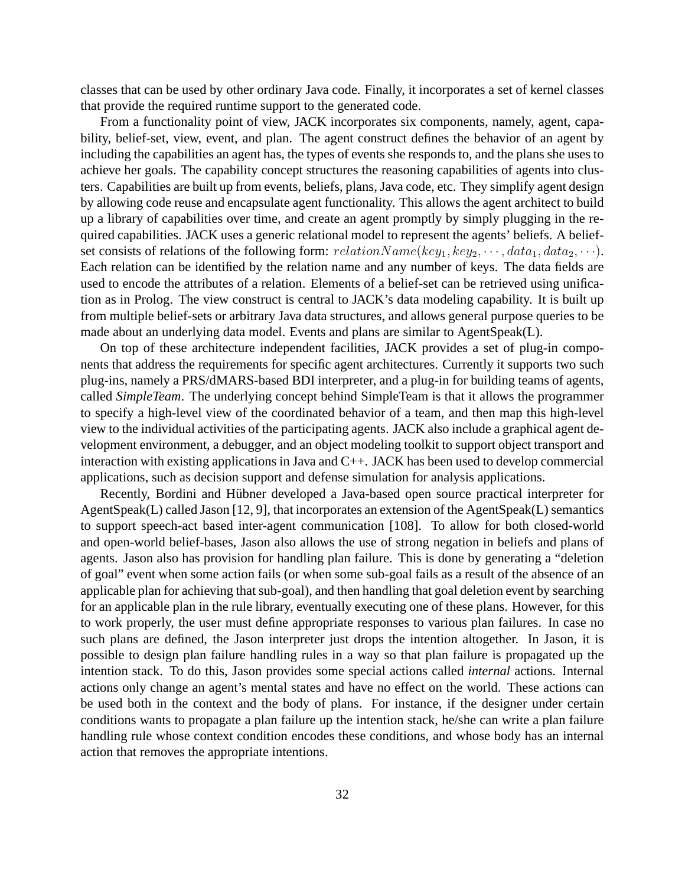classes that can be used by other ordinary Java code. Finally, it incorporates a set of kernel classes that provide the required runtime support to the generated code.

From a functionality point of view, JACK incorporates six components, namely, agent, capability, belief-set, view, event, and plan. The agent construct defines the behavior of an agent by including the capabilities an agent has, the types of events she responds to, and the plans she uses to achieve her goals. The capability concept structures the reasoning capabilities of agents into clusters. Capabilities are built up from events, beliefs, plans, Java code, etc. They simplify agent design by allowing code reuse and encapsulate agent functionality. This allows the agent architect to build up a library of capabilities over time, and create an agent promptly by simply plugging in the required capabilities. JACK uses a generic relational model to represent the agents' beliefs. A belief-set consists of relations of the following form: $relationName(key_1, key_2, \cdots, data_1, data_2, \cdots)$. Each relation can be identified by the relation name and any number of keys. The data fields are used to encode the attributes of a relation. Elements of a belief-set can be retrieved using unification as in Prolog. The view construct is central to JACK's data modeling capability. It is built up from multiple belief-sets or arbitrary Java data structures, and allows general purpose queries to be made about an underlying data model. Events and plans are similar to AgentSpeak(L).

On top of these architecture independent facilities, JACK provides a set of plug-in components that address the requirements for specific agent architectures. Currently it supports two such plug-ins, namely a PRS/dMARS-based BDI interpreter, and a plug-in for building teams of agents, called *SimpleTeam*. The underlying concept behind SimpleTeam is that it allows the programmer to specify a high-level view of the coordinated behavior of a team, and then map this high-level view to the individual activities of the participating agents. JACK also include a graphical agent development environment, a debugger, and an object modeling toolkit to support object transport and interaction with existing applications in Java and C++. JACK has been used to develop commercial applications, such as decision support and defense simulation for analysis applications.

Recently, Bordini and Hübner developed a Java-based open source practical interpreter for AgentSpeak(L) called Jason [12, 9], that incorporates an extension of the AgentSpeak(L) semantics to support speech-act based inter-agent communication [108]. To allow for both closed-world and open-world belief-bases, Jason also allows the use of strong negation in beliefs and plans of agents. Jason also has provision for handling plan failure. This is done by generating a "deletion of goal" event when some action fails (or when some sub-goal fails as a result of the absence of an applicable plan for achieving that sub-goal), and then handling that goal deletion event by searching for an applicable plan in the rule library, eventually executing one of these plans. However, for this to work properly, the user must define appropriate responses to various plan failures. In case no such plans are defined, the Jason interpreter just drops the intention altogether. In Jason, it is possible to design plan failure handling rules in a way so that plan failure is propagated up the intention stack. To do this, Jason provides some special actions called *internal* actions. Internal actions only change an agent's mental states and have no effect on the world. These actions can be used both in the context and the body of plans. For instance, if the designer under certain conditions wants to propagate a plan failure up the intention stack, he/she can write a plan failure handling rule whose context condition encodes these conditions, and whose body has an internal action that removes the appropriate intentions.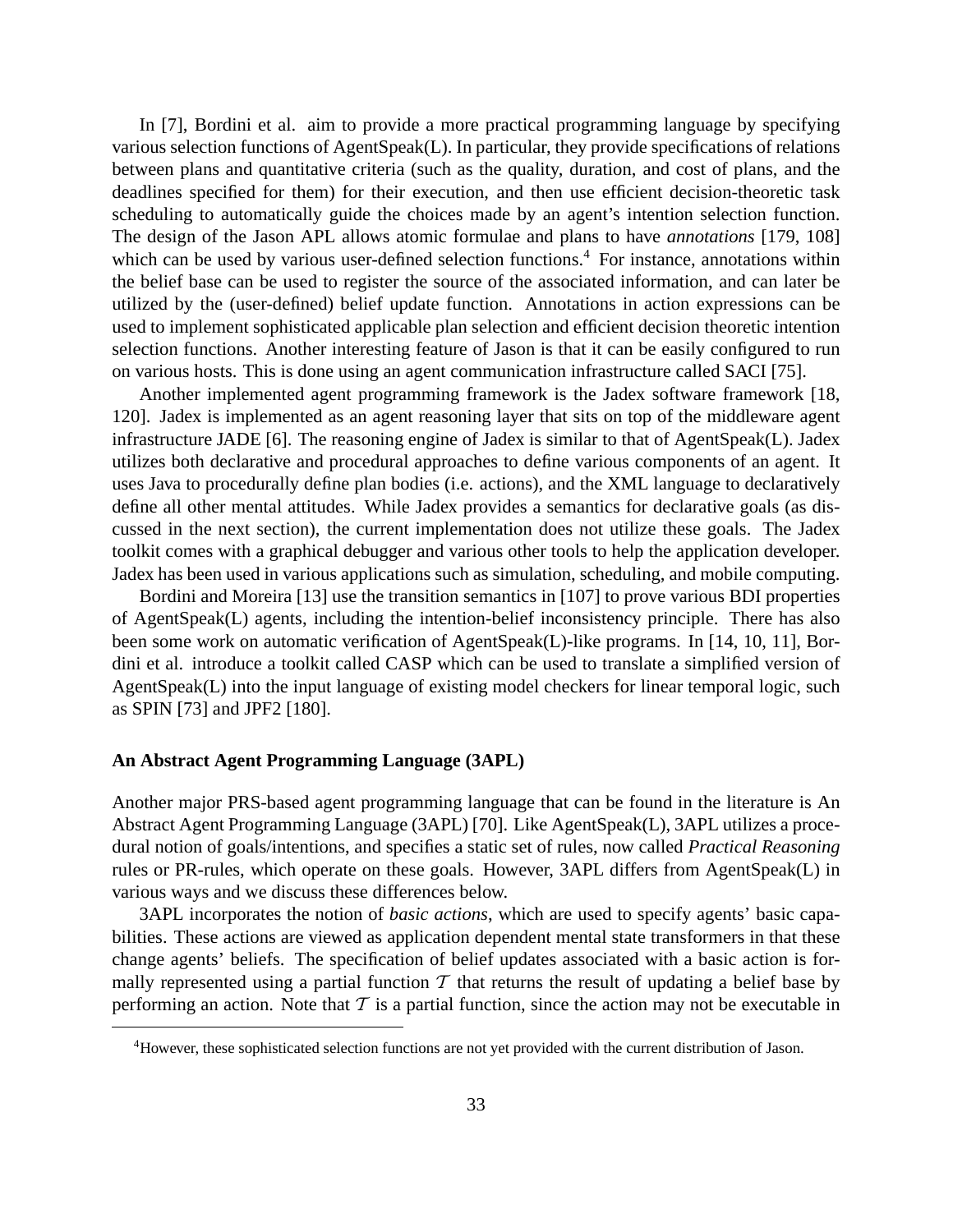In [7], Bordini et al. aim to provide a more practical programming language by specifying various selection functions of AgentSpeak(L). In particular, they provide specifications of relations between plans and quantitative criteria (such as the quality, duration, and cost of plans, and the deadlines specified for them) for their execution, and then use efficient decision-theoretic task scheduling to automatically guide the choices made by an agent's intention selection function. The design of the Jason APL allows atomic formulae and plans to have *annotations* [179, 108] which can be used by various user-defined selection functions.[4] For instance, annotations within the belief base can be used to register the source of the associated information, and can later be utilized by the (user-defined) belief update function. Annotations in action expressions can be used to implement sophisticated applicable plan selection and efficient decision theoretic intention selection functions. Another interesting feature of Jason is that it can be easily configured to run on various hosts. This is done using an agent communication infrastructure called SACI [75].

Another implemented agent programming framework is the Jadex software framework [18, 120]. Jadex is implemented as an agent reasoning layer that sits on top of the middleware agent infrastructure JADE [6]. The reasoning engine of Jadex is similar to that of AgentSpeak(L). Jadex utilizes both declarative and procedural approaches to define various components of an agent. It uses Java to procedurally define plan bodies (i.e. actions), and the XML language to declaratively define all other mental attitudes. While Jadex provides a semantics for declarative goals (as discussed in the next section), the current implementation does not utilize these goals. The Jadex toolkit comes with a graphical debugger and various other tools to help the application developer. Jadex has been used in various applications such as simulation, scheduling, and mobile computing.

Bordini and Moreira [13] use the transition semantics in [107] to prove various BDI properties of AgentSpeak(L) agents, including the intention-belief inconsistency principle. There has also been some work on automatic verification of AgentSpeak(L)-like programs. In [14, 10, 11], Bordini et al. introduce a toolkit called CASP which can be used to translate a simplified version of AgentSpeak(L) into the input language of existing model checkers for linear temporal logic, such as SPIN [73] and JPF2 [180].

**An Abstract Agent Programming Language (3APL)**

Another major PRS-based agent programming language that can be found in the literature is An Abstract Agent Programming Language (3APL) [70]. Like AgentSpeak(L), 3APL utilizes a procedural notion of goals/intentions, and specifies a static set of rules, now called *Practical Reasoning* rules or PR-rules, which operate on these goals. However, 3APL differs from AgentSpeak(L) in various ways and we discuss these differences below.

3APL incorporates the notion of *basic actions*, which are used to specify agents' basic capabilities. These actions are viewed as application dependent mental state transformers in that these change agents' beliefs. The specification of belief updates associated with a basic action is formally represented using a partial function $\mathcal{T}$ that returns the result of updating a belief base by performing an action. Note that $\mathcal{T}$ is a partial function, since the action may not be executable in

[4]However, these sophisticated selection functions are not yet provided with the current distribution of Jason.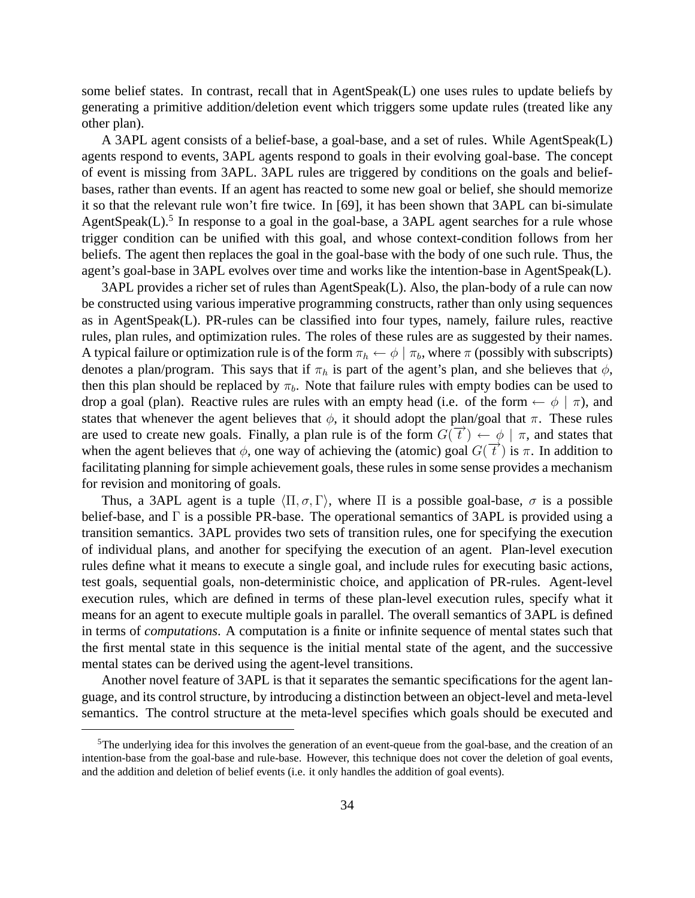some belief states. In contrast, recall that in AgentSpeak(L) one uses rules to update beliefs by generating a primitive addition/deletion event which triggers some update rules (treated like any other plan).

A 3APL agent consists of a belief-base, a goal-base, and a set of rules. While AgentSpeak(L) agents respond to events, 3APL agents respond to goals in their evolving goal-base. The concept of event is missing from 3APL. 3APL rules are triggered by conditions on the goals and belief-bases, rather than events. If an agent has reacted to some new goal or belief, she should memorize it so that the relevant rule won't fire twice. In [69], it has been shown that 3APL can bi-simulate AgentSpeak(L).[5] In response to a goal in the goal-base, a 3APL agent searches for a rule whose trigger condition can be unified with this goal, and whose context-condition follows from her beliefs. The agent then replaces the goal in the goal-base with the body of one such rule. Thus, the agent's goal-base in 3APL evolves over time and works like the intention-base in AgentSpeak(L).

3APL provides a richer set of rules than AgentSpeak(L). Also, the plan-body of a rule can now be constructed using various imperative programming constructs, rather than only using sequences as in AgentSpeak(L). PR-rules can be classified into four types, namely, failure rules, reactive rules, plan rules, and optimization rules. The roles of these rules are as suggested by their names. A typical failure or optimization rule is of the form $\pi_h \leftarrow \phi \mid \pi_b$, where $\pi$ (possibly with subscripts) denotes a plan/program. This says that if $\pi_h$ is part of the agent's plan, and she believes that $\phi$, then this plan should be replaced by $\pi_b$. Note that failure rules with empty bodies can be used to drop a goal (plan). Reactive rules are rules with an empty head (i.e. of the form $\leftarrow \phi \mid \pi$), and states that whenever the agent believes that $\phi$, it should adopt the plan/goal that $\pi$. These rules are used to create new goals. Finally, a plan rule is of the form $G(\overrightarrow{t}) \leftarrow \phi \mid \pi$, and states that when the agent believes that $\phi$, one way of achieving the (atomic) goal $G(\overrightarrow{t})$ is $\pi$. In addition to facilitating planning for simple achievement goals, these rules in some sense provides a mechanism for revision and monitoring of goals.

Thus, a 3APL agent is a tuple $\langle \Pi, \sigma, \Gamma \rangle$, where $\Pi$ is a possible goal-base, $\sigma$ is a possible belief-base, and $\Gamma$ is a possible PR-base. The operational semantics of 3APL is provided using a transition semantics. 3APL provides two sets of transition rules, one for specifying the execution of individual plans, and another for specifying the execution of an agent. Plan-level execution rules define what it means to execute a single goal, and include rules for executing basic actions, test goals, sequential goals, non-deterministic choice, and application of PR-rules. Agent-level execution rules, which are defined in terms of these plan-level execution rules, specify what it means for an agent to execute multiple goals in parallel. The overall semantics of 3APL is defined in terms of *computations*. A computation is a finite or infinite sequence of mental states such that the first mental state in this sequence is the initial mental state of the agent, and the successive mental states can be derived using the agent-level transitions.

Another novel feature of 3APL is that it separates the semantic specifications for the agent language, and its control structure, by introducing a distinction between an object-level and meta-level semantics. The control structure at the meta-level specifies which goals should be executed and

[5] The underlying idea for this involves the generation of an event-queue from the goal-base, and the creation of an intention-base from the goal-base and rule-base. However, this technique does not cover the deletion of goal events, and the addition and deletion of belief events (i.e. it only handles the addition of goal events).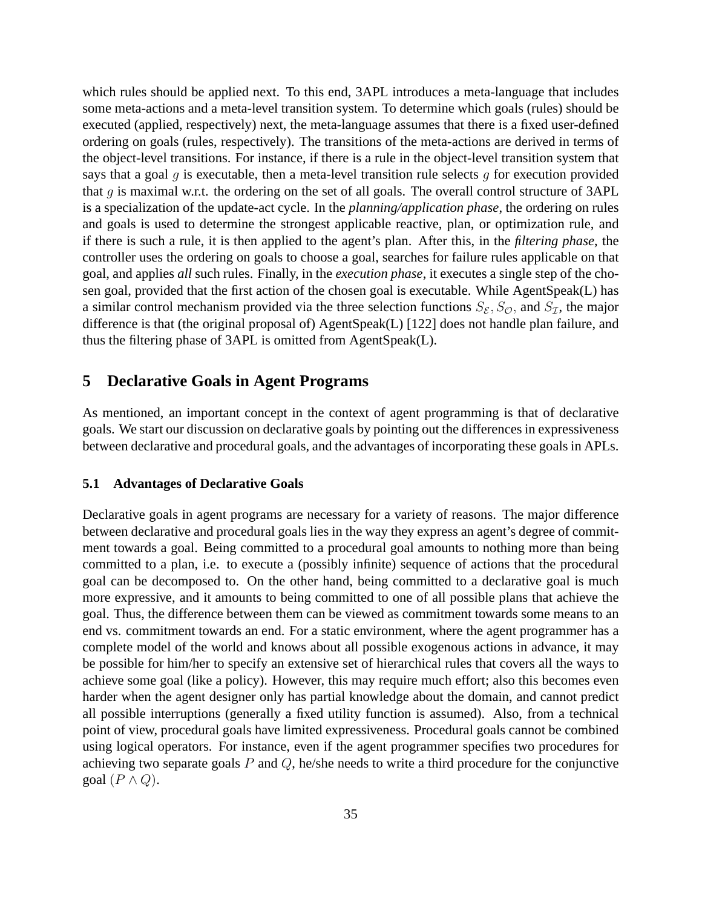which rules should be applied next. To this end, 3APL introduces a meta-language that includes some meta-actions and a meta-level transition system. To determine which goals (rules) should be executed (applied, respectively) next, the meta-language assumes that there is a fixed user-defined ordering on goals (rules, respectively). The transitions of the meta-actions are derived in terms of the object-level transitions. For instance, if there is a rule in the object-level transition system that says that a goal $g$ is executable, then a meta-level transition rule selects $g$ for execution provided that $g$ is maximal w.r.t. the ordering on the set of all goals. The overall control structure of 3APL is a specialization of the update-act cycle. In the *planning/application phase*, the ordering on rules and goals is used to determine the strongest applicable reactive, plan, or optimization rule, and if there is such a rule, it is then applied to the agent's plan. After this, in the *filtering phase*, the controller uses the ordering on goals to choose a goal, searches for failure rules applicable on that goal, and applies *all* such rules. Finally, in the *execution phase*, it executes a single step of the chosen goal, provided that the first action of the chosen goal is executable. While AgentSpeak(L) has a similar control mechanism provided via the three selection functions $S_{\mathcal{E}}, S_{\mathcal{O}},$ and $S_{\mathcal{I}}$, the major difference is that (the original proposal of) AgentSpeak(L) [122] does not handle plan failure, and thus the filtering phase of 3APL is omitted from AgentSpeak(L).

## 5 Declarative Goals in Agent Programs

As mentioned, an important concept in the context of agent programming is that of declarative goals. We start our discussion on declarative goals by pointing out the differences in expressiveness between declarative and procedural goals, and the advantages of incorporating these goals in APLs.

### 5.1 Advantages of Declarative Goals

Declarative goals in agent programs are necessary for a variety of reasons. The major difference between declarative and procedural goals lies in the way they express an agent's degree of commitment towards a goal. Being committed to a procedural goal amounts to nothing more than being committed to a plan, i.e. to execute a (possibly infinite) sequence of actions that the procedural goal can be decomposed to. On the other hand, being committed to a declarative goal is much more expressive, and it amounts to being committed to one of all possible plans that achieve the goal. Thus, the difference between them can be viewed as commitment towards some means to an end vs. commitment towards an end. For a static environment, where the agent programmer has a complete model of the world and knows about all possible exogenous actions in advance, it may be possible for him/her to specify an extensive set of hierarchical rules that covers all the ways to achieve some goal (like a policy). However, this may require much effort; also this becomes even harder when the agent designer only has partial knowledge about the domain, and cannot predict all possible interruptions (generally a fixed utility function is assumed). Also, from a technical point of view, procedural goals have limited expressiveness. Procedural goals cannot be combined using logical operators. For instance, even if the agent programmer specifies two procedures for achieving two separate goals $P$ and $Q$, he/she needs to write a third procedure for the conjunctive goal $(P \wedge Q)$.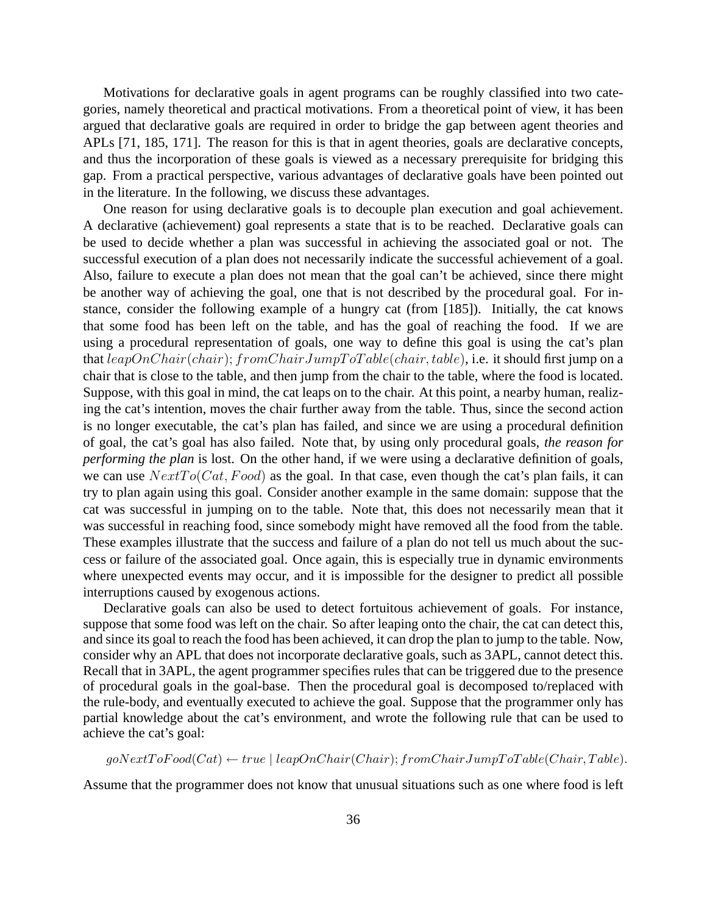Motivations for declarative goals in agent programs can be roughly classified into two categories, namely theoretical and practical motivations. From a theoretical point of view, it has been argued that declarative goals are required in order to bridge the gap between agent theories and APLs [71, 185, 171]. The reason for this is that in agent theories, goals are declarative concepts, and thus the incorporation of these goals is viewed as a necessary prerequisite for bridging this gap. From a practical perspective, various advantages of declarative goals have been pointed out in the literature. In the following, we discuss these advantages.

One reason for using declarative goals is to decouple plan execution and goal achievement. A declarative (achievement) goal represents a state that is to be reached. Declarative goals can be used to decide whether a plan was successful in achieving the associated goal or not. The successful execution of a plan does not necessarily indicate the successful achievement of a goal. Also, failure to execute a plan does not mean that the goal can't be achieved, since there might be another way of achieving the goal, one that is not described by the procedural goal. For instance, consider the following example of a hungry cat (from [185]). Initially, the cat knows that some food has been left on the table, and has the goal of reaching the food. If we are using a procedural representation of goals, one way to define this goal is using the cat's plan that $leapOnChair(chair); fromChairJumpToTable(chair, table)$, i.e. it should first jump on a chair that is close to the table, and then jump from the chair to the table, where the food is located. Suppose, with this goal in mind, the cat leaps on to the chair. At this point, a nearby human, realizing the cat's intention, moves the chair further away from the table. Thus, since the second action is no longer executable, the cat's plan has failed, and since we are using a procedural definition of goal, the cat's goal has also failed. Note that, by using only procedural goals, ***the reason for performing the plan*** is lost. On the other hand, if we were using a declarative definition of goals, we can use $NextTo(Cat, Food)$ as the goal. In that case, even though the cat's plan fails, it can try to plan again using this goal. Consider another example in the same domain: suppose that the cat was successful in jumping on to the table. Note that, this does not necessarily mean that it was successful in reaching food, since somebody might have removed all the food from the table. These examples illustrate that the success and failure of a plan do not tell us much about the success or failure of the associated goal. Once again, this is especially true in dynamic environments where unexpected events may occur, and it is impossible for the designer to predict all possible interruptions caused by exogenous actions.

Declarative goals can also be used to detect fortuitous achievement of goals. For instance, suppose that some food was left on the chair. So after leaping onto the chair, the cat can detect this, and since its goal to reach the food has been achieved, it can drop the plan to jump to the table. Now, consider why an APL that does not incorporate declarative goals, such as 3APL, cannot detect this. Recall that in 3APL, the agent programmer specifies rules that can be triggered due to the presence of procedural goals in the goal-base. Then the procedural goal is decomposed to/replaced with the rule-body, and eventually executed to achieve the goal. Suppose that the programmer only has partial knowledge about the cat's environment, and wrote the following rule that can be used to achieve the cat's goal:

$$goNextToFood(Cat) \leftarrow true \mid leapOnChair(Chair); fromChairJumpToTable(Chair, Table).$$

Assume that the programmer does not know that unusual situations such as one where food is left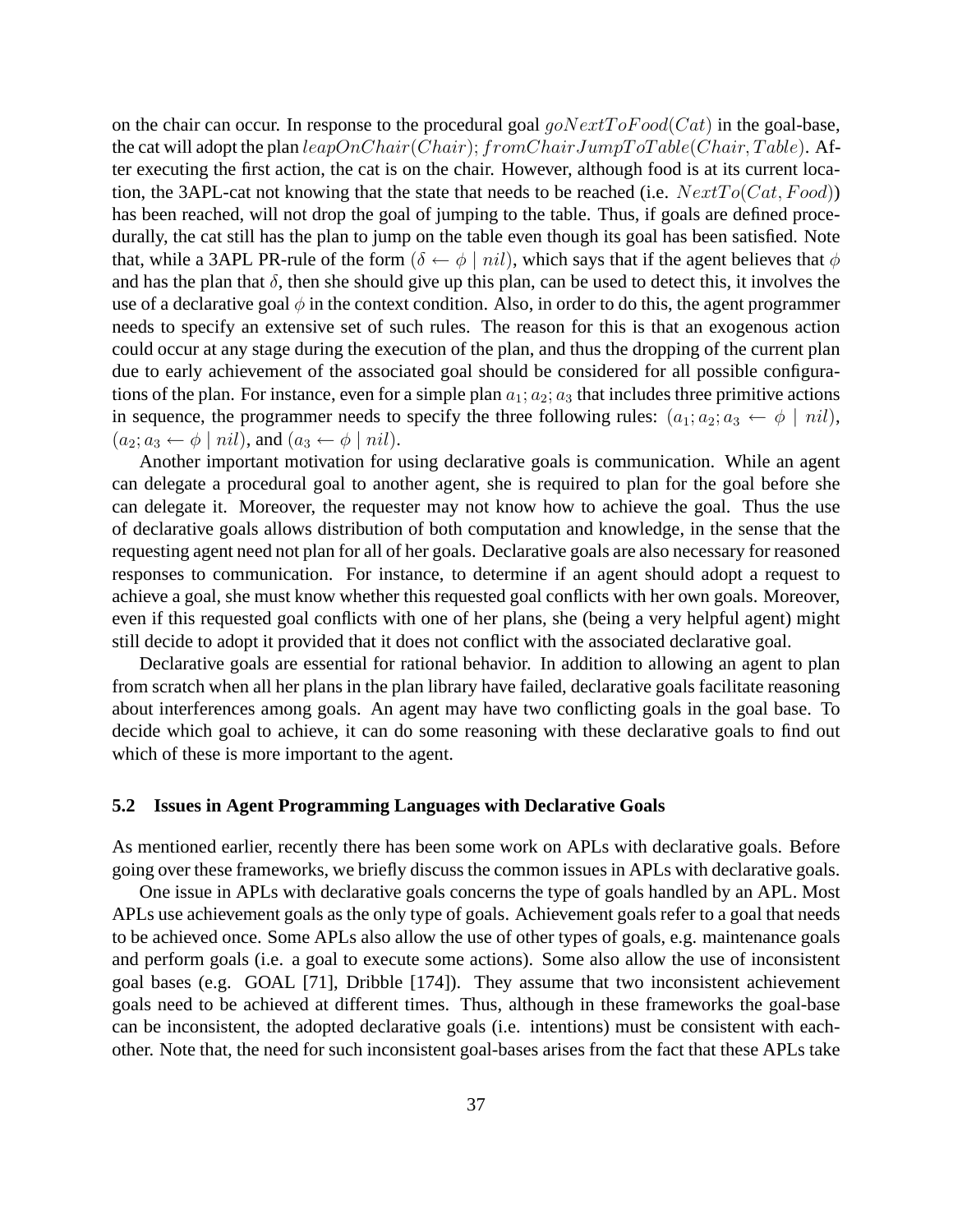on the chair can occur. In response to the procedural goal $goNextToFood(Cat)$ in the goal-base, the cat will adopt the plan $leapOnChair(Chair); fromChairJumpToTable(Chair, Table)$. After executing the first action, the cat is on the chair. However, although food is at its current location, the 3APL-cat not knowing that the state that needs to be reached (i.e. $NextTo(Cat, Food)$) has been reached, will not drop the goal of jumping to the table. Thus, if goals are defined procedurally, the cat still has the plan to jump on the table even though its goal has been satisfied. Note that, while a 3APL PR-rule of the form $(\delta \leftarrow \phi \mid nil)$, which says that if the agent believes that $\phi$ and has the plan that $\delta$, then she should give up this plan, can be used to detect this, it involves the use of a declarative goal $\phi$ in the context condition. Also, in order to do this, the agent programmer needs to specify an extensive set of such rules. The reason for this is that an exogenous action could occur at any stage during the execution of the plan, and thus the dropping of the current plan due to early achievement of the associated goal should be considered for all possible configurations of the plan. For instance, even for a simple plan $a_1; a_2; a_3$ that includes three primitive actions in sequence, the programmer needs to specify the three following rules: $(a_1; a_2; a_3 \leftarrow \phi \mid nil)$, $(a_2; a_3 \leftarrow \phi \mid nil)$, and $(a_3 \leftarrow \phi \mid nil)$.

Another important motivation for using declarative goals is communication. While an agent can delegate a procedural goal to another agent, she is required to plan for the goal before she can delegate it. Moreover, the requester may not know how to achieve the goal. Thus the use of declarative goals allows distribution of both computation and knowledge, in the sense that the requesting agent need not plan for all of her goals. Declarative goals are also necessary for reasoned responses to communication. For instance, to determine if an agent should adopt a request to achieve a goal, she must know whether this requested goal conflicts with her own goals. Moreover, even if this requested goal conflicts with one of her plans, she (being a very helpful agent) might still decide to adopt it provided that it does not conflict with the associated declarative goal.

Declarative goals are essential for rational behavior. In addition to allowing an agent to plan from scratch when all her plans in the plan library have failed, declarative goals facilitate reasoning about interferences among goals. An agent may have two conflicting goals in the goal base. To decide which goal to achieve, it can do some reasoning with these declarative goals to find out which of these is more important to the agent.

### 5.2 Issues in Agent Programming Languages with Declarative Goals

As mentioned earlier, recently there has been some work on APLs with declarative goals. Before going over these frameworks, we briefly discuss the common issues in APLs with declarative goals.

One issue in APLs with declarative goals concerns the type of goals handled by an APL. Most APLs use achievement goals as the only type of goals. Achievement goals refer to a goal that needs to be achieved once. Some APLs also allow the use of other types of goals, e.g. maintenance goals and perform goals (i.e. a goal to execute some actions). Some also allow the use of inconsistent goal bases (e.g. GOAL [71], Dribble [174]). They assume that two inconsistent achievement goals need to be achieved at different times. Thus, although in these frameworks the goal-base can be inconsistent, the adopted declarative goals (i.e. intentions) must be consistent with each-other. Note that, the need for such inconsistent goal-bases arises from the fact that these APLs take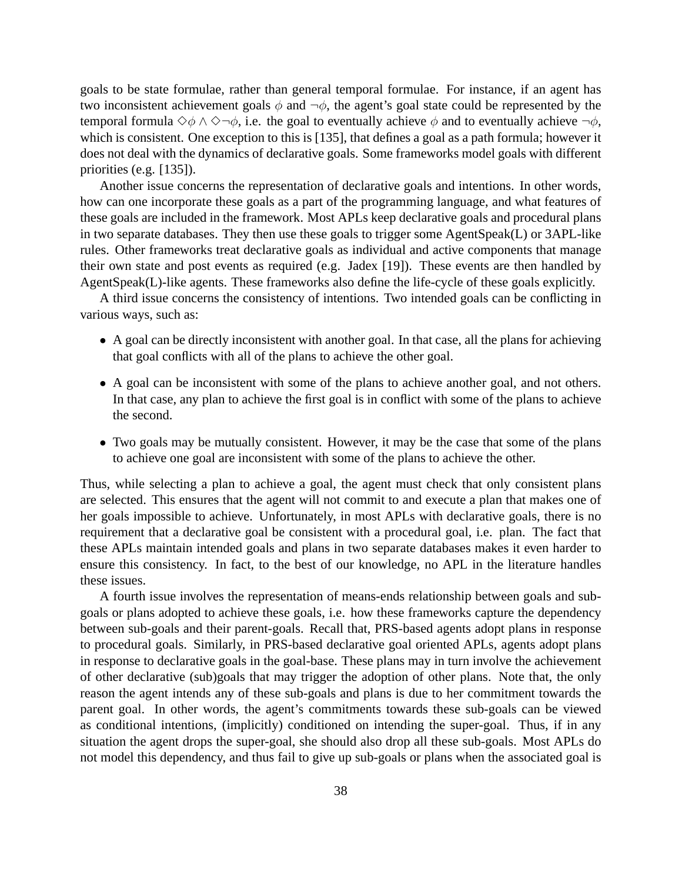goals to be state formulae, rather than general temporal formulae. For instance, if an agent has two inconsistent achievement goals $\phi$ and $\neg\phi$, the agent's goal state could be represented by the temporal formula $\Diamond\phi \wedge \Diamond\neg\phi$, i.e. the goal to eventually achieve $\phi$ and to eventually achieve $\neg\phi$, which is consistent. One exception to this is [135], that defines a goal as a path formula; however it does not deal with the dynamics of declarative goals. Some frameworks model goals with different priorities (e.g. [135]).

Another issue concerns the representation of declarative goals and intentions. In other words, how can one incorporate these goals as a part of the programming language, and what features of these goals are included in the framework. Most APLs keep declarative goals and procedural plans in two separate databases. They then use these goals to trigger some AgentSpeak(L) or 3APL-like rules. Other frameworks treat declarative goals as individual and active components that manage their own state and post events as required (e.g. Jadex [19]). These events are then handled by AgentSpeak(L)-like agents. These frameworks also define the life-cycle of these goals explicitly.

A third issue concerns the consistency of intentions. Two intended goals can be conflicting in various ways, such as:

- A goal can be directly inconsistent with another goal. In that case, all the plans for achieving that goal conflicts with all of the plans to achieve the other goal.
- A goal can be inconsistent with some of the plans to achieve another goal, and not others. In that case, any plan to achieve the first goal is in conflict with some of the plans to achieve the second.
- Two goals may be mutually consistent. However, it may be the case that some of the plans to achieve one goal are inconsistent with some of the plans to achieve the other.

Thus, while selecting a plan to achieve a goal, the agent must check that only consistent plans are selected. This ensures that the agent will not commit to and execute a plan that makes one of her goals impossible to achieve. Unfortunately, in most APLs with declarative goals, there is no requirement that a declarative goal be consistent with a procedural goal, i.e. plan. The fact that these APLs maintain intended goals and plans in two separate databases makes it even harder to ensure this consistency. In fact, to the best of our knowledge, no APL in the literature handles these issues.

A fourth issue involves the representation of means-ends relationship between goals and sub-goals or plans adopted to achieve these goals, i.e. how these frameworks capture the dependency between sub-goals and their parent-goals. Recall that, PRS-based agents adopt plans in response to procedural goals. Similarly, in PRS-based declarative goal oriented APLs, agents adopt plans in response to declarative goals in the goal-base. These plans may in turn involve the achievement of other declarative (sub)goals that may trigger the adoption of other plans. Note that, the only reason the agent intends any of these sub-goals and plans is due to her commitment towards the parent goal. In other words, the agent's commitments towards these sub-goals can be viewed as conditional intentions, (implicitly) conditioned on intending the super-goal. Thus, if in any situation the agent drops the super-goal, she should also drop all these sub-goals. Most APLs do not model this dependency, and thus fail to give up sub-goals or plans when the associated goal is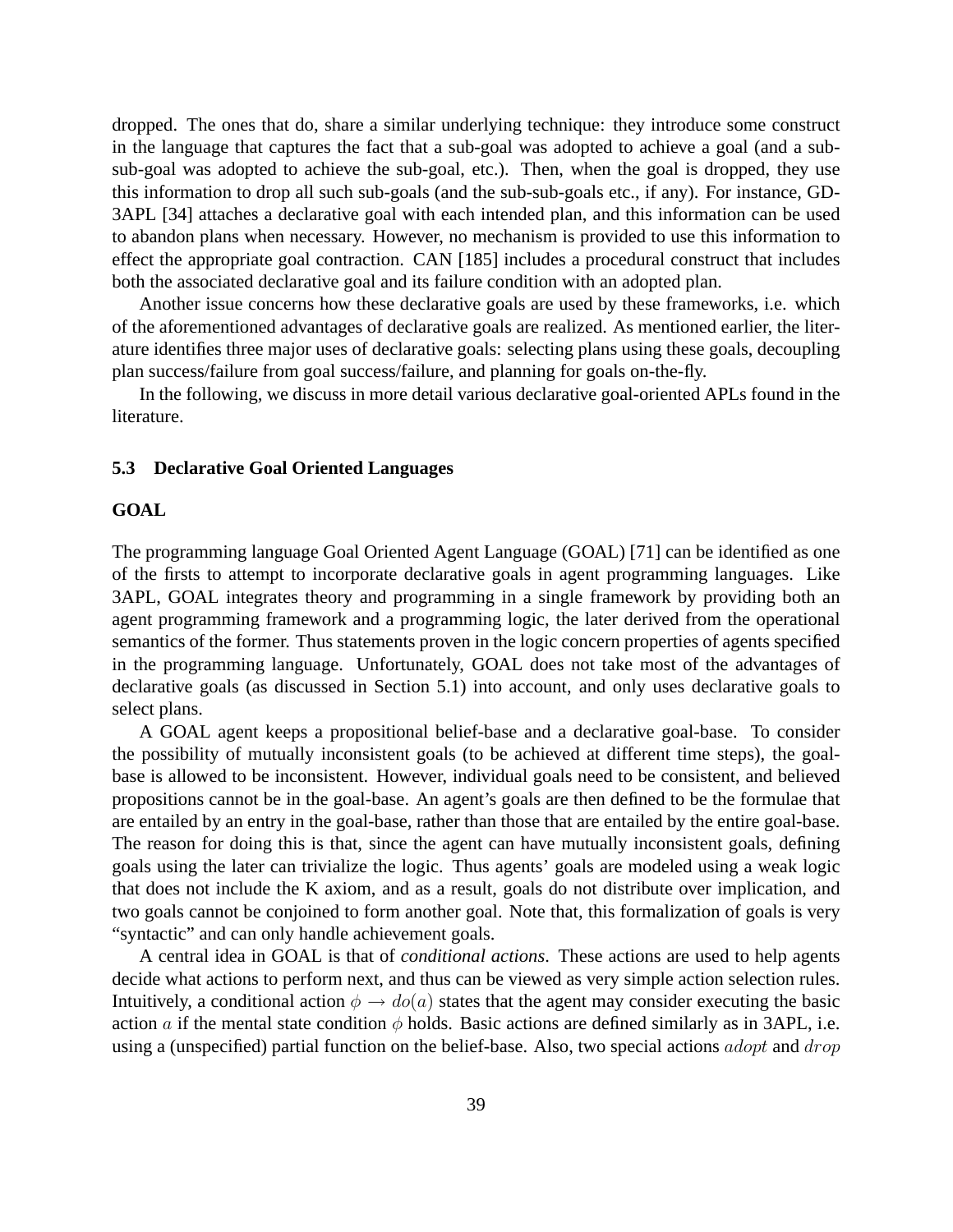dropped. The ones that do, share a similar underlying technique: they introduce some construct in the language that captures the fact that a sub-goal was adopted to achieve a goal (and a sub-sub-goal was adopted to achieve the sub-goal, etc.). Then, when the goal is dropped, they use this information to drop all such sub-goals (and the sub-sub-goals etc., if any). For instance, GD-3APL [34] attaches a declarative goal with each intended plan, and this information can be used to abandon plans when necessary. However, no mechanism is provided to use this information to effect the appropriate goal contraction. CAN [185] includes a procedural construct that includes both the associated declarative goal and its failure condition with an adopted plan.

Another issue concerns how these declarative goals are used by these frameworks, i.e. which of the aforementioned advantages of declarative goals are realized. As mentioned earlier, the literature identifies three major uses of declarative goals: selecting plans using these goals, decoupling plan success/failure from goal success/failure, and planning for goals on-the-fly.

In the following, we discuss in more detail various declarative goal-oriented APLs found in the literature.

### 5.3 Declarative Goal Oriented Languages

#### GOAL

The programming language Goal Oriented Agent Language (GOAL) [71] can be identified as one of the firsts to attempt to incorporate declarative goals in agent programming languages. Like 3APL, GOAL integrates theory and programming in a single framework by providing both an agent programming framework and a programming logic, the later derived from the operational semantics of the former. Thus statements proven in the logic concern properties of agents specified in the programming language. Unfortunately, GOAL does not take most of the advantages of declarative goals (as discussed in Section 5.1) into account, and only uses declarative goals to select plans.

A GOAL agent keeps a propositional belief-base and a declarative goal-base. To consider the possibility of mutually inconsistent goals (to be achieved at different time steps), the goal-base is allowed to be inconsistent. However, individual goals need to be consistent, and believed propositions cannot be in the goal-base. An agent's goals are then defined to be the formulae that are entailed by an entry in the goal-base, rather than those that are entailed by the entire goal-base. The reason for doing this is that, since the agent can have mutually inconsistent goals, defining goals using the later can trivialize the logic. Thus agents' goals are modeled using a weak logic that does not include the K axiom, and as a result, goals do not distribute over implication, and two goals cannot be conjoined to form another goal. Note that, this formalization of goals is very "syntactic" and can only handle achievement goals.

A central idea in GOAL is that of *conditional actions*. These actions are used to help agents decide what actions to perform next, and thus can be viewed as very simple action selection rules. Intuitively, a conditional action $\phi \rightarrow do(a)$ states that the agent may consider executing the basic action $a$ if the mental state condition $\phi$ holds. Basic actions are defined similarly as in 3APL, i.e. using a (unspecified) partial function on the belief-base. Also, two special actions $adopt$ and $drop$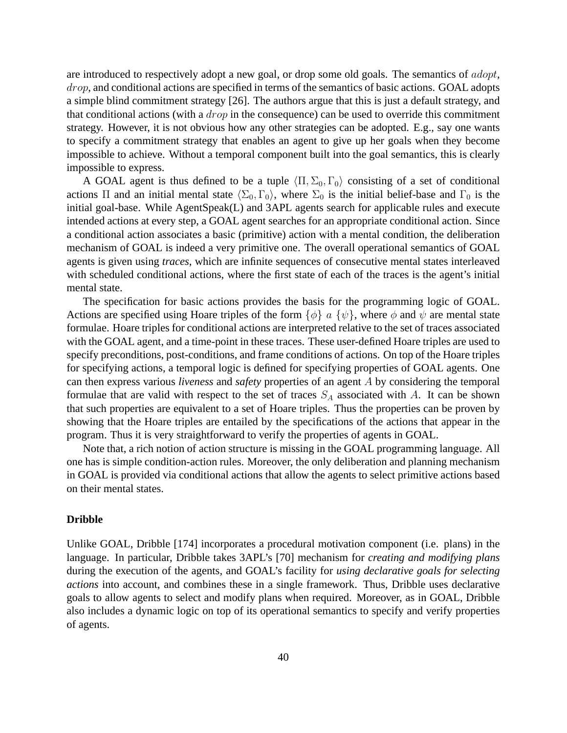are introduced to respectively adopt a new goal, or drop some old goals. The semantics of $adopt$, $drop$, and conditional actions are specified in terms of the semantics of basic actions. GOAL adopts a simple blind commitment strategy [26]. The authors argue that this is just a default strategy, and that conditional actions (with a $drop$ in the consequence) can be used to override this commitment strategy. However, it is not obvious how any other strategies can be adopted. E.g., say one wants to specify a commitment strategy that enables an agent to give up her goals when they become impossible to achieve. Without a temporal component built into the goal semantics, this is clearly impossible to express.

A GOAL agent is thus defined to be a tuple $\langle \Pi, \Sigma_0, \Gamma_0 \rangle$ consisting of a set of conditional actions $\Pi$ and an initial mental state $\langle \Sigma_0, \Gamma_0 \rangle$, where $\Sigma_0$ is the initial belief-base and $\Gamma_0$ is the initial goal-base. While AgentSpeak(L) and 3APL agents search for applicable rules and execute intended actions at every step, a GOAL agent searches for an appropriate conditional action. Since a conditional action associates a basic (primitive) action with a mental condition, the deliberation mechanism of GOAL is indeed a very primitive one. The overall operational semantics of GOAL agents is given using *traces*, which are infinite sequences of consecutive mental states interleaved with scheduled conditional actions, where the first state of each of the traces is the agent's initial mental state.

The specification for basic actions provides the basis for the programming logic of GOAL. Actions are specified using Hoare triples of the form $\{\phi\}\ a\ \{\psi\}$, where $\phi$ and $\psi$ are mental state formulae. Hoare triples for conditional actions are interpreted relative to the set of traces associated with the GOAL agent, and a time-point in these traces. These user-defined Hoare triples are used to specify preconditions, post-conditions, and frame conditions of actions. On top of the Hoare triples for specifying actions, a temporal logic is defined for specifying properties of GOAL agents. One can then express various *liveness* and *safety* properties of an agent $A$ by considering the temporal formulae that are valid with respect to the set of traces $S_A$ associated with $A$. It can be shown that such properties are equivalent to a set of Hoare triples. Thus the properties can be proven by showing that the Hoare triples are entailed by the specifications of the actions that appear in the program. Thus it is very straightforward to verify the properties of agents in GOAL.

Note that, a rich notion of action structure is missing in the GOAL programming language. All one has is simple condition-action rules. Moreover, the only deliberation and planning mechanism in GOAL is provided via conditional actions that allow the agents to select primitive actions based on their mental states.

**Dribble**

Unlike GOAL, Dribble [174] incorporates a procedural motivation component (i.e. plans) in the language. In particular, Dribble takes 3APL's [70] mechanism for *creating and modifying plans* during the execution of the agents, and GOAL's facility for *using declarative goals for selecting actions* into account, and combines these in a single framework. Thus, Dribble uses declarative goals to allow agents to select and modify plans when required. Moreover, as in GOAL, Dribble also includes a dynamic logic on top of its operational semantics to specify and verify properties of agents.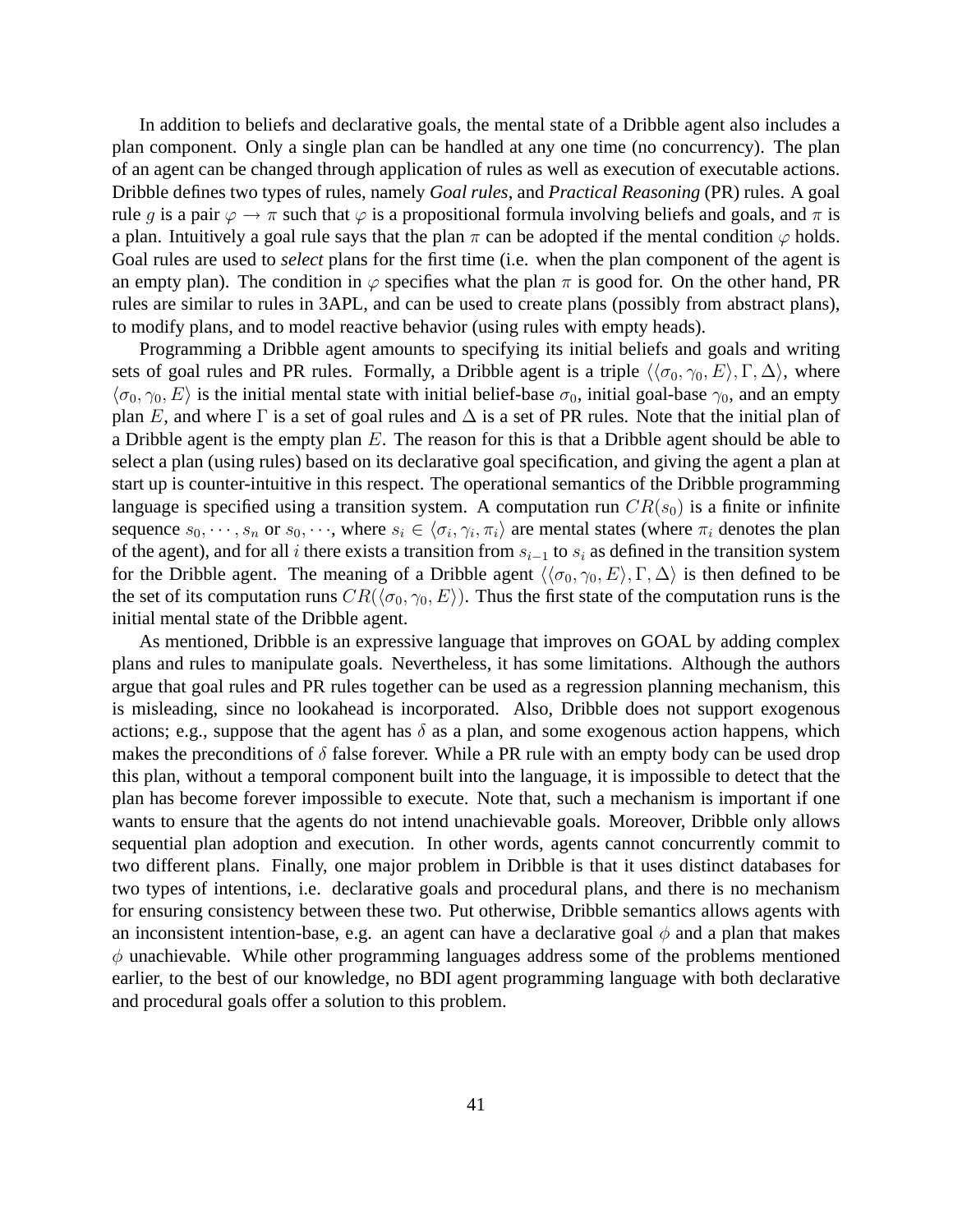In addition to beliefs and declarative goals, the mental state of a Dribble agent also includes a plan component. Only a single plan can be handled at any one time (no concurrency). The plan of an agent can be changed through application of rules as well as execution of executable actions. Dribble defines two types of rules, namely *Goal rules*, and *Practical Reasoning* (PR) rules. A goal rule $g$ is a pair $\varphi \rightarrow \pi$ such that $\varphi$ is a propositional formula involving beliefs and goals, and $\pi$ is a plan. Intuitively a goal rule says that the plan $\pi$ can be adopted if the mental condition $\varphi$ holds. Goal rules are used to *select* plans for the first time (i.e. when the plan component of the agent is an empty plan). The condition in $\varphi$ specifies what the plan $\pi$ is good for. On the other hand, PR rules are similar to rules in 3APL, and can be used to create plans (possibly from abstract plans), to modify plans, and to model reactive behavior (using rules with empty heads).

Programming a Dribble agent amounts to specifying its initial beliefs and goals and writing sets of goal rules and PR rules. Formally, a Dribble agent is a triple $\langle\langle\sigma_0, \gamma_0, E\rangle, \Gamma, \Delta\rangle$, where $\langle\sigma_0, \gamma_0, E\rangle$ is the initial mental state with initial belief-base $\sigma_0$, initial goal-base $\gamma_0$, and an empty plan $E$, and where $\Gamma$ is a set of goal rules and $\Delta$ is a set of PR rules. Note that the initial plan of a Dribble agent is the empty plan $E$. The reason for this is that a Dribble agent should be able to select a plan (using rules) based on its declarative goal specification, and giving the agent a plan at start up is counter-intuitive in this respect. The operational semantics of the Dribble programming language is specified using a transition system. A computation run $CR(s_0)$ is a finite or infinite sequence $s_0, \cdots, s_n$ or $s_0, \cdots$, where $s_i \in \langle\sigma_i, \gamma_i, \pi_i\rangle$ are mental states (where $\pi_i$ denotes the plan of the agent), and for all $i$ there exists a transition from $s_{i-1}$ to $s_i$ as defined in the transition system for the Dribble agent. The meaning of a Dribble agent $\langle\langle\sigma_0, \gamma_0, E\rangle, \Gamma, \Delta\rangle$ is then defined to be the set of its computation runs $CR(\langle\sigma_0, \gamma_0, E\rangle)$. Thus the first state of the computation runs is the initial mental state of the Dribble agent.

As mentioned, Dribble is an expressive language that improves on GOAL by adding complex plans and rules to manipulate goals. Nevertheless, it has some limitations. Although the authors argue that goal rules and PR rules together can be used as a regression planning mechanism, this is misleading, since no lookahead is incorporated. Also, Dribble does not support exogenous actions; e.g., suppose that the agent has $\delta$ as a plan, and some exogenous action happens, which makes the preconditions of $\delta$ false forever. While a PR rule with an empty body can be used drop this plan, without a temporal component built into the language, it is impossible to detect that the plan has become forever impossible to execute. Note that, such a mechanism is important if one wants to ensure that the agents do not intend unachievable goals. Moreover, Dribble only allows sequential plan adoption and execution. In other words, agents cannot concurrently commit to two different plans. Finally, one major problem in Dribble is that it uses distinct databases for two types of intentions, i.e. declarative goals and procedural plans, and there is no mechanism for ensuring consistency between these two. Put otherwise, Dribble semantics allows agents with an inconsistent intention-base, e.g. an agent can have a declarative goal $\phi$ and a plan that makes $\phi$ unachievable. While other programming languages address some of the problems mentioned earlier, to the best of our knowledge, no BDI agent programming language with both declarative and procedural goals offer a solution to this problem.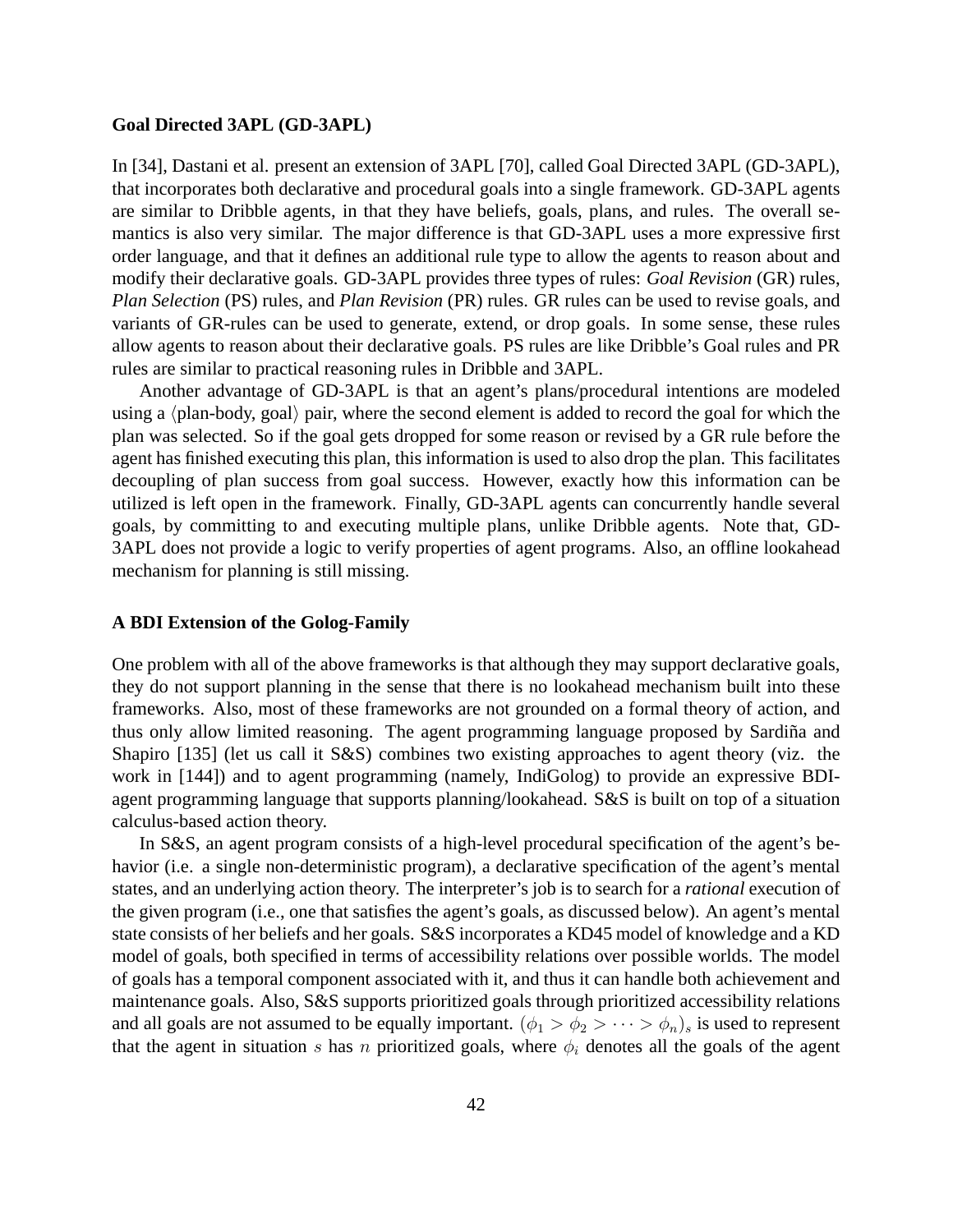### Goal Directed 3APL (GD-3APL)

In [34], Dastani et al. present an extension of 3APL [70], called Goal Directed 3APL (GD-3APL), that incorporates both declarative and procedural goals into a single framework. GD-3APL agents are similar to Dribble agents, in that they have beliefs, goals, plans, and rules. The overall semantics is also very similar. The major difference is that GD-3APL uses a more expressive first order language, and that it defines an additional rule type to allow the agents to reason about and modify their declarative goals. GD-3APL provides three types of rules: *Goal Revision* (GR) rules, *Plan Selection* (PS) rules, and *Plan Revision* (PR) rules. GR rules can be used to revise goals, and variants of GR-rules can be used to generate, extend, or drop goals. In some sense, these rules allow agents to reason about their declarative goals. PS rules are like Dribble's Goal rules and PR rules are similar to practical reasoning rules in Dribble and 3APL.

Another advantage of GD-3APL is that an agent's plans/procedural intentions are modeled using a $\langle$plan-body, goal$\rangle$ pair, where the second element is added to record the goal for which the plan was selected. So if the goal gets dropped for some reason or revised by a GR rule before the agent has finished executing this plan, this information is used to also drop the plan. This facilitates decoupling of plan success from goal success. However, exactly how this information can be utilized is left open in the framework. Finally, GD-3APL agents can concurrently handle several goals, by committing to and executing multiple plans, unlike Dribble agents. Note that, GD-3APL does not provide a logic to verify properties of agent programs. Also, an offline lookahead mechanism for planning is still missing.

### A BDI Extension of the Golog-Family

One problem with all of the above frameworks is that although they may support declarative goals, they do not support planning in the sense that there is no lookahead mechanism built into these frameworks. Also, most of these frameworks are not grounded on a formal theory of action, and thus only allow limited reasoning. The agent programming language proposed by Sardiña and Shapiro [135] (let us call it S&S) combines two existing approaches to agent theory (viz. the work in [144]) and to agent programming (namely, IndiGolog) to provide an expressive BDI-agent programming language that supports planning/lookahead. S&S is built on top of a situation calculus-based action theory.

In S&S, an agent program consists of a high-level procedural specification of the agent's behavior (i.e. a single non-deterministic program), a declarative specification of the agent's mental states, and an underlying action theory. The interpreter's job is to search for a *rational* execution of the given program (i.e., one that satisfies the agent's goals, as discussed below). An agent's mental state consists of her beliefs and her goals. S&S incorporates a KD45 model of knowledge and a KD model of goals, both specified in terms of accessibility relations over possible worlds. The model of goals has a temporal component associated with it, and thus it can handle both achievement and maintenance goals. Also, S&S supports prioritized goals through prioritized accessibility relations and all goals are not assumed to be equally important. $(\phi_1 > \phi_2 > \cdots > \phi_n)_s$ is used to represent that the agent in situation $s$ has $n$ prioritized goals, where $\phi_i$ denotes all the goals of the agent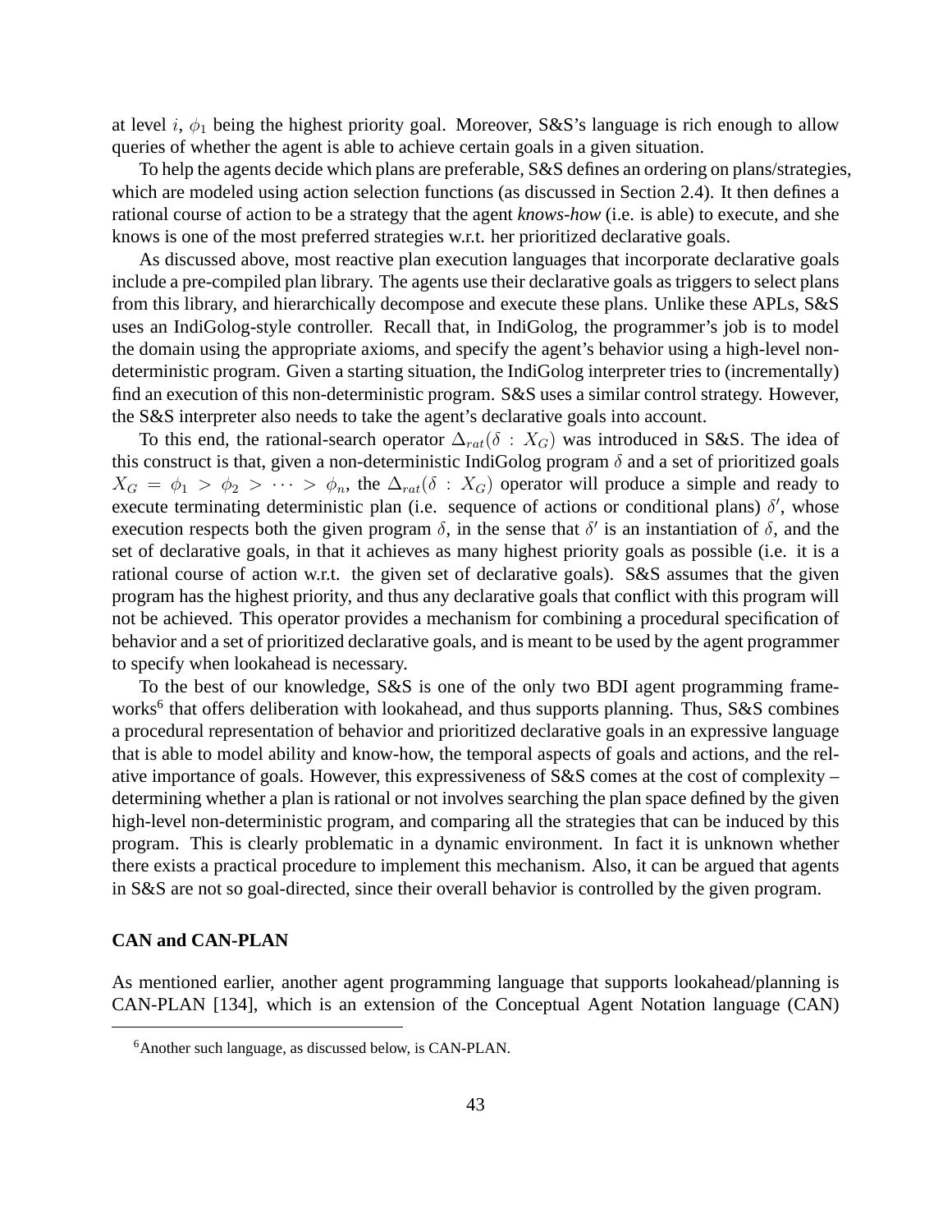at level $i$, $\phi_1$ being the highest priority goal. Moreover, S&S's language is rich enough to allow queries of whether the agent is able to achieve certain goals in a given situation.

To help the agents decide which plans are preferable, S&S defines an ordering on plans/strategies, which are modeled using action selection functions (as discussed in Section 2.4). It then defines a rational course of action to be a strategy that the agent *knows-how* (i.e. is able) to execute, and she knows is one of the most preferred strategies w.r.t. her prioritized declarative goals.

As discussed above, most reactive plan execution languages that incorporate declarative goals include a pre-compiled plan library. The agents use their declarative goals as triggers to select plans from this library, and hierarchically decompose and execute these plans. Unlike these APLs, S&S uses an IndiGolog-style controller. Recall that, in IndiGolog, the programmer's job is to model the domain using the appropriate axioms, and specify the agent's behavior using a high-level non-deterministic program. Given a starting situation, the IndiGolog interpreter tries to (incrementally) find an execution of this non-deterministic program. S&S uses a similar control strategy. However, the S&S interpreter also needs to take the agent's declarative goals into account.

To this end, the rational-search operator $\Delta_{rat}(\delta : X_G)$ was introduced in S&S. The idea of this construct is that, given a non-deterministic IndiGolog program $\delta$ and a set of prioritized goals $X_G = \phi_1 > \phi_2 > \cdots > \phi_n$, the $\Delta_{rat}(\delta : X_G)$ operator will produce a simple and ready to execute terminating deterministic plan (i.e. sequence of actions or conditional plans) $\delta'$, whose execution respects both the given program $\delta$, in the sense that $\delta'$ is an instantiation of $\delta$, and the set of declarative goals, in that it achieves as many highest priority goals as possible (i.e. it is a rational course of action w.r.t. the given set of declarative goals). S&S assumes that the given program has the highest priority, and thus any declarative goals that conflict with this program will not be achieved. This operator provides a mechanism for combining a procedural specification of behavior and a set of prioritized declarative goals, and is meant to be used by the agent programmer to specify when lookahead is necessary.

To the best of our knowledge, S&S is one of the only two BDI agent programming frameworks[6] that offers deliberation with lookahead, and thus supports planning. Thus, S&S combines a procedural representation of behavior and prioritized declarative goals in an expressive language that is able to model ability and know-how, the temporal aspects of goals and actions, and the relative importance of goals. However, this expressiveness of S&S comes at the cost of complexity – determining whether a plan is rational or not involves searching the plan space defined by the given high-level non-deterministic program, and comparing all the strategies that can be induced by this program. This is clearly problematic in a dynamic environment. In fact it is unknown whether there exists a practical procedure to implement this mechanism. Also, it can be argued that agents in S&S are not so goal-directed, since their overall behavior is controlled by the given program.

**CAN and CAN-PLAN**

As mentioned earlier, another agent programming language that supports lookahead/planning is CAN-PLAN [134], which is an extension of the Conceptual Agent Notation language (CAN)

[6] Another such language, as discussed below, is CAN-PLAN.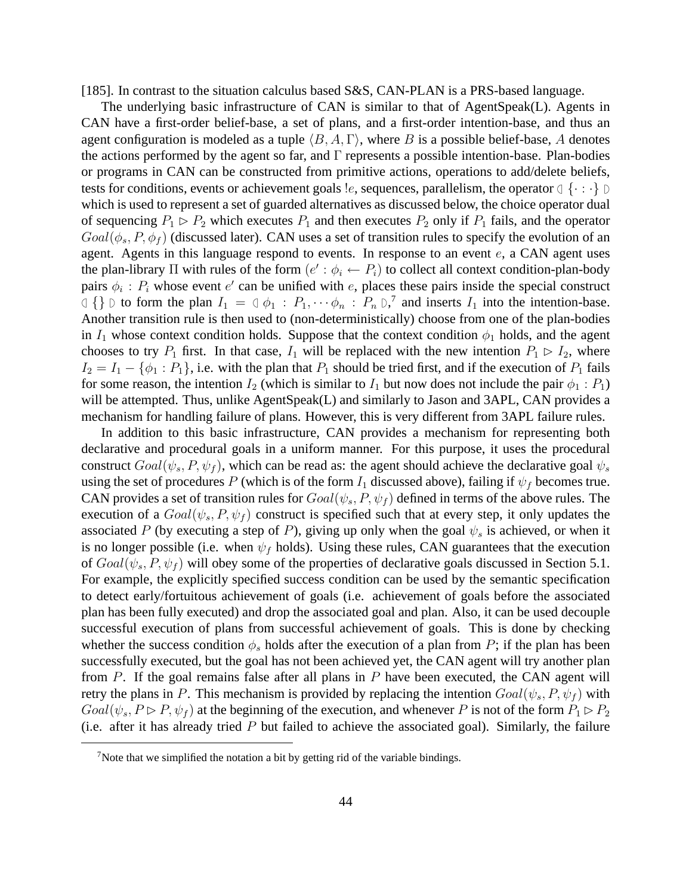[185]. In contrast to the situation calculus based S&S, CAN-PLAN is a PRS-based language.

The underlying basic infrastructure of CAN is similar to that of AgentSpeak(L). Agents in CAN have a first-order belief-base, a set of plans, and a first-order intention-base, and thus an agent configuration is modeled as a tuple $\langle B, A, \Gamma \rangle$, where $B$ is a possible belief-base, $A$ denotes the actions performed by the agent so far, and $\Gamma$ represents a possible intention-base. Plan-bodies or programs in CAN can be constructed from primitive actions, operations to add/delete beliefs, tests for conditions, events or achievement goals $!e$, sequences, parallelism, the operator $\llparenthesis \{\cdot : \cdot\} \rrparenthesis$ which is used to represent a set of guarded alternatives as discussed below, the choice operator dual of sequencing $P_1 \rhd P_2$ which executes $P_1$ and then executes $P_2$ only if $P_1$ fails, and the operator $Goal(\phi_s, P, \phi_f)$ (discussed later). CAN uses a set of transition rules to specify the evolution of an agent. Agents in this language respond to events. In response to an event $e$, a CAN agent uses the plan-library $\Pi$ with rules of the form $(e' : \phi_i \leftarrow P_i)$ to collect all context condition-plan-body pairs $\phi_i : P_i$ whose event $e'$ can be unified with $e$, places these pairs inside the special construct $\llparenthesis \{\} \rrparenthesis$ to form the plan $I_1 = \llparenthesis \phi_1 : P_1, \cdots \phi_n : P_n \rrparenthesis$,[7] and inserts $I_1$ into the intention-base. Another transition rule is then used to (non-deterministically) choose from one of the plan-bodies in $I_1$ whose context condition holds. Suppose that the context condition $\phi_1$ holds, and the agent chooses to try $P_1$ first. In that case, $I_1$ will be replaced with the new intention $P_1 \rhd I_2$, where $I_2 = I_1 - \{\phi_1 : P_1\}$, i.e. with the plan that $P_1$ should be tried first, and if the execution of $P_1$ fails for some reason, the intention $I_2$ (which is similar to $I_1$ but now does not include the pair $\phi_1 : P_1$) will be attempted. Thus, unlike AgentSpeak(L) and similarly to Jason and 3APL, CAN provides a mechanism for handling failure of plans. However, this is very different from 3APL failure rules.

In addition to this basic infrastructure, CAN provides a mechanism for representing both declarative and procedural goals in a uniform manner. For this purpose, it uses the procedural construct $Goal(\psi_s, P, \psi_f)$, which can be read as: the agent should achieve the declarative goal $\psi_s$ using the set of procedures $P$ (which is of the form $I_1$ discussed above), failing if $\psi_f$ becomes true. CAN provides a set of transition rules for $Goal(\psi_s, P, \psi_f)$ defined in terms of the above rules. The execution of a $Goal(\psi_s, P, \psi_f)$ construct is specified such that at every step, it only updates the associated $P$ (by executing a step of $P$), giving up only when the goal $\psi_s$ is achieved, or when it is no longer possible (i.e. when $\psi_f$ holds). Using these rules, CAN guarantees that the execution of $Goal(\psi_s, P, \psi_f)$ will obey some of the properties of declarative goals discussed in Section 5.1. For example, the explicitly specified success condition can be used by the semantic specification to detect early/fortuitous achievement of goals (i.e. achievement of goals before the associated plan has been fully executed) and drop the associated goal and plan. Also, it can be used decouple successful execution of plans from successful achievement of goals. This is done by checking whether the success condition $\phi_s$ holds after the execution of a plan from $P$; if the plan has been successfully executed, but the goal has not been achieved yet, the CAN agent will try another plan from $P$. If the goal remains false after all plans in $P$ have been executed, the CAN agent will retry the plans in $P$. This mechanism is provided by replacing the intention $Goal(\psi_s, P, \psi_f)$ with $Goal(\psi_s, P \rhd P, \psi_f)$ at the beginning of the execution, and whenever $P$ is not of the form $P_1 \rhd P_2$ (i.e. after it has already tried $P$ but failed to achieve the associated goal). Similarly, the failure

[7] Note that we simplified the notation a bit by getting rid of the variable bindings.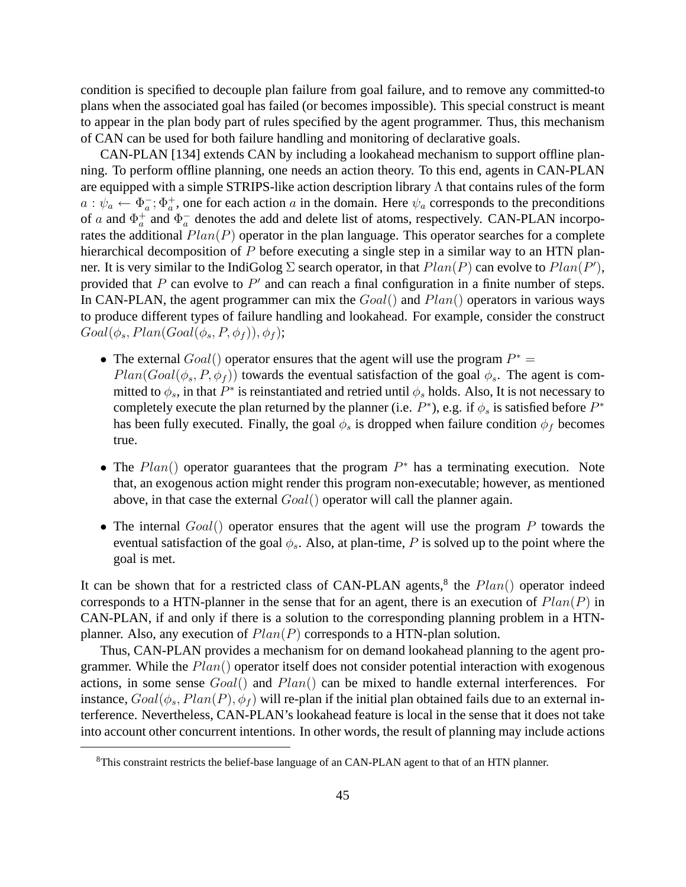condition is specified to decouple plan failure from goal failure, and to remove any committed-to plans when the associated goal has failed (or becomes impossible). This special construct is meant to appear in the plan body part of rules specified by the agent programmer. Thus, this mechanism of CAN can be used for both failure handling and monitoring of declarative goals.

CAN-PLAN [134] extends CAN by including a lookahead mechanism to support offline planning. To perform offline planning, one needs an action theory. To this end, agents in CAN-PLAN are equipped with a simple STRIPS-like action description library $\Lambda$ that contains rules of the form $a : \psi_a \leftarrow \Phi_a^-; \Phi_a^+$, one for each action $a$ in the domain. Here $\psi_a$ corresponds to the preconditions of $a$ and $\Phi_a^+$ and $\Phi_a^-$ denotes the add and delete list of atoms, respectively. CAN-PLAN incorporates the additional $Plan(P)$ operator in the plan language. This operator searches for a complete hierarchical decomposition of $P$ before executing a single step in a similar way to an HTN planner. It is very similar to the IndiGolog $\Sigma$ search operator, in that $Plan(P)$ can evolve to $Plan(P')$, provided that $P$ can evolve to $P'$ and can reach a final configuration in a finite number of steps. In CAN-PLAN, the agent programmer can mix the $Goal()$ and $Plan()$ operators in various ways to produce different types of failure handling and lookahead. For example, consider the construct $Goal(\phi_s, Plan(Goal(\phi_s, P, \phi_f)), \phi_f)$;

- The external $Goal()$ operator ensures that the agent will use the program $P^* = Plan(Goal(\phi_s, P, \phi_f))$ towards the eventual satisfaction of the goal $\phi_s$. The agent is committed to $\phi_s$, in that $P^*$ is reinstantiated and retried until $\phi_s$ holds. Also, It is not necessary to completely execute the plan returned by the planner (i.e. $P^*$), e.g. if $\phi_s$ is satisfied before $P^*$ has been fully executed. Finally, the goal $\phi_s$ is dropped when failure condition $\phi_f$ becomes true.
- The $Plan()$ operator guarantees that the program $P^*$ has a terminating execution. Note that, an exogenous action might render this program non-executable; however, as mentioned above, in that case the external $Goal()$ operator will call the planner again.
- The internal $Goal()$ operator ensures that the agent will use the program $P$ towards the eventual satisfaction of the goal $\phi_s$. Also, at plan-time, $P$ is solved up to the point where the goal is met.

It can be shown that for a restricted class of CAN-PLAN agents,[8] the $Plan()$ operator indeed corresponds to a HTN-planner in the sense that for an agent, there is an execution of $Plan(P)$ in CAN-PLAN, if and only if there is a solution to the corresponding planning problem in a HTN-planner. Also, any execution of $Plan(P)$ corresponds to a HTN-plan solution.

Thus, CAN-PLAN provides a mechanism for on demand lookahead planning to the agent programmer. While the $Plan()$ operator itself does not consider potential interaction with exogenous actions, in some sense $Goal()$ and $Plan()$ can be mixed to handle external interferences. For instance, $Goal(\phi_s, Plan(P), \phi_f)$ will re-plan if the initial plan obtained fails due to an external interference. Nevertheless, CAN-PLAN's lookahead feature is local in the sense that it does not take into account other concurrent intentions. In other words, the result of planning may include actions

[8] This constraint restricts the belief-base language of an CAN-PLAN agent to that of an HTN planner.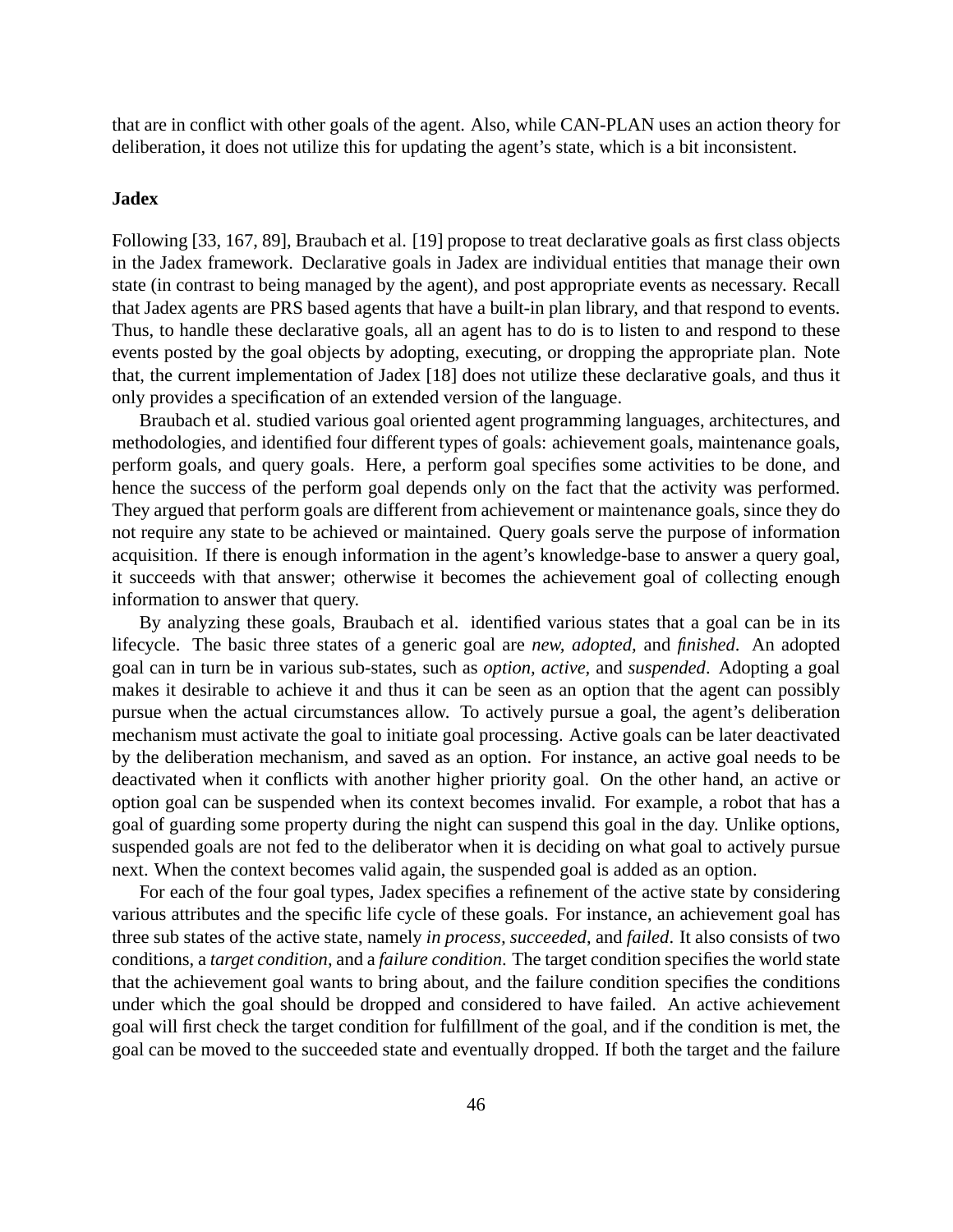that are in conflict with other goals of the agent. Also, while CAN-PLAN uses an action theory for deliberation, it does not utilize this for updating the agent's state, which is a bit inconsistent.

**Jadex**

Following [33, 167, 89], Braubach et al. [19] propose to treat declarative goals as first class objects in the Jadex framework. Declarative goals in Jadex are individual entities that manage their own state (in contrast to being managed by the agent), and post appropriate events as necessary. Recall that Jadex agents are PRS based agents that have a built-in plan library, and that respond to events. Thus, to handle these declarative goals, all an agent has to do is to listen to and respond to these events posted by the goal objects by adopting, executing, or dropping the appropriate plan. Note that, the current implementation of Jadex [18] does not utilize these declarative goals, and thus it only provides a specification of an extended version of the language.

Braubach et al. studied various goal oriented agent programming languages, architectures, and methodologies, and identified four different types of goals: achievement goals, maintenance goals, perform goals, and query goals. Here, a perform goal specifies some activities to be done, and hence the success of the perform goal depends only on the fact that the activity was performed. They argued that perform goals are different from achievement or maintenance goals, since they do not require any state to be achieved or maintained. Query goals serve the purpose of information acquisition. If there is enough information in the agent's knowledge-base to answer a query goal, it succeeds with that answer; otherwise it becomes the achievement goal of collecting enough information to answer that query.

By analyzing these goals, Braubach et al. identified various states that a goal can be in its lifecycle. The basic three states of a generic goal are *new, adopted,* and *finished*. An adopted goal can in turn be in various sub-states, such as *option, active,* and *suspended*. Adopting a goal makes it desirable to achieve it and thus it can be seen as an option that the agent can possibly pursue when the actual circumstances allow. To actively pursue a goal, the agent's deliberation mechanism must activate the goal to initiate goal processing. Active goals can be later deactivated by the deliberation mechanism, and saved as an option. For instance, an active goal needs to be deactivated when it conflicts with another higher priority goal. On the other hand, an active or option goal can be suspended when its context becomes invalid. For example, a robot that has a goal of guarding some property during the night can suspend this goal in the day. Unlike options, suspended goals are not fed to the deliberator when it is deciding on what goal to actively pursue next. When the context becomes valid again, the suspended goal is added as an option.

For each of the four goal types, Jadex specifies a refinement of the active state by considering various attributes and the specific life cycle of these goals. For instance, an achievement goal has three sub states of the active state, namely *in process, succeeded,* and *failed*. It also consists of two conditions, a *target condition*, and a *failure condition*. The target condition specifies the world state that the achievement goal wants to bring about, and the failure condition specifies the conditions under which the goal should be dropped and considered to have failed. An active achievement goal will first check the target condition for fulfillment of the goal, and if the condition is met, the goal can be moved to the succeeded state and eventually dropped. If both the target and the failure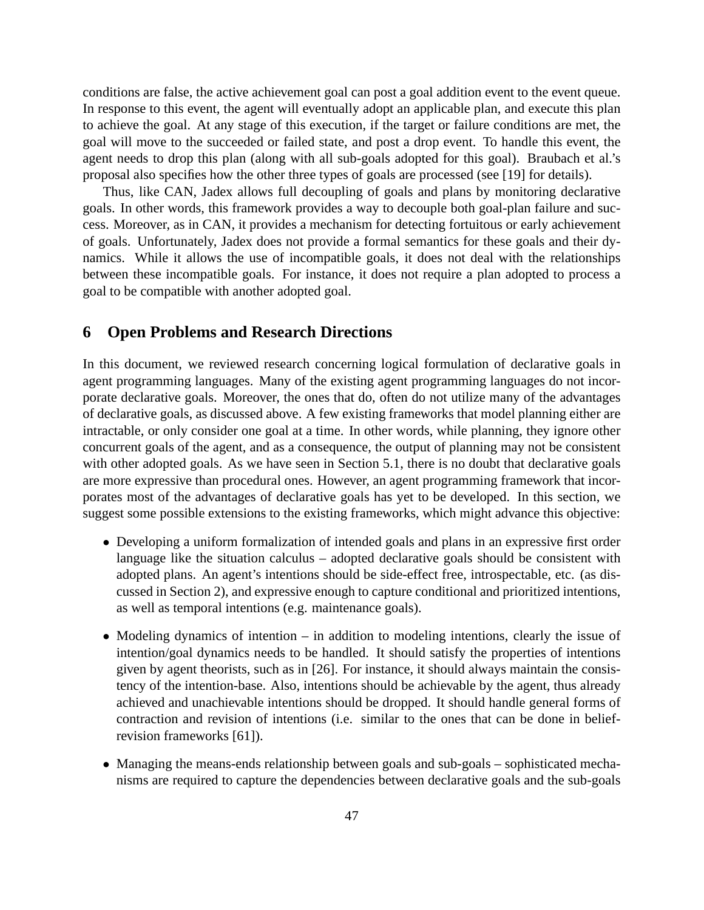conditions are false, the active achievement goal can post a goal addition event to the event queue. In response to this event, the agent will eventually adopt an applicable plan, and execute this plan to achieve the goal. At any stage of this execution, if the target or failure conditions are met, the goal will move to the succeeded or failed state, and post a drop event. To handle this event, the agent needs to drop this plan (along with all sub-goals adopted for this goal). Braubach et al.'s proposal also specifies how the other three types of goals are processed (see [19] for details).

Thus, like CAN, Jadex allows full decoupling of goals and plans by monitoring declarative goals. In other words, this framework provides a way to decouple both goal-plan failure and success. Moreover, as in CAN, it provides a mechanism for detecting fortuitous or early achievement of goals. Unfortunately, Jadex does not provide a formal semantics for these goals and their dynamics. While it allows the use of incompatible goals, it does not deal with the relationships between these incompatible goals. For instance, it does not require a plan adopted to process a goal to be compatible with another adopted goal.

## 6 Open Problems and Research Directions

In this document, we reviewed research concerning logical formulation of declarative goals in agent programming languages. Many of the existing agent programming languages do not incorporate declarative goals. Moreover, the ones that do, often do not utilize many of the advantages of declarative goals, as discussed above. A few existing frameworks that model planning either are intractable, or only consider one goal at a time. In other words, while planning, they ignore other concurrent goals of the agent, and as a consequence, the output of planning may not be consistent with other adopted goals. As we have seen in Section 5.1, there is no doubt that declarative goals are more expressive than procedural ones. However, an agent programming framework that incorporates most of the advantages of declarative goals has yet to be developed. In this section, we suggest some possible extensions to the existing frameworks, which might advance this objective:

- Developing a uniform formalization of intended goals and plans in an expressive first order language like the situation calculus – adopted declarative goals should be consistent with adopted plans. An agent's intentions should be side-effect free, introspectable, etc. (as discussed in Section 2), and expressive enough to capture conditional and prioritized intentions, as well as temporal intentions (e.g. maintenance goals).

- Modeling dynamics of intention – in addition to modeling intentions, clearly the issue of intention/goal dynamics needs to be handled. It should satisfy the properties of intentions given by agent theorists, such as in [26]. For instance, it should always maintain the consistency of the intention-base. Also, intentions should be achievable by the agent, thus already achieved and unachievable intentions should be dropped. It should handle general forms of contraction and revision of intentions (i.e. similar to the ones that can be done in belief-revision frameworks [61]).

- Managing the means-ends relationship between goals and sub-goals – sophisticated mechanisms are required to capture the dependencies between declarative goals and the sub-goals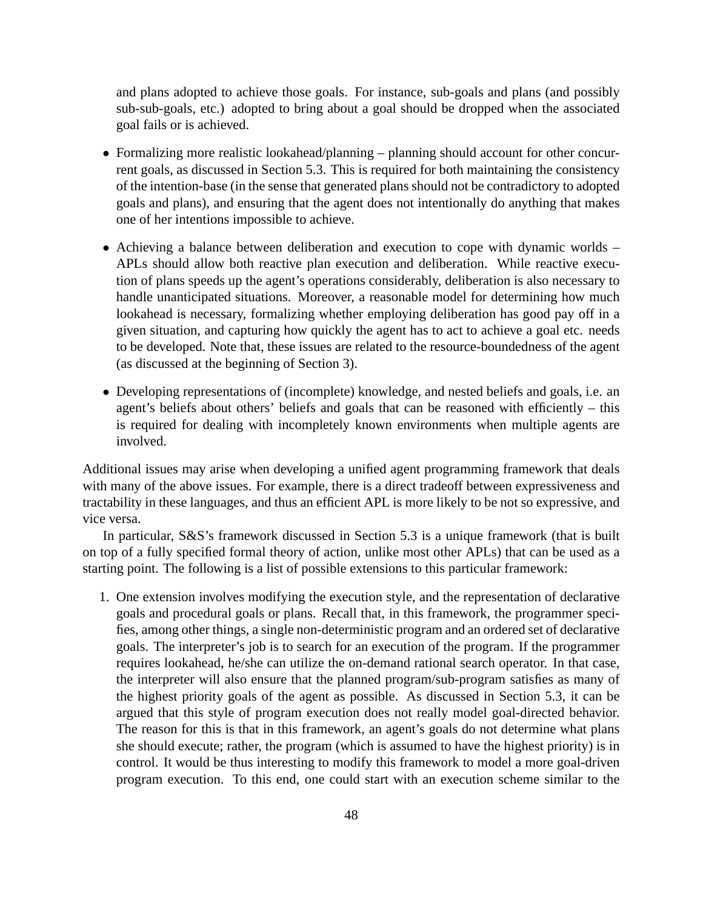and plans adopted to achieve those goals. For instance, sub-goals and plans (and possibly sub-sub-goals, etc.) adopted to bring about a goal should be dropped when the associated goal fails or is achieved.

- Formalizing more realistic lookahead/planning – planning should account for other concurrent goals, as discussed in Section 5.3. This is required for both maintaining the consistency of the intention-base (in the sense that generated plans should not be contradictory to adopted goals and plans), and ensuring that the agent does not intentionally do anything that makes one of her intentions impossible to achieve.
- Achieving a balance between deliberation and execution to cope with dynamic worlds – APLs should allow both reactive plan execution and deliberation. While reactive execution of plans speeds up the agent's operations considerably, deliberation is also necessary to handle unanticipated situations. Moreover, a reasonable model for determining how much lookahead is necessary, formalizing whether employing deliberation has good pay off in a given situation, and capturing how quickly the agent has to act to achieve a goal etc. needs to be developed. Note that, these issues are related to the resource-boundedness of the agent (as discussed at the beginning of Section 3).
- Developing representations of (incomplete) knowledge, and nested beliefs and goals, i.e. an agent's beliefs about others' beliefs and goals that can be reasoned with efficiently – this is required for dealing with incompletely known environments when multiple agents are involved.

Additional issues may arise when developing a unified agent programming framework that deals with many of the above issues. For example, there is a direct tradeoff between expressiveness and tractability in these languages, and thus an efficient APL is more likely to be not so expressive, and vice versa.

In particular, S&S's framework discussed in Section 5.3 is a unique framework (that is built on top of a fully specified formal theory of action, unlike most other APLs) that can be used as a starting point. The following is a list of possible extensions to this particular framework:

1. One extension involves modifying the execution style, and the representation of declarative goals and procedural goals or plans. Recall that, in this framework, the programmer specifies, among other things, a single non-deterministic program and an ordered set of declarative goals. The interpreter's job is to search for an execution of the program. If the programmer requires lookahead, he/she can utilize the on-demand rational search operator. In that case, the interpreter will also ensure that the planned program/sub-program satisfies as many of the highest priority goals of the agent as possible. As discussed in Section 5.3, it can be argued that this style of program execution does not really model goal-directed behavior. The reason for this is that in this framework, an agent's goals do not determine what plans she should execute; rather, the program (which is assumed to have the highest priority) is in control. It would be thus interesting to modify this framework to model a more goal-driven program execution. To this end, one could start with an execution scheme similar to the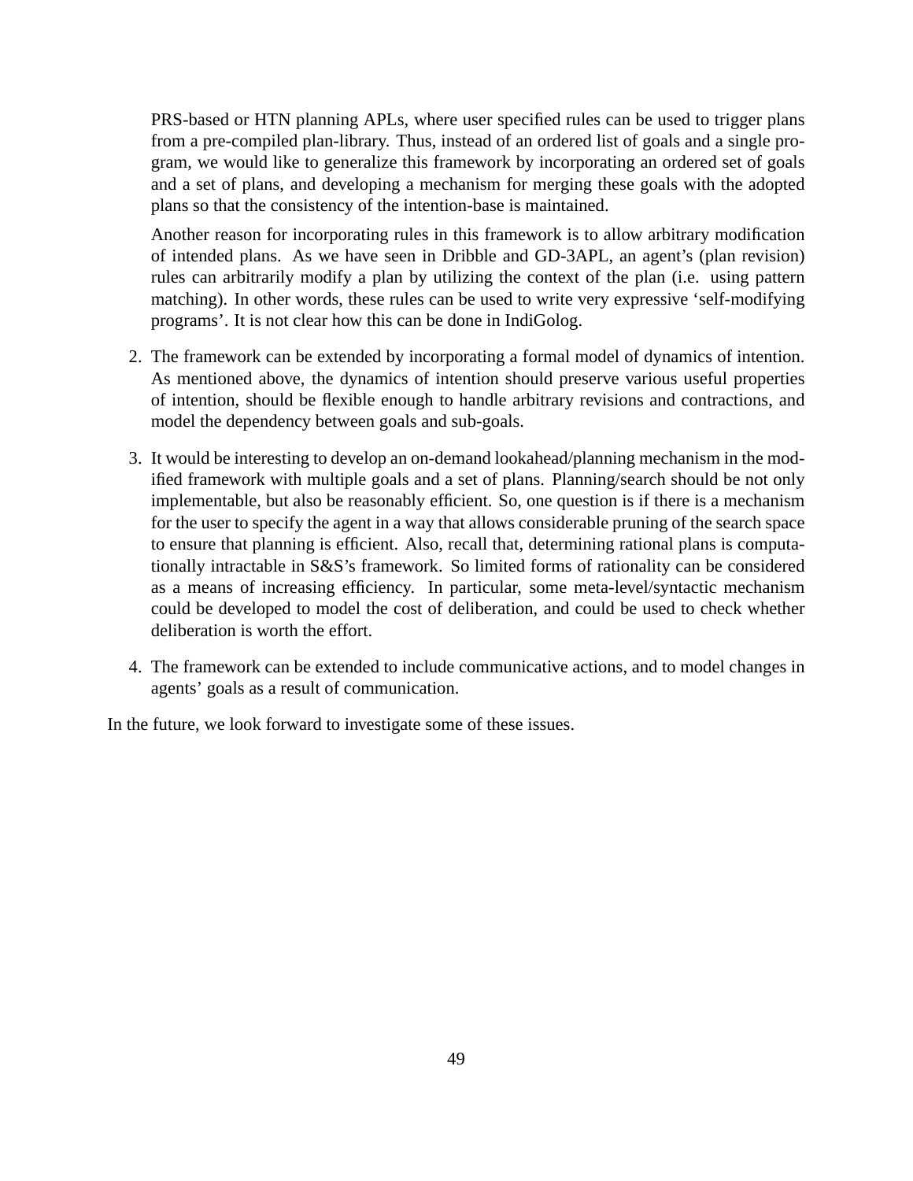PRS-based or HTN planning APLs, where user specified rules can be used to trigger plans from a pre-compiled plan-library. Thus, instead of an ordered list of goals and a single program, we would like to generalize this framework by incorporating an ordered set of goals and a set of plans, and developing a mechanism for merging these goals with the adopted plans so that the consistency of the intention-base is maintained.

   Another reason for incorporating rules in this framework is to allow arbitrary modification of intended plans. As we have seen in Dribble and GD-3APL, an agent's (plan revision) rules can arbitrarily modify a plan by utilizing the context of the plan (i.e. using pattern matching). In other words, these rules can be used to write very expressive 'self-modifying programs'. It is not clear how this can be done in IndiGolog.

2. The framework can be extended by incorporating a formal model of dynamics of intention. As mentioned above, the dynamics of intention should preserve various useful properties of intention, should be flexible enough to handle arbitrary revisions and contractions, and model the dependency between goals and sub-goals.

3. It would be interesting to develop an on-demand lookahead/planning mechanism in the modified framework with multiple goals and a set of plans. Planning/search should be not only implementable, but also be reasonably efficient. So, one question is if there is a mechanism for the user to specify the agent in a way that allows considerable pruning of the search space to ensure that planning is efficient. Also, recall that, determining rational plans is computationally intractable in S&S's framework. So limited forms of rationality can be considered as a means of increasing efficiency. In particular, some meta-level/syntactic mechanism could be developed to model the cost of deliberation, and could be used to check whether deliberation is worth the effort.

4. The framework can be extended to include communicative actions, and to model changes in agents' goals as a result of communication.

In the future, we look forward to investigate some of these issues.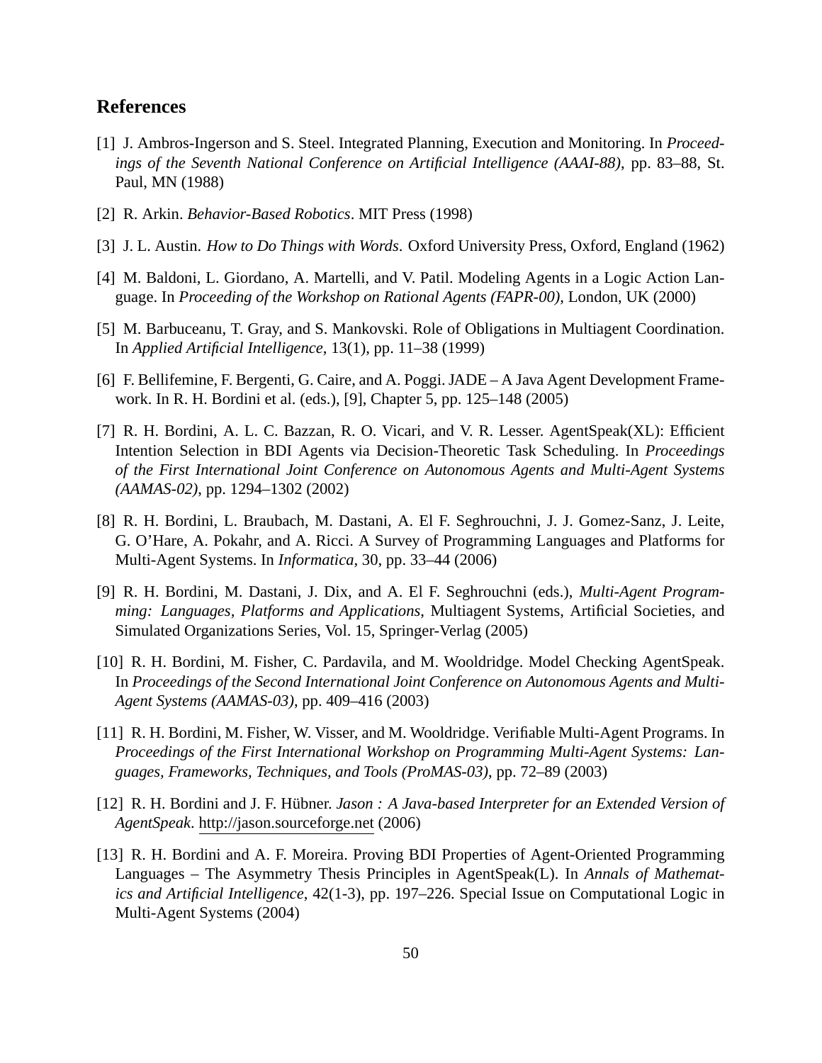## References

[1] J. Ambros-Ingerson and S. Steel. Integrated Planning, Execution and Monitoring. In *Proceedings of the Seventh National Conference on Artificial Intelligence (AAAI-88)*, pp. 83–88, St. Paul, MN (1988)

[2] R. Arkin. *Behavior-Based Robotics*. MIT Press (1998)

[3] J. L. Austin. *How to Do Things with Words*. Oxford University Press, Oxford, England (1962)

[4] M. Baldoni, L. Giordano, A. Martelli, and V. Patil. Modeling Agents in a Logic Action Language. In *Proceeding of the Workshop on Rational Agents (FAPR-00)*, London, UK (2000)

[5] M. Barbuceanu, T. Gray, and S. Mankovski. Role of Obligations in Multiagent Coordination. In *Applied Artificial Intelligence*, 13(1), pp. 11–38 (1999)

[6] F. Bellifemine, F. Bergenti, G. Caire, and A. Poggi. JADE – A Java Agent Development Framework. In R. H. Bordini et al. (eds.), [9], Chapter 5, pp. 125–148 (2005)

[7] R. H. Bordini, A. L. C. Bazzan, R. O. Vicari, and V. R. Lesser. AgentSpeak(XL): Efficient Intention Selection in BDI Agents via Decision-Theoretic Task Scheduling. In *Proceedings of the First International Joint Conference on Autonomous Agents and Multi-Agent Systems (AAMAS-02)*, pp. 1294–1302 (2002)

[8] R. H. Bordini, L. Braubach, M. Dastani, A. El F. Seghrouchni, J. J. Gomez-Sanz, J. Leite, G. O'Hare, A. Pokahr, and A. Ricci. A Survey of Programming Languages and Platforms for Multi-Agent Systems. In *Informatica*, 30, pp. 33–44 (2006)

[9] R. H. Bordini, M. Dastani, J. Dix, and A. El F. Seghrouchni (eds.), *Multi-Agent Programming: Languages, Platforms and Applications*, Multiagent Systems, Artificial Societies, and Simulated Organizations Series, Vol. 15, Springer-Verlag (2005)

[10] R. H. Bordini, M. Fisher, C. Pardavila, and M. Wooldridge. Model Checking AgentSpeak. In *Proceedings of the Second International Joint Conference on Autonomous Agents and Multi-Agent Systems (AAMAS-03)*, pp. 409–416 (2003)

[11] R. H. Bordini, M. Fisher, W. Visser, and M. Wooldridge. Verifiable Multi-Agent Programs. In *Proceedings of the First International Workshop on Programming Multi-Agent Systems: Languages, Frameworks, Techniques, and Tools (ProMAS-03)*, pp. 72–89 (2003)

[12] R. H. Bordini and J. F. Hübner. *Jason : A Java-based Interpreter for an Extended Version of AgentSpeak*. http://jason.sourceforge.net (2006)

[13] R. H. Bordini and A. F. Moreira. Proving BDI Properties of Agent-Oriented Programming Languages – The Asymmetry Thesis Principles in AgentSpeak(L). In *Annals of Mathematics and Artificial Intelligence*, 42(1-3), pp. 197–226. Special Issue on Computational Logic in Multi-Agent Systems (2004)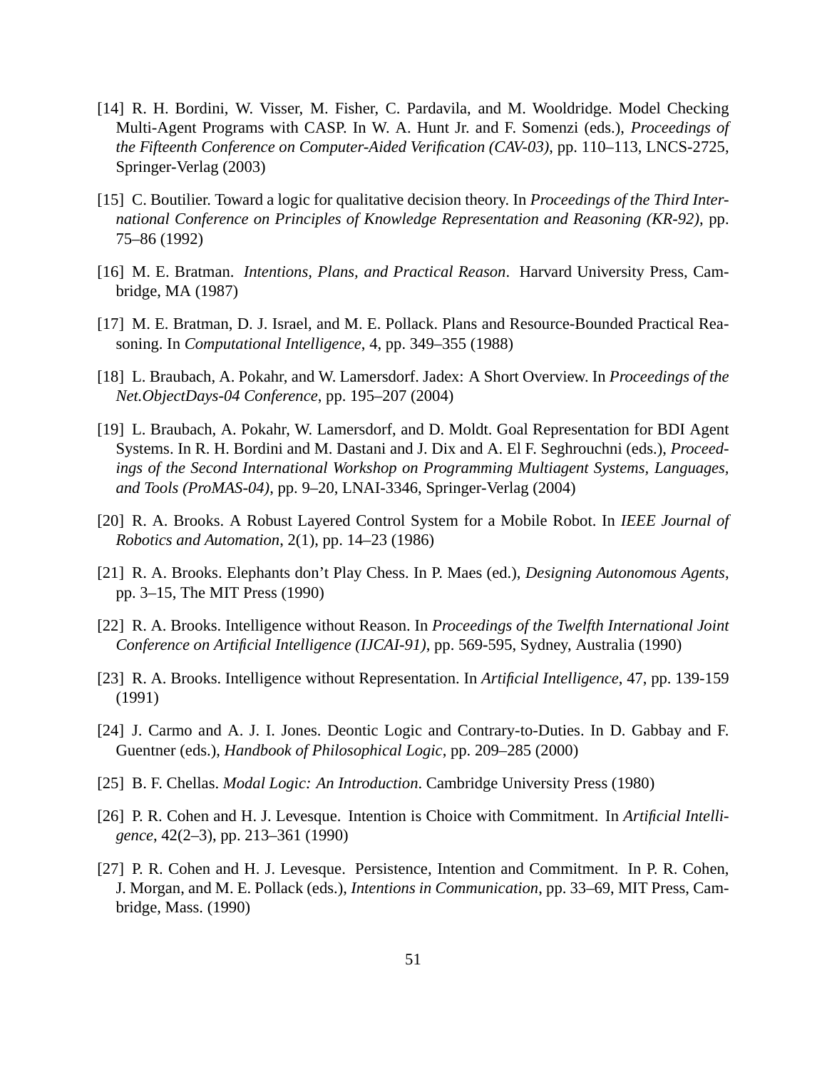[14] R. H. Bordini, W. Visser, M. Fisher, C. Pardavila, and M. Wooldridge. Model Checking Multi-Agent Programs with CASP. In W. A. Hunt Jr. and F. Somenzi (eds.), *Proceedings of the Fifteenth Conference on Computer-Aided Verification (CAV-03)*, pp. 110–113, LNCS-2725, Springer-Verlag (2003)

[15] C. Boutilier. Toward a logic for qualitative decision theory. In *Proceedings of the Third International Conference on Principles of Knowledge Representation and Reasoning (KR-92)*, pp. 75–86 (1992)

[16] M. E. Bratman. *Intentions, Plans, and Practical Reason*. Harvard University Press, Cambridge, MA (1987)

[17] M. E. Bratman, D. J. Israel, and M. E. Pollack. Plans and Resource-Bounded Practical Reasoning. In *Computational Intelligence*, 4, pp. 349–355 (1988)

[18] L. Braubach, A. Pokahr, and W. Lamersdorf. Jadex: A Short Overview. In *Proceedings of the Net.ObjectDays-04 Conference*, pp. 195–207 (2004)

[19] L. Braubach, A. Pokahr, W. Lamersdorf, and D. Moldt. Goal Representation for BDI Agent Systems. In R. H. Bordini and M. Dastani and J. Dix and A. El F. Seghrouchni (eds.), *Proceedings of the Second International Workshop on Programming Multiagent Systems, Languages, and Tools (ProMAS-04)*, pp. 9–20, LNAI-3346, Springer-Verlag (2004)

[20] R. A. Brooks. A Robust Layered Control System for a Mobile Robot. In *IEEE Journal of Robotics and Automation*, 2(1), pp. 14–23 (1986)

[21] R. A. Brooks. Elephants don't Play Chess. In P. Maes (ed.), *Designing Autonomous Agents*, pp. 3–15, The MIT Press (1990)

[22] R. A. Brooks. Intelligence without Reason. In *Proceedings of the Twelfth International Joint Conference on Artificial Intelligence (IJCAI-91)*, pp. 569-595, Sydney, Australia (1990)

[23] R. A. Brooks. Intelligence without Representation. In *Artificial Intelligence*, 47, pp. 139-159 (1991)

[24] J. Carmo and A. J. I. Jones. Deontic Logic and Contrary-to-Duties. In D. Gabbay and F. Guentner (eds.), *Handbook of Philosophical Logic*, pp. 209–285 (2000)

[25] B. F. Chellas. *Modal Logic: An Introduction*. Cambridge University Press (1980)

[26] P. R. Cohen and H. J. Levesque. Intention is Choice with Commitment. In *Artificial Intelligence*, 42(2–3), pp. 213–361 (1990)

[27] P. R. Cohen and H. J. Levesque. Persistence, Intention and Commitment. In P. R. Cohen, J. Morgan, and M. E. Pollack (eds.), *Intentions in Communication*, pp. 33–69, MIT Press, Cambridge, Mass. (1990)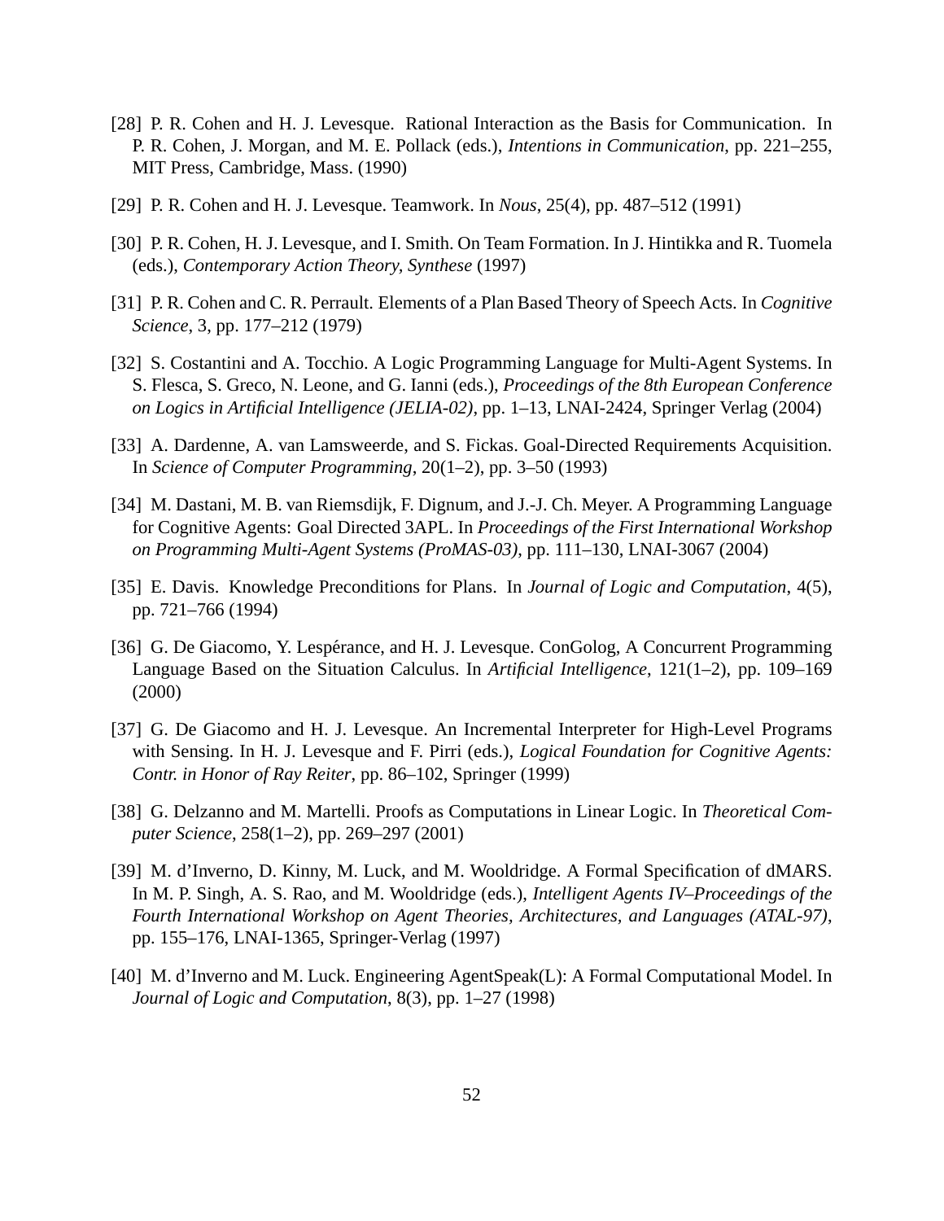[28] P. R. Cohen and H. J. Levesque. Rational Interaction as the Basis for Communication. In P. R. Cohen, J. Morgan, and M. E. Pollack (eds.), *Intentions in Communication*, pp. 221–255, MIT Press, Cambridge, Mass. (1990)

[29] P. R. Cohen and H. J. Levesque. Teamwork. In *Nous*, 25(4), pp. 487–512 (1991)

[30] P. R. Cohen, H. J. Levesque, and I. Smith. On Team Formation. In J. Hintikka and R. Tuomela (eds.), *Contemporary Action Theory, Synthese* (1997)

[31] P. R. Cohen and C. R. Perrault. Elements of a Plan Based Theory of Speech Acts. In *Cognitive Science*, 3, pp. 177–212 (1979)

[32] S. Costantini and A. Tocchio. A Logic Programming Language for Multi-Agent Systems. In S. Flesca, S. Greco, N. Leone, and G. Ianni (eds.), *Proceedings of the 8th European Conference on Logics in Artificial Intelligence (JELIA-02)*, pp. 1–13, LNAI-2424, Springer Verlag (2004)

[33] A. Dardenne, A. van Lamsweerde, and S. Fickas. Goal-Directed Requirements Acquisition. In *Science of Computer Programming*, 20(1–2), pp. 3–50 (1993)

[34] M. Dastani, M. B. van Riemsdijk, F. Dignum, and J.-J. Ch. Meyer. A Programming Language for Cognitive Agents: Goal Directed 3APL. In *Proceedings of the First International Workshop on Programming Multi-Agent Systems (ProMAS-03)*, pp. 111–130, LNAI-3067 (2004)

[35] E. Davis. Knowledge Preconditions for Plans. In *Journal of Logic and Computation*, 4(5), pp. 721–766 (1994)

[36] G. De Giacomo, Y. Lespérance, and H. J. Levesque. ConGolog, A Concurrent Programming Language Based on the Situation Calculus. In *Artificial Intelligence*, 121(1–2), pp. 109–169 (2000)

[37] G. De Giacomo and H. J. Levesque. An Incremental Interpreter for High-Level Programs with Sensing. In H. J. Levesque and F. Pirri (eds.), *Logical Foundation for Cognitive Agents: Contr. in Honor of Ray Reiter*, pp. 86–102, Springer (1999)

[38] G. Delzanno and M. Martelli. Proofs as Computations in Linear Logic. In *Theoretical Computer Science*, 258(1–2), pp. 269–297 (2001)

[39] M. d'Inverno, D. Kinny, M. Luck, and M. Wooldridge. A Formal Specification of dMARS. In M. P. Singh, A. S. Rao, and M. Wooldridge (eds.), *Intelligent Agents IV–Proceedings of the Fourth International Workshop on Agent Theories, Architectures, and Languages (ATAL-97)*, pp. 155–176, LNAI-1365, Springer-Verlag (1997)

[40] M. d'Inverno and M. Luck. Engineering AgentSpeak(L): A Formal Computational Model. In *Journal of Logic and Computation*, 8(3), pp. 1–27 (1998)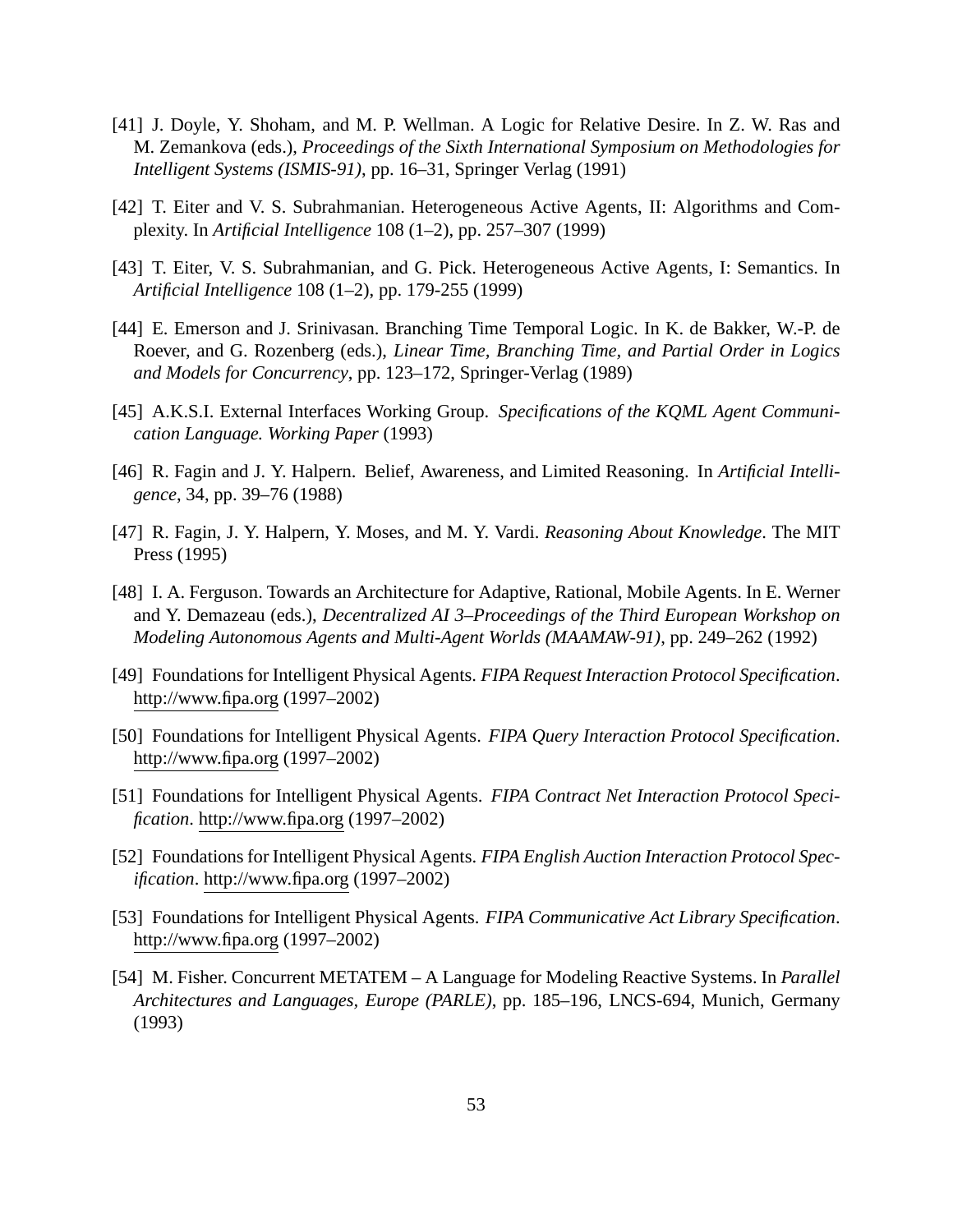[41] J. Doyle, Y. Shoham, and M. P. Wellman. A Logic for Relative Desire. In Z. W. Ras and M. Zemankova (eds.), *Proceedings of the Sixth International Symposium on Methodologies for Intelligent Systems (ISMIS-91)*, pp. 16–31, Springer Verlag (1991)

[42] T. Eiter and V. S. Subrahmanian. Heterogeneous Active Agents, II: Algorithms and Complexity. In *Artificial Intelligence* 108 (1–2), pp. 257–307 (1999)

[43] T. Eiter, V. S. Subrahmanian, and G. Pick. Heterogeneous Active Agents, I: Semantics. In *Artificial Intelligence* 108 (1–2), pp. 179-255 (1999)

[44] E. Emerson and J. Srinivasan. Branching Time Temporal Logic. In K. de Bakker, W.-P. de Roever, and G. Rozenberg (eds.), *Linear Time, Branching Time, and Partial Order in Logics and Models for Concurrency*, pp. 123–172, Springer-Verlag (1989)

[45] A.K.S.I. External Interfaces Working Group. *Specifications of the KQML Agent Communication Language. Working Paper* (1993)

[46] R. Fagin and J. Y. Halpern. Belief, Awareness, and Limited Reasoning. In *Artificial Intelligence*, 34, pp. 39–76 (1988)

[47] R. Fagin, J. Y. Halpern, Y. Moses, and M. Y. Vardi. *Reasoning About Knowledge*. The MIT Press (1995)

[48] I. A. Ferguson. Towards an Architecture for Adaptive, Rational, Mobile Agents. In E. Werner and Y. Demazeau (eds.), *Decentralized AI 3–Proceedings of the Third European Workshop on Modeling Autonomous Agents and Multi-Agent Worlds (MAAMAW-91)*, pp. 249–262 (1992)

[49] Foundations for Intelligent Physical Agents. *FIPA Request Interaction Protocol Specification*. http://www.fipa.org (1997–2002)

[50] Foundations for Intelligent Physical Agents. *FIPA Query Interaction Protocol Specification*. http://www.fipa.org (1997–2002)

[51] Foundations for Intelligent Physical Agents. *FIPA Contract Net Interaction Protocol Specification*. http://www.fipa.org (1997–2002)

[52] Foundations for Intelligent Physical Agents. *FIPA English Auction Interaction Protocol Specification*. http://www.fipa.org (1997–2002)

[53] Foundations for Intelligent Physical Agents. *FIPA Communicative Act Library Specification*. http://www.fipa.org (1997–2002)

[54] M. Fisher. Concurrent METATEM – A Language for Modeling Reactive Systems. In *Parallel Architectures and Languages, Europe (PARLE)*, pp. 185–196, LNCS-694, Munich, Germany (1993)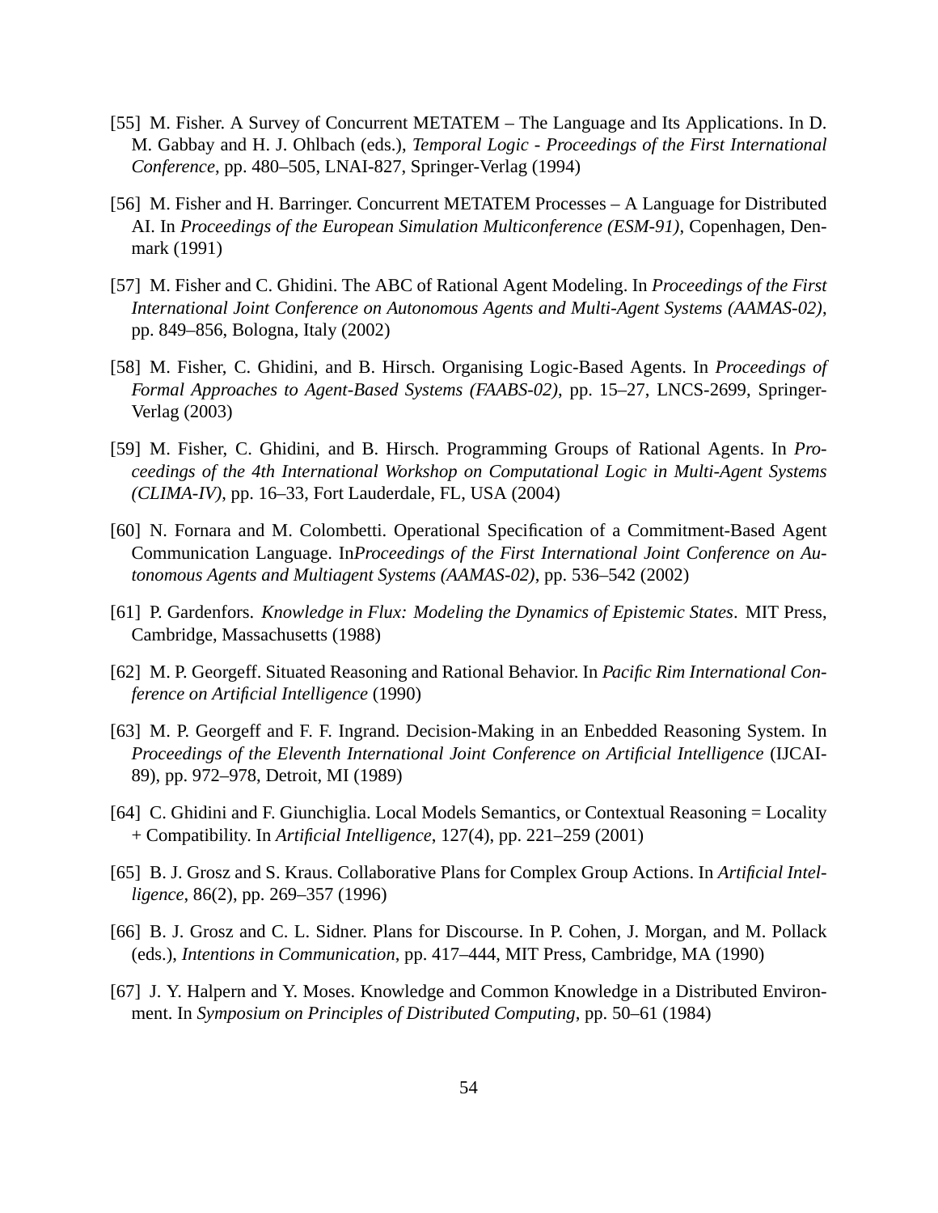[55] M. Fisher. A Survey of Concurrent METATEM – The Language and Its Applications. In D. M. Gabbay and H. J. Ohlbach (eds.), *Temporal Logic - Proceedings of the First International Conference*, pp. 480–505, LNAI-827, Springer-Verlag (1994)

[56] M. Fisher and H. Barringer. Concurrent METATEM Processes – A Language for Distributed AI. In *Proceedings of the European Simulation Multiconference (ESM-91)*, Copenhagen, Denmark (1991)

[57] M. Fisher and C. Ghidini. The ABC of Rational Agent Modeling. In *Proceedings of the First International Joint Conference on Autonomous Agents and Multi-Agent Systems (AAMAS-02)*, pp. 849–856, Bologna, Italy (2002)

[58] M. Fisher, C. Ghidini, and B. Hirsch. Organising Logic-Based Agents. In *Proceedings of Formal Approaches to Agent-Based Systems (FAABS-02)*, pp. 15–27, LNCS-2699, Springer-Verlag (2003)

[59] M. Fisher, C. Ghidini, and B. Hirsch. Programming Groups of Rational Agents. In *Proceedings of the 4th International Workshop on Computational Logic in Multi-Agent Systems (CLIMA-IV)*, pp. 16–33, Fort Lauderdale, FL, USA (2004)

[60] N. Fornara and M. Colombetti. Operational Specification of a Commitment-Based Agent Communication Language. In*Proceedings of the First International Joint Conference on Autonomous Agents and Multiagent Systems (AAMAS-02)*, pp. 536–542 (2002)

[61] P. Gardenfors. *Knowledge in Flux: Modeling the Dynamics of Epistemic States*. MIT Press, Cambridge, Massachusetts (1988)

[62] M. P. Georgeff. Situated Reasoning and Rational Behavior. In *Pacific Rim International Conference on Artificial Intelligence* (1990)

[63] M. P. Georgeff and F. F. Ingrand. Decision-Making in an Enbedded Reasoning System. In *Proceedings of the Eleventh International Joint Conference on Artificial Intelligence* (IJCAI-89), pp. 972–978, Detroit, MI (1989)

[64] C. Ghidini and F. Giunchiglia. Local Models Semantics, or Contextual Reasoning = Locality + Compatibility. In *Artificial Intelligence*, 127(4), pp. 221–259 (2001)

[65] B. J. Grosz and S. Kraus. Collaborative Plans for Complex Group Actions. In *Artificial Intelligence*, 86(2), pp. 269–357 (1996)

[66] B. J. Grosz and C. L. Sidner. Plans for Discourse. In P. Cohen, J. Morgan, and M. Pollack (eds.), *Intentions in Communication*, pp. 417–444, MIT Press, Cambridge, MA (1990)

[67] J. Y. Halpern and Y. Moses. Knowledge and Common Knowledge in a Distributed Environment. In *Symposium on Principles of Distributed Computing*, pp. 50–61 (1984)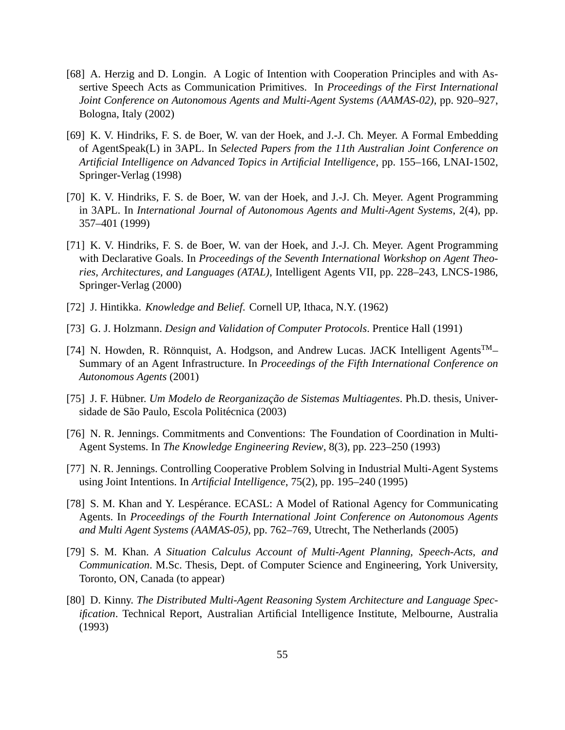[68] A. Herzig and D. Longin. A Logic of Intention with Cooperation Principles and with Assertive Speech Acts as Communication Primitives. In *Proceedings of the First International Joint Conference on Autonomous Agents and Multi-Agent Systems (AAMAS-02)*, pp. 920–927, Bologna, Italy (2002)

[69] K. V. Hindriks, F. S. de Boer, W. van der Hoek, and J.-J. Ch. Meyer. A Formal Embedding of AgentSpeak(L) in 3APL. In *Selected Papers from the 11th Australian Joint Conference on Artificial Intelligence on Advanced Topics in Artificial Intelligence*, pp. 155–166, LNAI-1502, Springer-Verlag (1998)

[70] K. V. Hindriks, F. S. de Boer, W. van der Hoek, and J.-J. Ch. Meyer. Agent Programming in 3APL. In *International Journal of Autonomous Agents and Multi-Agent Systems*, 2(4), pp. 357–401 (1999)

[71] K. V. Hindriks, F. S. de Boer, W. van der Hoek, and J.-J. Ch. Meyer. Agent Programming with Declarative Goals. In *Proceedings of the Seventh International Workshop on Agent Theories, Architectures, and Languages (ATAL)*, Intelligent Agents VII, pp. 228–243, LNCS-1986, Springer-Verlag (2000)

[72] J. Hintikka. *Knowledge and Belief*. Cornell UP, Ithaca, N.Y. (1962)

[73] G. J. Holzmann. *Design and Validation of Computer Protocols*. Prentice Hall (1991)

[74] N. Howden, R. Rönnquist, A. Hodgson, and Andrew Lucas. JACK Intelligent Agents™– Summary of an Agent Infrastructure. In *Proceedings of the Fifth International Conference on Autonomous Agents* (2001)

[75] J. F. Hübner. *Um Modelo de Reorganização de Sistemas Multiagentes*. Ph.D. thesis, Universidade de São Paulo, Escola Politécnica (2003)

[76] N. R. Jennings. Commitments and Conventions: The Foundation of Coordination in Multi-Agent Systems. In *The Knowledge Engineering Review*, 8(3), pp. 223–250 (1993)

[77] N. R. Jennings. Controlling Cooperative Problem Solving in Industrial Multi-Agent Systems using Joint Intentions. In *Artificial Intelligence*, 75(2), pp. 195–240 (1995)

[78] S. M. Khan and Y. Lespérance. ECASL: A Model of Rational Agency for Communicating Agents. In *Proceedings of the Fourth International Joint Conference on Autonomous Agents and Multi Agent Systems (AAMAS-05)*, pp. 762–769, Utrecht, The Netherlands (2005)

[79] S. M. Khan. *A Situation Calculus Account of Multi-Agent Planning, Speech-Acts, and Communication*. M.Sc. Thesis, Dept. of Computer Science and Engineering, York University, Toronto, ON, Canada (to appear)

[80] D. Kinny. *The Distributed Multi-Agent Reasoning System Architecture and Language Specification*. Technical Report, Australian Artificial Intelligence Institute, Melbourne, Australia (1993)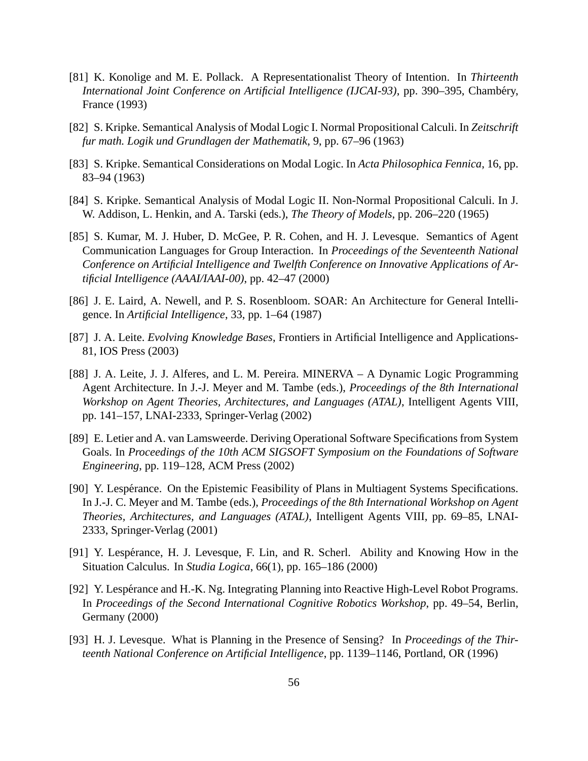[81] K. Konolige and M. E. Pollack. A Representationalist Theory of Intention. In *Thirteenth International Joint Conference on Artificial Intelligence (IJCAI-93)*, pp. 390–395, Chambéry, France (1993)

[82] S. Kripke. Semantical Analysis of Modal Logic I. Normal Propositional Calculi. In *Zeitschrift fur math. Logik und Grundlagen der Mathematik*, 9, pp. 67–96 (1963)

[83] S. Kripke. Semantical Considerations on Modal Logic. In *Acta Philosophica Fennica*, 16, pp. 83–94 (1963)

[84] S. Kripke. Semantical Analysis of Modal Logic II. Non-Normal Propositional Calculi. In J. W. Addison, L. Henkin, and A. Tarski (eds.), *The Theory of Models*, pp. 206–220 (1965)

[85] S. Kumar, M. J. Huber, D. McGee, P. R. Cohen, and H. J. Levesque. Semantics of Agent Communication Languages for Group Interaction. In *Proceedings of the Seventeenth National Conference on Artificial Intelligence and Twelfth Conference on Innovative Applications of Artificial Intelligence (AAAI/IAAI-00)*, pp. 42–47 (2000)

[86] J. E. Laird, A. Newell, and P. S. Rosenbloom. SOAR: An Architecture for General Intelligence. In *Artificial Intelligence*, 33, pp. 1–64 (1987)

[87] J. A. Leite. *Evolving Knowledge Bases*, Frontiers in Artificial Intelligence and Applications-81, IOS Press (2003)

[88] J. A. Leite, J. J. Alferes, and L. M. Pereira. MINERVA – A Dynamic Logic Programming Agent Architecture. In J.-J. Meyer and M. Tambe (eds.), *Proceedings of the 8th International Workshop on Agent Theories, Architectures, and Languages (ATAL)*, Intelligent Agents VIII, pp. 141–157, LNAI-2333, Springer-Verlag (2002)

[89] E. Letier and A. van Lamsweerde. Deriving Operational Software Specifications from System Goals. In *Proceedings of the 10th ACM SIGSOFT Symposium on the Foundations of Software Engineering*, pp. 119–128, ACM Press (2002)

[90] Y. Lespérance. On the Epistemic Feasibility of Plans in Multiagent Systems Specifications. In J.-J. C. Meyer and M. Tambe (eds.), *Proceedings of the 8th International Workshop on Agent Theories, Architectures, and Languages (ATAL)*, Intelligent Agents VIII, pp. 69–85, LNAI-2333, Springer-Verlag (2001)

[91] Y. Lespérance, H. J. Levesque, F. Lin, and R. Scherl. Ability and Knowing How in the Situation Calculus. In *Studia Logica*, 66(1), pp. 165–186 (2000)

[92] Y. Lespérance and H.-K. Ng. Integrating Planning into Reactive High-Level Robot Programs. In *Proceedings of the Second International Cognitive Robotics Workshop*, pp. 49–54, Berlin, Germany (2000)

[93] H. J. Levesque. What is Planning in the Presence of Sensing? In *Proceedings of the Thirteenth National Conference on Artificial Intelligence*, pp. 1139–1146, Portland, OR (1996)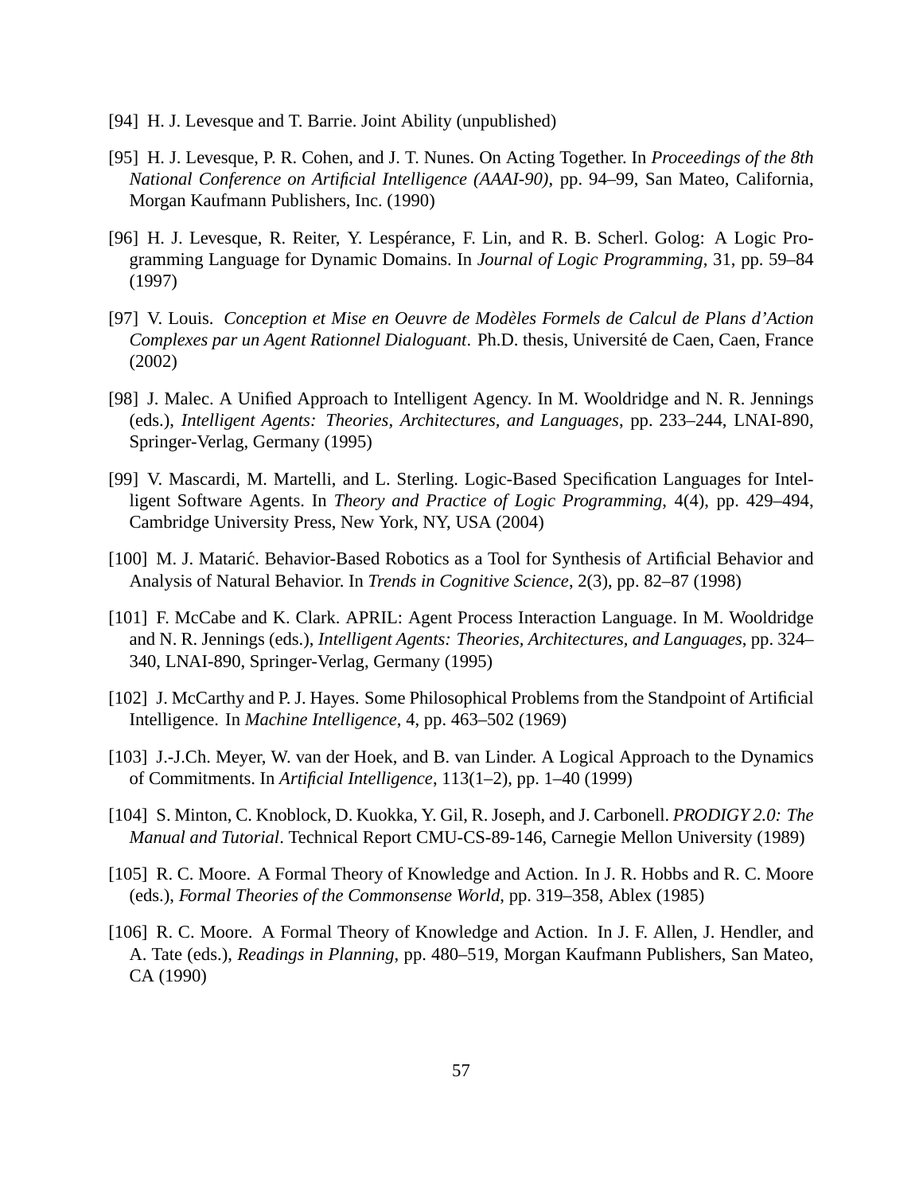[94] H. J. Levesque and T. Barrie. Joint Ability (unpublished)

[95] H. J. Levesque, P. R. Cohen, and J. T. Nunes. On Acting Together. In *Proceedings of the 8th National Conference on Artificial Intelligence (AAAI-90)*, pp. 94–99, San Mateo, California, Morgan Kaufmann Publishers, Inc. (1990)

[96] H. J. Levesque, R. Reiter, Y. Lespérance, F. Lin, and R. B. Scherl. Golog: A Logic Programming Language for Dynamic Domains. In *Journal of Logic Programming*, 31, pp. 59–84 (1997)

[97] V. Louis. *Conception et Mise en Oeuvre de Modèles Formels de Calcul de Plans d'Action Complexes par un Agent Rationnel Dialoguant*. Ph.D. thesis, Université de Caen, Caen, France (2002)

[98] J. Malec. A Unified Approach to Intelligent Agency. In M. Wooldridge and N. R. Jennings (eds.), *Intelligent Agents: Theories, Architectures, and Languages*, pp. 233–244, LNAI-890, Springer-Verlag, Germany (1995)

[99] V. Mascardi, M. Martelli, and L. Sterling. Logic-Based Specification Languages for Intelligent Software Agents. In *Theory and Practice of Logic Programming*, 4(4), pp. 429–494, Cambridge University Press, New York, NY, USA (2004)

[100] M. J. Matarić. Behavior-Based Robotics as a Tool for Synthesis of Artificial Behavior and Analysis of Natural Behavior. In *Trends in Cognitive Science*, 2(3), pp. 82–87 (1998)

[101] F. McCabe and K. Clark. APRIL: Agent Process Interaction Language. In M. Wooldridge and N. R. Jennings (eds.), *Intelligent Agents: Theories, Architectures, and Languages*, pp. 324–340, LNAI-890, Springer-Verlag, Germany (1995)

[102] J. McCarthy and P. J. Hayes. Some Philosophical Problems from the Standpoint of Artificial Intelligence. In *Machine Intelligence*, 4, pp. 463–502 (1969)

[103] J.-J.Ch. Meyer, W. van der Hoek, and B. van Linder. A Logical Approach to the Dynamics of Commitments. In *Artificial Intelligence*, 113(1–2), pp. 1–40 (1999)

[104] S. Minton, C. Knoblock, D. Kuokka, Y. Gil, R. Joseph, and J. Carbonell. *PRODIGY 2.0: The Manual and Tutorial*. Technical Report CMU-CS-89-146, Carnegie Mellon University (1989)

[105] R. C. Moore. A Formal Theory of Knowledge and Action. In J. R. Hobbs and R. C. Moore (eds.), *Formal Theories of the Commonsense World*, pp. 319–358, Ablex (1985)

[106] R. C. Moore. A Formal Theory of Knowledge and Action. In J. F. Allen, J. Hendler, and A. Tate (eds.), *Readings in Planning*, pp. 480–519, Morgan Kaufmann Publishers, San Mateo, CA (1990)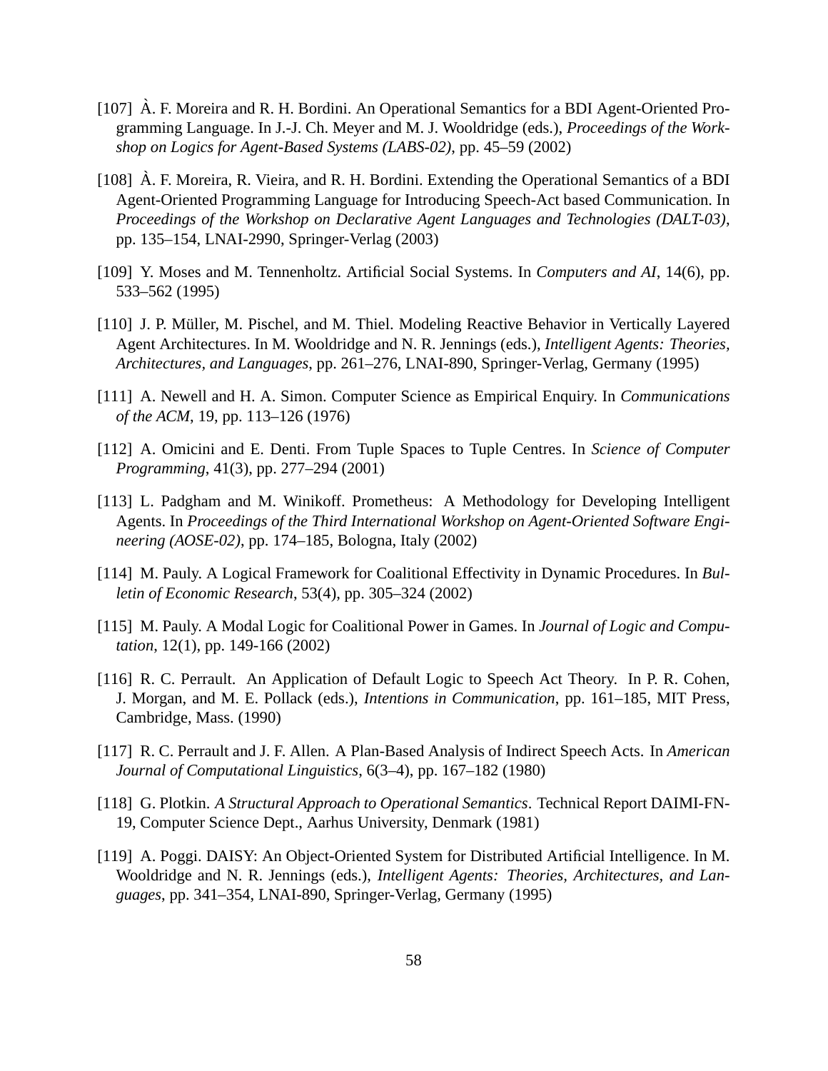[107] À. F. Moreira and R. H. Bordini. An Operational Semantics for a BDI Agent-Oriented Programming Language. In J.-J. Ch. Meyer and M. J. Wooldridge (eds.), *Proceedings of the Workshop on Logics for Agent-Based Systems (LABS-02)*, pp. 45–59 (2002)

[108] À. F. Moreira, R. Vieira, and R. H. Bordini. Extending the Operational Semantics of a BDI Agent-Oriented Programming Language for Introducing Speech-Act based Communication. In *Proceedings of the Workshop on Declarative Agent Languages and Technologies (DALT-03)*, pp. 135–154, LNAI-2990, Springer-Verlag (2003)

[109] Y. Moses and M. Tennenholtz. Artificial Social Systems. In *Computers and AI*, 14(6), pp. 533–562 (1995)

[110] J. P. Müller, M. Pischel, and M. Thiel. Modeling Reactive Behavior in Vertically Layered Agent Architectures. In M. Wooldridge and N. R. Jennings (eds.), *Intelligent Agents: Theories, Architectures, and Languages*, pp. 261–276, LNAI-890, Springer-Verlag, Germany (1995)

[111] A. Newell and H. A. Simon. Computer Science as Empirical Enquiry. In *Communications of the ACM*, 19, pp. 113–126 (1976)

[112] A. Omicini and E. Denti. From Tuple Spaces to Tuple Centres. In *Science of Computer Programming*, 41(3), pp. 277–294 (2001)

[113] L. Padgham and M. Winikoff. Prometheus: A Methodology for Developing Intelligent Agents. In *Proceedings of the Third International Workshop on Agent-Oriented Software Engineering (AOSE-02)*, pp. 174–185, Bologna, Italy (2002)

[114] M. Pauly. A Logical Framework for Coalitional Effectivity in Dynamic Procedures. In *Bulletin of Economic Research*, 53(4), pp. 305–324 (2002)

[115] M. Pauly. A Modal Logic for Coalitional Power in Games. In *Journal of Logic and Computation*, 12(1), pp. 149-166 (2002)

[116] R. C. Perrault. An Application of Default Logic to Speech Act Theory. In P. R. Cohen, J. Morgan, and M. E. Pollack (eds.), *Intentions in Communication*, pp. 161–185, MIT Press, Cambridge, Mass. (1990)

[117] R. C. Perrault and J. F. Allen. A Plan-Based Analysis of Indirect Speech Acts. In *American Journal of Computational Linguistics*, 6(3–4), pp. 167–182 (1980)

[118] G. Plotkin. *A Structural Approach to Operational Semantics*. Technical Report DAIMI-FN-19, Computer Science Dept., Aarhus University, Denmark (1981)

[119] A. Poggi. DAISY: An Object-Oriented System for Distributed Artificial Intelligence. In M. Wooldridge and N. R. Jennings (eds.), *Intelligent Agents: Theories, Architectures, and Languages*, pp. 341–354, LNAI-890, Springer-Verlag, Germany (1995)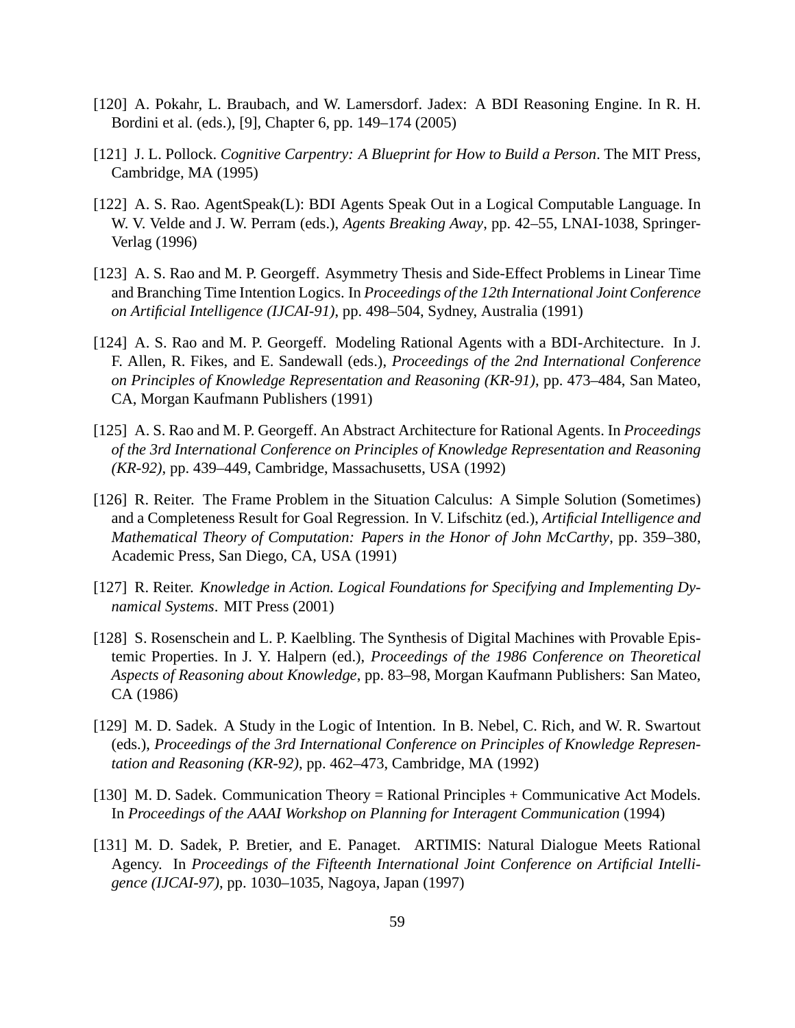[120] A. Pokahr, L. Braubach, and W. Lamersdorf. Jadex: A BDI Reasoning Engine. In R. H. Bordini et al. (eds.), [9], Chapter 6, pp. 149–174 (2005)

[121] J. L. Pollock. *Cognitive Carpentry: A Blueprint for How to Build a Person*. The MIT Press, Cambridge, MA (1995)

[122] A. S. Rao. AgentSpeak(L): BDI Agents Speak Out in a Logical Computable Language. In W. V. Velde and J. W. Perram (eds.), *Agents Breaking Away*, pp. 42–55, LNAI-1038, Springer-Verlag (1996)

[123] A. S. Rao and M. P. Georgeff. Asymmetry Thesis and Side-Effect Problems in Linear Time and Branching Time Intention Logics. In *Proceedings of the 12th International Joint Conference on Artificial Intelligence (IJCAI-91)*, pp. 498–504, Sydney, Australia (1991)

[124] A. S. Rao and M. P. Georgeff. Modeling Rational Agents with a BDI-Architecture. In J. F. Allen, R. Fikes, and E. Sandewall (eds.), *Proceedings of the 2nd International Conference on Principles of Knowledge Representation and Reasoning (KR-91)*, pp. 473–484, San Mateo, CA, Morgan Kaufmann Publishers (1991)

[125] A. S. Rao and M. P. Georgeff. An Abstract Architecture for Rational Agents. In *Proceedings of the 3rd International Conference on Principles of Knowledge Representation and Reasoning (KR-92)*, pp. 439–449, Cambridge, Massachusetts, USA (1992)

[126] R. Reiter. The Frame Problem in the Situation Calculus: A Simple Solution (Sometimes) and a Completeness Result for Goal Regression. In V. Lifschitz (ed.), *Artificial Intelligence and Mathematical Theory of Computation: Papers in the Honor of John McCarthy*, pp. 359–380, Academic Press, San Diego, CA, USA (1991)

[127] R. Reiter. *Knowledge in Action. Logical Foundations for Specifying and Implementing Dynamical Systems*. MIT Press (2001)

[128] S. Rosenschein and L. P. Kaelbling. The Synthesis of Digital Machines with Provable Epistemic Properties. In J. Y. Halpern (ed.), *Proceedings of the 1986 Conference on Theoretical Aspects of Reasoning about Knowledge*, pp. 83–98, Morgan Kaufmann Publishers: San Mateo, CA (1986)

[129] M. D. Sadek. A Study in the Logic of Intention. In B. Nebel, C. Rich, and W. R. Swartout (eds.), *Proceedings of the 3rd International Conference on Principles of Knowledge Representation and Reasoning (KR-92)*, pp. 462–473, Cambridge, MA (1992)

[130] M. D. Sadek. Communication Theory = Rational Principles + Communicative Act Models. In *Proceedings of the AAAI Workshop on Planning for Interagent Communication* (1994)

[131] M. D. Sadek, P. Bretier, and E. Panaget. ARTIMIS: Natural Dialogue Meets Rational Agency. In *Proceedings of the Fifteenth International Joint Conference on Artificial Intelligence (IJCAI-97)*, pp. 1030–1035, Nagoya, Japan (1997)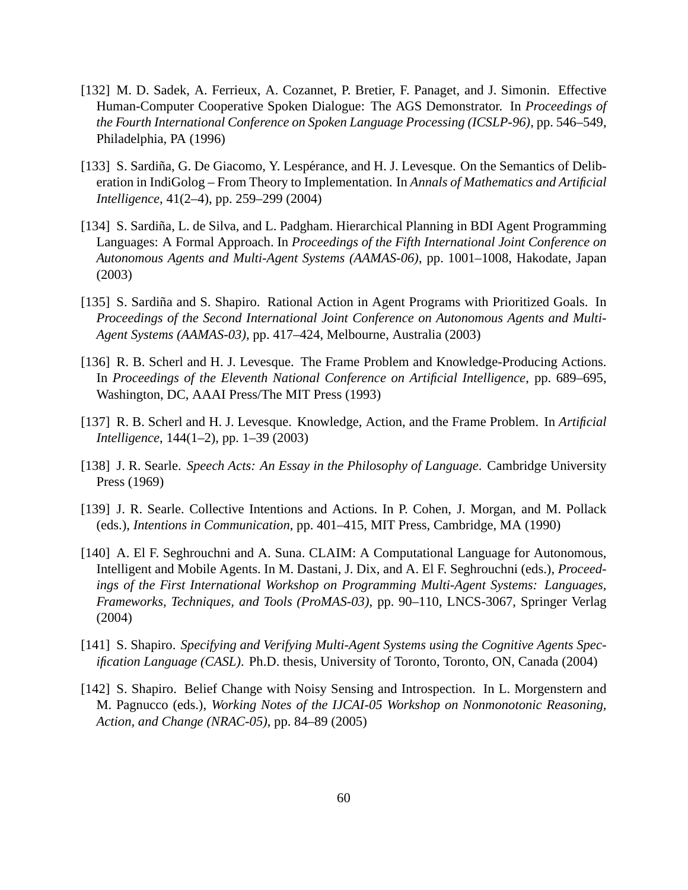[132] M. D. Sadek, A. Ferrieux, A. Cozannet, P. Bretier, F. Panaget, and J. Simonin. Effective Human-Computer Cooperative Spoken Dialogue: The AGS Demonstrator. In *Proceedings of the Fourth International Conference on Spoken Language Processing (ICSLP-96)*, pp. 546–549, Philadelphia, PA (1996)

[133] S. Sardiña, G. De Giacomo, Y. Lespérance, and H. J. Levesque. On the Semantics of Deliberation in IndiGolog – From Theory to Implementation. In *Annals of Mathematics and Artificial Intelligence*, 41(2–4), pp. 259–299 (2004)

[134] S. Sardiña, L. de Silva, and L. Padgham. Hierarchical Planning in BDI Agent Programming Languages: A Formal Approach. In *Proceedings of the Fifth International Joint Conference on Autonomous Agents and Multi-Agent Systems (AAMAS-06)*, pp. 1001–1008, Hakodate, Japan (2003)

[135] S. Sardiña and S. Shapiro. Rational Action in Agent Programs with Prioritized Goals. In *Proceedings of the Second International Joint Conference on Autonomous Agents and Multi-Agent Systems (AAMAS-03)*, pp. 417–424, Melbourne, Australia (2003)

[136] R. B. Scherl and H. J. Levesque. The Frame Problem and Knowledge-Producing Actions. In *Proceedings of the Eleventh National Conference on Artificial Intelligence*, pp. 689–695, Washington, DC, AAAI Press/The MIT Press (1993)

[137] R. B. Scherl and H. J. Levesque. Knowledge, Action, and the Frame Problem. In *Artificial Intelligence*, 144(1–2), pp. 1–39 (2003)

[138] J. R. Searle. *Speech Acts: An Essay in the Philosophy of Language*. Cambridge University Press (1969)

[139] J. R. Searle. Collective Intentions and Actions. In P. Cohen, J. Morgan, and M. Pollack (eds.), *Intentions in Communication*, pp. 401–415, MIT Press, Cambridge, MA (1990)

[140] A. El F. Seghrouchni and A. Suna. CLAIM: A Computational Language for Autonomous, Intelligent and Mobile Agents. In M. Dastani, J. Dix, and A. El F. Seghrouchni (eds.), *Proceedings of the First International Workshop on Programming Multi-Agent Systems: Languages, Frameworks, Techniques, and Tools (ProMAS-03)*, pp. 90–110, LNCS-3067, Springer Verlag (2004)

[141] S. Shapiro. *Specifying and Verifying Multi-Agent Systems using the Cognitive Agents Specification Language (CASL)*. Ph.D. thesis, University of Toronto, Toronto, ON, Canada (2004)

[142] S. Shapiro. Belief Change with Noisy Sensing and Introspection. In L. Morgenstern and M. Pagnucco (eds.), *Working Notes of the IJCAI-05 Workshop on Nonmonotonic Reasoning, Action, and Change (NRAC-05)*, pp. 84–89 (2005)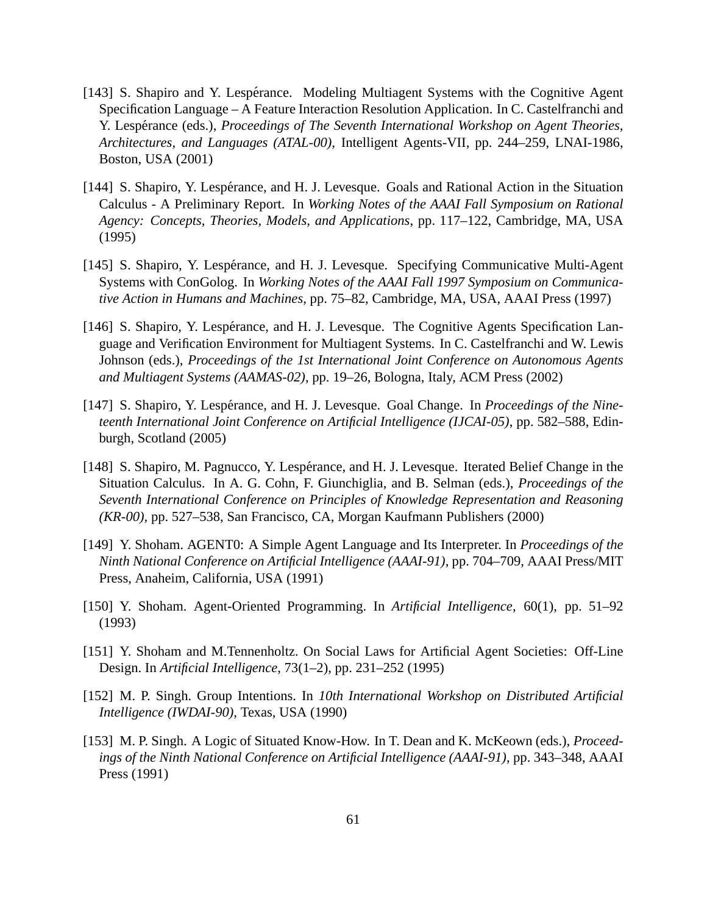[143] S. Shapiro and Y. Lespérance. Modeling Multiagent Systems with the Cognitive Agent Specification Language – A Feature Interaction Resolution Application. In C. Castelfranchi and Y. Lespérance (eds.), *Proceedings of The Seventh International Workshop on Agent Theories, Architectures, and Languages (ATAL-00)*, Intelligent Agents-VII, pp. 244–259, LNAI-1986, Boston, USA (2001)

[144] S. Shapiro, Y. Lespérance, and H. J. Levesque. Goals and Rational Action in the Situation Calculus - A Preliminary Report. In *Working Notes of the AAAI Fall Symposium on Rational Agency: Concepts, Theories, Models, and Applications*, pp. 117–122, Cambridge, MA, USA (1995)

[145] S. Shapiro, Y. Lespérance, and H. J. Levesque. Specifying Communicative Multi-Agent Systems with ConGolog. In *Working Notes of the AAAI Fall 1997 Symposium on Communicative Action in Humans and Machines*, pp. 75–82, Cambridge, MA, USA, AAAI Press (1997)

[146] S. Shapiro, Y. Lespérance, and H. J. Levesque. The Cognitive Agents Specification Language and Verification Environment for Multiagent Systems. In C. Castelfranchi and W. Lewis Johnson (eds.), *Proceedings of the 1st International Joint Conference on Autonomous Agents and Multiagent Systems (AAMAS-02)*, pp. 19–26, Bologna, Italy, ACM Press (2002)

[147] S. Shapiro, Y. Lespérance, and H. J. Levesque. Goal Change. In *Proceedings of the Nineteenth International Joint Conference on Artificial Intelligence (IJCAI-05)*, pp. 582–588, Edinburgh, Scotland (2005)

[148] S. Shapiro, M. Pagnucco, Y. Lespérance, and H. J. Levesque. Iterated Belief Change in the Situation Calculus. In A. G. Cohn, F. Giunchiglia, and B. Selman (eds.), *Proceedings of the Seventh International Conference on Principles of Knowledge Representation and Reasoning (KR-00)*, pp. 527–538, San Francisco, CA, Morgan Kaufmann Publishers (2000)

[149] Y. Shoham. AGENT0: A Simple Agent Language and Its Interpreter. In *Proceedings of the Ninth National Conference on Artificial Intelligence (AAAI-91)*, pp. 704–709, AAAI Press/MIT Press, Anaheim, California, USA (1991)

[150] Y. Shoham. Agent-Oriented Programming. In *Artificial Intelligence*, 60(1), pp. 51–92 (1993)

[151] Y. Shoham and M.Tennenholtz. On Social Laws for Artificial Agent Societies: Off-Line Design. In *Artificial Intelligence*, 73(1–2), pp. 231–252 (1995)

[152] M. P. Singh. Group Intentions. In *10th International Workshop on Distributed Artificial Intelligence (IWDAI-90)*, Texas, USA (1990)

[153] M. P. Singh. A Logic of Situated Know-How. In T. Dean and K. McKeown (eds.), *Proceedings of the Ninth National Conference on Artificial Intelligence (AAAI-91)*, pp. 343–348, AAAI Press (1991)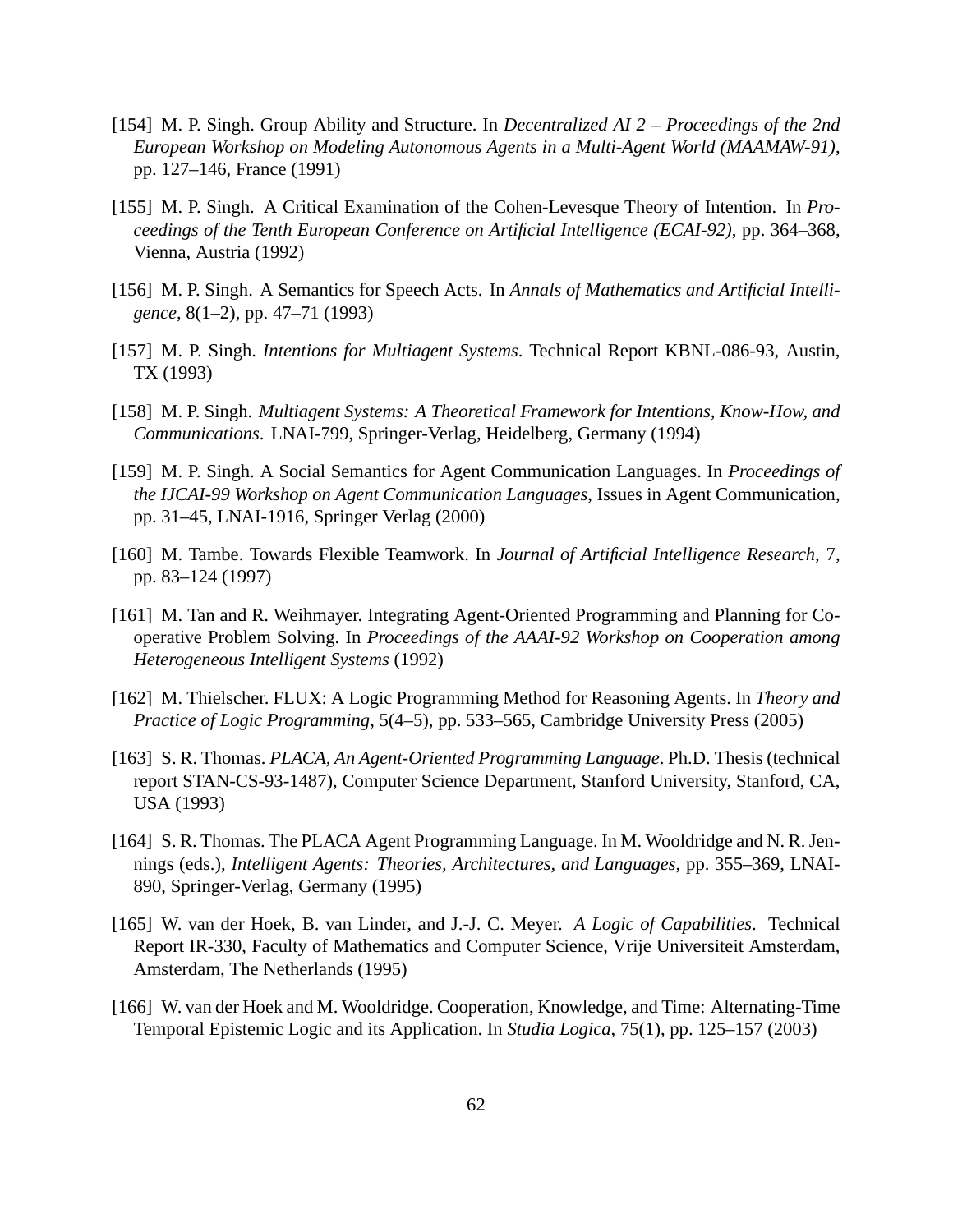[154] M. P. Singh. Group Ability and Structure. In *Decentralized AI 2 – Proceedings of the 2nd European Workshop on Modeling Autonomous Agents in a Multi-Agent World (MAAMAW-91)*, pp. 127–146, France (1991)

[155] M. P. Singh. A Critical Examination of the Cohen-Levesque Theory of Intention. In *Proceedings of the Tenth European Conference on Artificial Intelligence (ECAI-92)*, pp. 364–368, Vienna, Austria (1992)

[156] M. P. Singh. A Semantics for Speech Acts. In *Annals of Mathematics and Artificial Intelligence*, 8(1–2), pp. 47–71 (1993)

[157] M. P. Singh. *Intentions for Multiagent Systems*. Technical Report KBNL-086-93, Austin, TX (1993)

[158] M. P. Singh. *Multiagent Systems: A Theoretical Framework for Intentions, Know-How, and Communications*. LNAI-799, Springer-Verlag, Heidelberg, Germany (1994)

[159] M. P. Singh. A Social Semantics for Agent Communication Languages. In *Proceedings of the IJCAI-99 Workshop on Agent Communication Languages*, Issues in Agent Communication, pp. 31–45, LNAI-1916, Springer Verlag (2000)

[160] M. Tambe. Towards Flexible Teamwork. In *Journal of Artificial Intelligence Research*, 7, pp. 83–124 (1997)

[161] M. Tan and R. Weihmayer. Integrating Agent-Oriented Programming and Planning for Cooperative Problem Solving. In *Proceedings of the AAAI-92 Workshop on Cooperation among Heterogeneous Intelligent Systems* (1992)

[162] M. Thielscher. FLUX: A Logic Programming Method for Reasoning Agents. In *Theory and Practice of Logic Programming*, 5(4–5), pp. 533–565, Cambridge University Press (2005)

[163] S. R. Thomas. *PLACA, An Agent-Oriented Programming Language*. Ph.D. Thesis (technical report STAN-CS-93-1487), Computer Science Department, Stanford University, Stanford, CA, USA (1993)

[164] S. R. Thomas. The PLACA Agent Programming Language. In M. Wooldridge and N. R. Jennings (eds.), *Intelligent Agents: Theories, Architectures, and Languages*, pp. 355–369, LNAI-890, Springer-Verlag, Germany (1995)

[165] W. van der Hoek, B. van Linder, and J.-J. C. Meyer. *A Logic of Capabilities*. Technical Report IR-330, Faculty of Mathematics and Computer Science, Vrije Universiteit Amsterdam, Amsterdam, The Netherlands (1995)

[166] W. van der Hoek and M. Wooldridge. Cooperation, Knowledge, and Time: Alternating-Time Temporal Epistemic Logic and its Application. In *Studia Logica*, 75(1), pp. 125–157 (2003)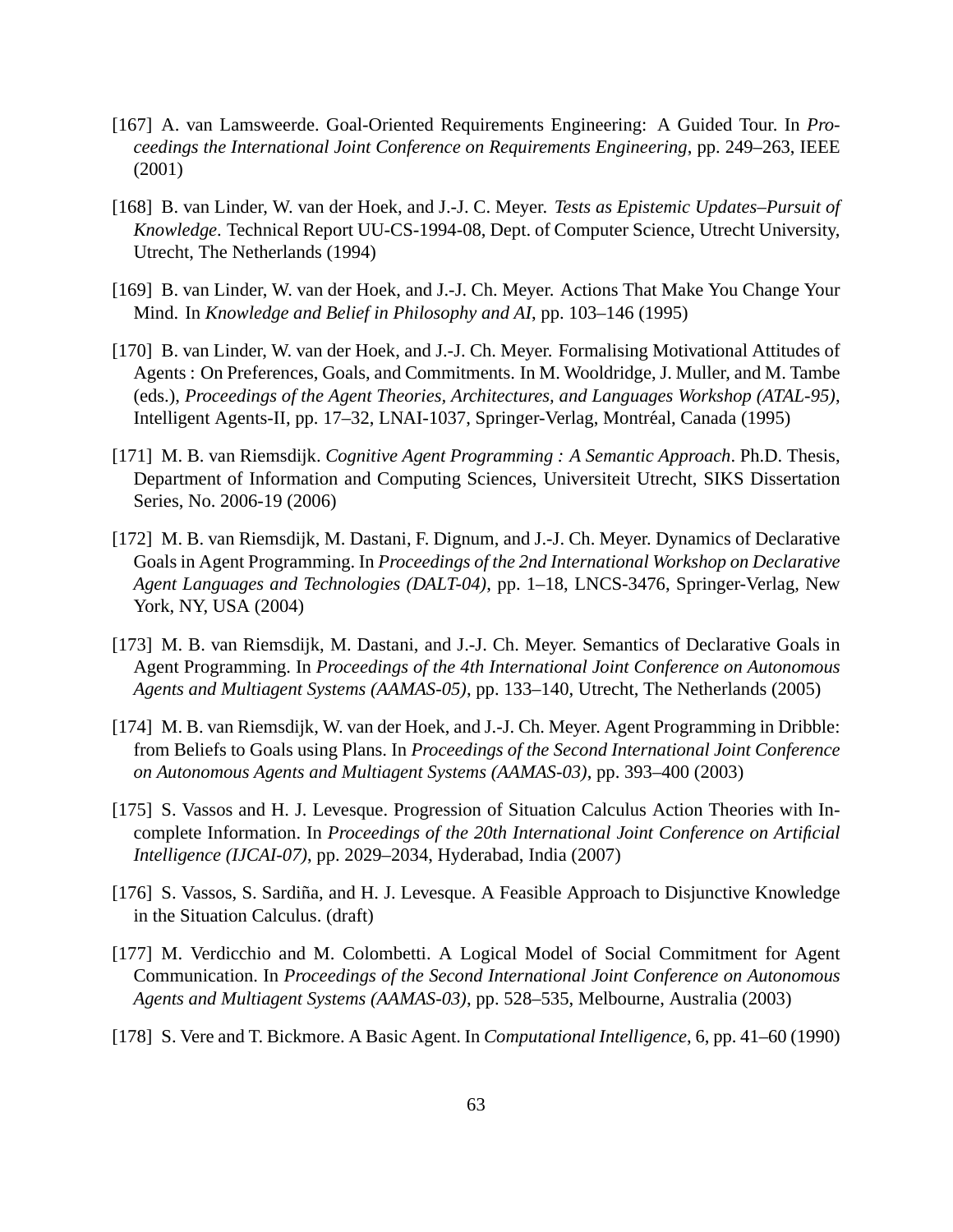[167] A. van Lamsweerde. Goal-Oriented Requirements Engineering: A Guided Tour. In *Proceedings the International Joint Conference on Requirements Engineering*, pp. 249–263, IEEE (2001)

[168] B. van Linder, W. van der Hoek, and J.-J. C. Meyer. *Tests as Epistemic Updates–Pursuit of Knowledge*. Technical Report UU-CS-1994-08, Dept. of Computer Science, Utrecht University, Utrecht, The Netherlands (1994)

[169] B. van Linder, W. van der Hoek, and J.-J. Ch. Meyer. Actions That Make You Change Your Mind. In *Knowledge and Belief in Philosophy and AI*, pp. 103–146 (1995)

[170] B. van Linder, W. van der Hoek, and J.-J. Ch. Meyer. Formalising Motivational Attitudes of Agents : On Preferences, Goals, and Commitments. In M. Wooldridge, J. Muller, and M. Tambe (eds.), *Proceedings of the Agent Theories, Architectures, and Languages Workshop (ATAL-95)*, Intelligent Agents-II, pp. 17–32, LNAI-1037, Springer-Verlag, Montréal, Canada (1995)

[171] M. B. van Riemsdijk. *Cognitive Agent Programming : A Semantic Approach*. Ph.D. Thesis, Department of Information and Computing Sciences, Universiteit Utrecht, SIKS Dissertation Series, No. 2006-19 (2006)

[172] M. B. van Riemsdijk, M. Dastani, F. Dignum, and J.-J. Ch. Meyer. Dynamics of Declarative Goals in Agent Programming. In *Proceedings of the 2nd International Workshop on Declarative Agent Languages and Technologies (DALT-04)*, pp. 1–18, LNCS-3476, Springer-Verlag, New York, NY, USA (2004)

[173] M. B. van Riemsdijk, M. Dastani, and J.-J. Ch. Meyer. Semantics of Declarative Goals in Agent Programming. In *Proceedings of the 4th International Joint Conference on Autonomous Agents and Multiagent Systems (AAMAS-05)*, pp. 133–140, Utrecht, The Netherlands (2005)

[174] M. B. van Riemsdijk, W. van der Hoek, and J.-J. Ch. Meyer. Agent Programming in Dribble: from Beliefs to Goals using Plans. In *Proceedings of the Second International Joint Conference on Autonomous Agents and Multiagent Systems (AAMAS-03)*, pp. 393–400 (2003)

[175] S. Vassos and H. J. Levesque. Progression of Situation Calculus Action Theories with Incomplete Information. In *Proceedings of the 20th International Joint Conference on Artificial Intelligence (IJCAI-07)*, pp. 2029–2034, Hyderabad, India (2007)

[176] S. Vassos, S. Sardiña, and H. J. Levesque. A Feasible Approach to Disjunctive Knowledge in the Situation Calculus. (draft)

[177] M. Verdicchio and M. Colombetti. A Logical Model of Social Commitment for Agent Communication. In *Proceedings of the Second International Joint Conference on Autonomous Agents and Multiagent Systems (AAMAS-03)*, pp. 528–535, Melbourne, Australia (2003)

[178] S. Vere and T. Bickmore. A Basic Agent. In *Computational Intelligence*, 6, pp. 41–60 (1990)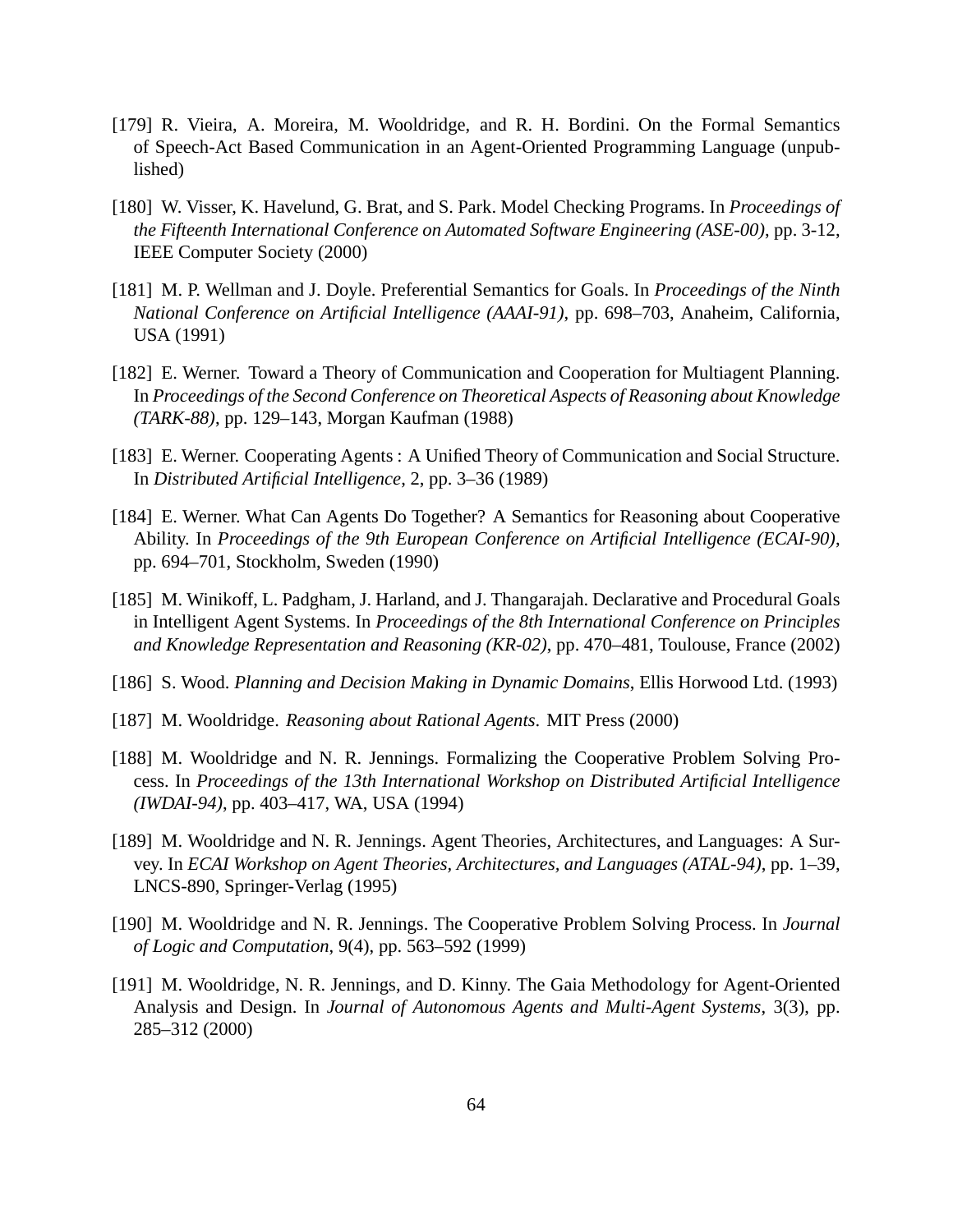[179] R. Vieira, A. Moreira, M. Wooldridge, and R. H. Bordini. On the Formal Semantics of Speech-Act Based Communication in an Agent-Oriented Programming Language (unpublished)

[180] W. Visser, K. Havelund, G. Brat, and S. Park. Model Checking Programs. In *Proceedings of the Fifteenth International Conference on Automated Software Engineering (ASE-00)*, pp. 3-12, IEEE Computer Society (2000)

[181] M. P. Wellman and J. Doyle. Preferential Semantics for Goals. In *Proceedings of the Ninth National Conference on Artificial Intelligence (AAAI-91)*, pp. 698–703, Anaheim, California, USA (1991)

[182] E. Werner. Toward a Theory of Communication and Cooperation for Multiagent Planning. In *Proceedings of the Second Conference on Theoretical Aspects of Reasoning about Knowledge (TARK-88)*, pp. 129–143, Morgan Kaufman (1988)

[183] E. Werner. Cooperating Agents : A Unified Theory of Communication and Social Structure. In *Distributed Artificial Intelligence*, 2, pp. 3–36 (1989)

[184] E. Werner. What Can Agents Do Together? A Semantics for Reasoning about Cooperative Ability. In *Proceedings of the 9th European Conference on Artificial Intelligence (ECAI-90)*, pp. 694–701, Stockholm, Sweden (1990)

[185] M. Winikoff, L. Padgham, J. Harland, and J. Thangarajah. Declarative and Procedural Goals in Intelligent Agent Systems. In *Proceedings of the 8th International Conference on Principles and Knowledge Representation and Reasoning (KR-02)*, pp. 470–481, Toulouse, France (2002)

[186] S. Wood. *Planning and Decision Making in Dynamic Domains*, Ellis Horwood Ltd. (1993)

[187] M. Wooldridge. *Reasoning about Rational Agents*. MIT Press (2000)

[188] M. Wooldridge and N. R. Jennings. Formalizing the Cooperative Problem Solving Process. In *Proceedings of the 13th International Workshop on Distributed Artificial Intelligence (IWDAI-94)*, pp. 403–417, WA, USA (1994)

[189] M. Wooldridge and N. R. Jennings. Agent Theories, Architectures, and Languages: A Survey. In *ECAI Workshop on Agent Theories, Architectures, and Languages (ATAL-94)*, pp. 1–39, LNCS-890, Springer-Verlag (1995)

[190] M. Wooldridge and N. R. Jennings. The Cooperative Problem Solving Process. In *Journal of Logic and Computation*, 9(4), pp. 563–592 (1999)

[191] M. Wooldridge, N. R. Jennings, and D. Kinny. The Gaia Methodology for Agent-Oriented Analysis and Design. In *Journal of Autonomous Agents and Multi-Agent Systems*, 3(3), pp. 285–312 (2000)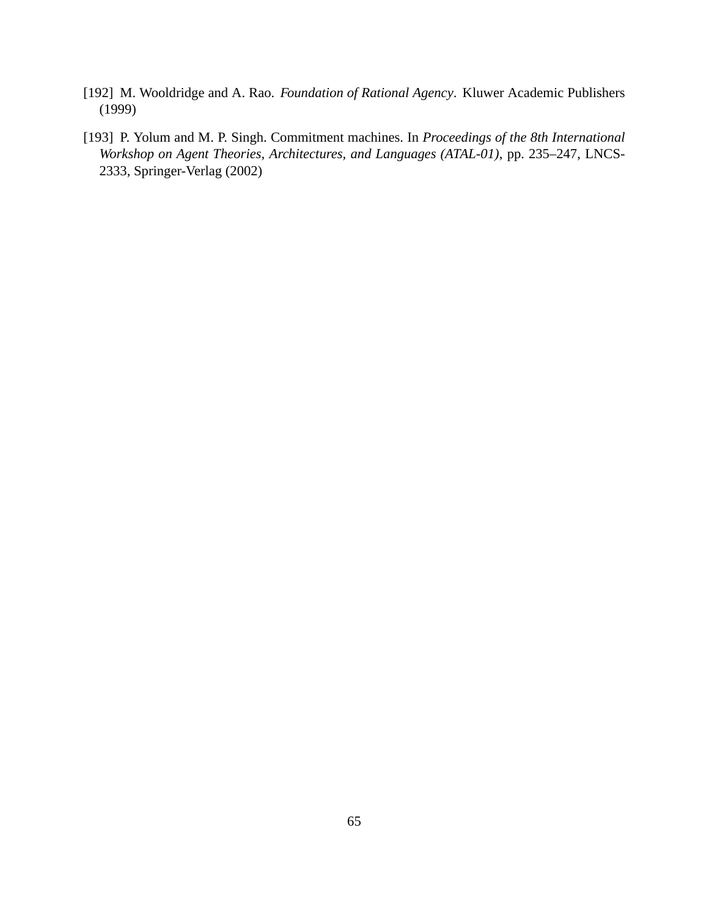[192] M. Wooldridge and A. Rao. *Foundation of Rational Agency*. Kluwer Academic Publishers (1999)

[193] P. Yolum and M. P. Singh. Commitment machines. In *Proceedings of the 8th International Workshop on Agent Theories, Architectures, and Languages (ATAL-01)*, pp. 235–247, LNCS-2333, Springer-Verlag (2002)